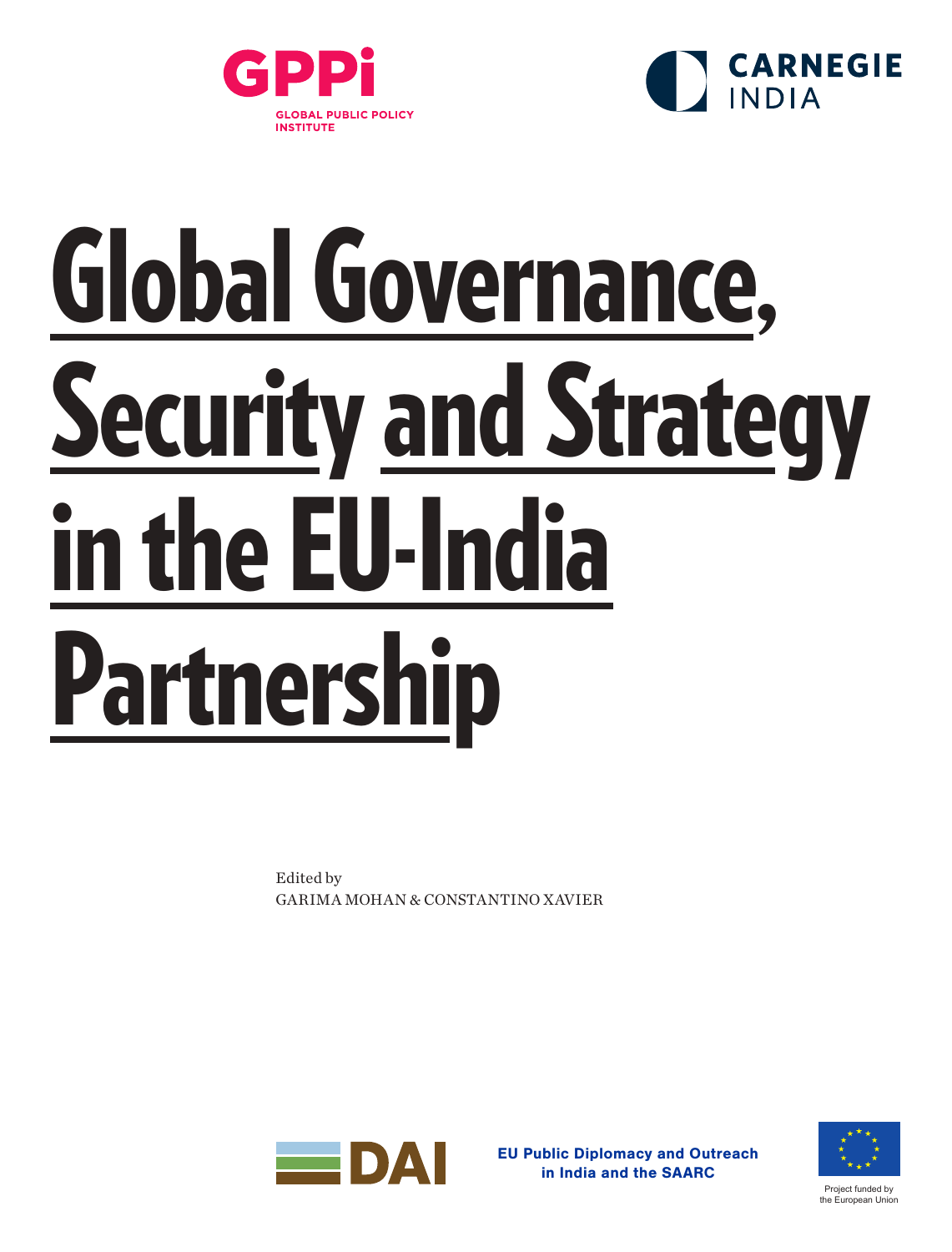GPPi
GLOBAL PUBLIC POLICY INSTITUTE

CARNEGIE INDIA

# Global Governance, Security and Strategy in the EU-India Partnership

Edited by
GARIMA MOHAN & CONSTANTINO XAVIER

DAI

EU Public Diplomacy and Outreach in India and the SAARC

Project funded by the European Union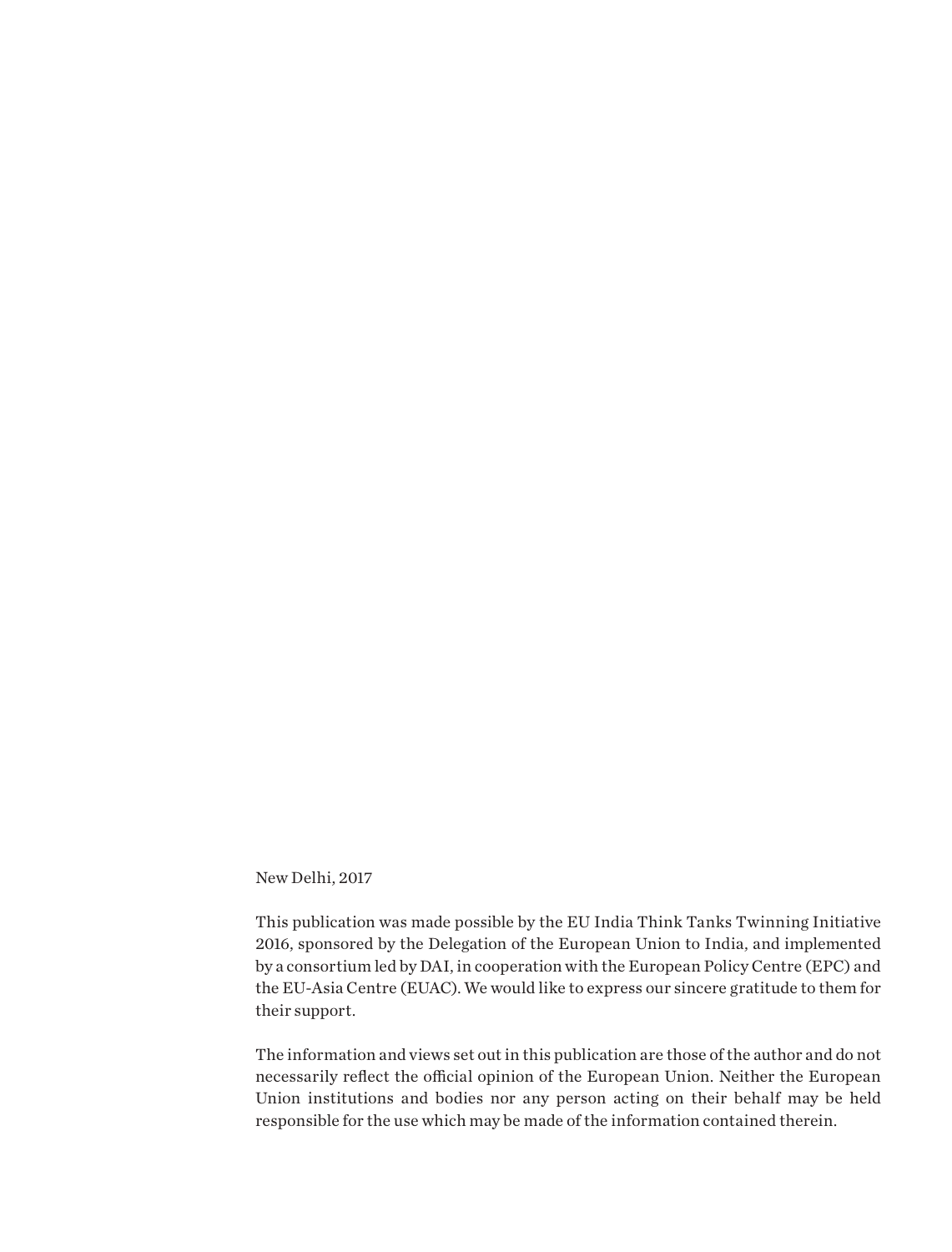New Delhi, 2017

This publication was made possible by the EU India Think Tanks Twinning Initiative 2016, sponsored by the Delegation of the European Union to India, and implemented by a consortium led by DAI, in cooperation with the European Policy Centre (EPC) and the EU-Asia Centre (EUAC). We would like to express our sincere gratitude to them for their support.

The information and views set out in this publication are those of the author and do not necessarily reflect the official opinion of the European Union. Neither the European Union institutions and bodies nor any person acting on their behalf may be held responsible for the use which may be made of the information contained therein.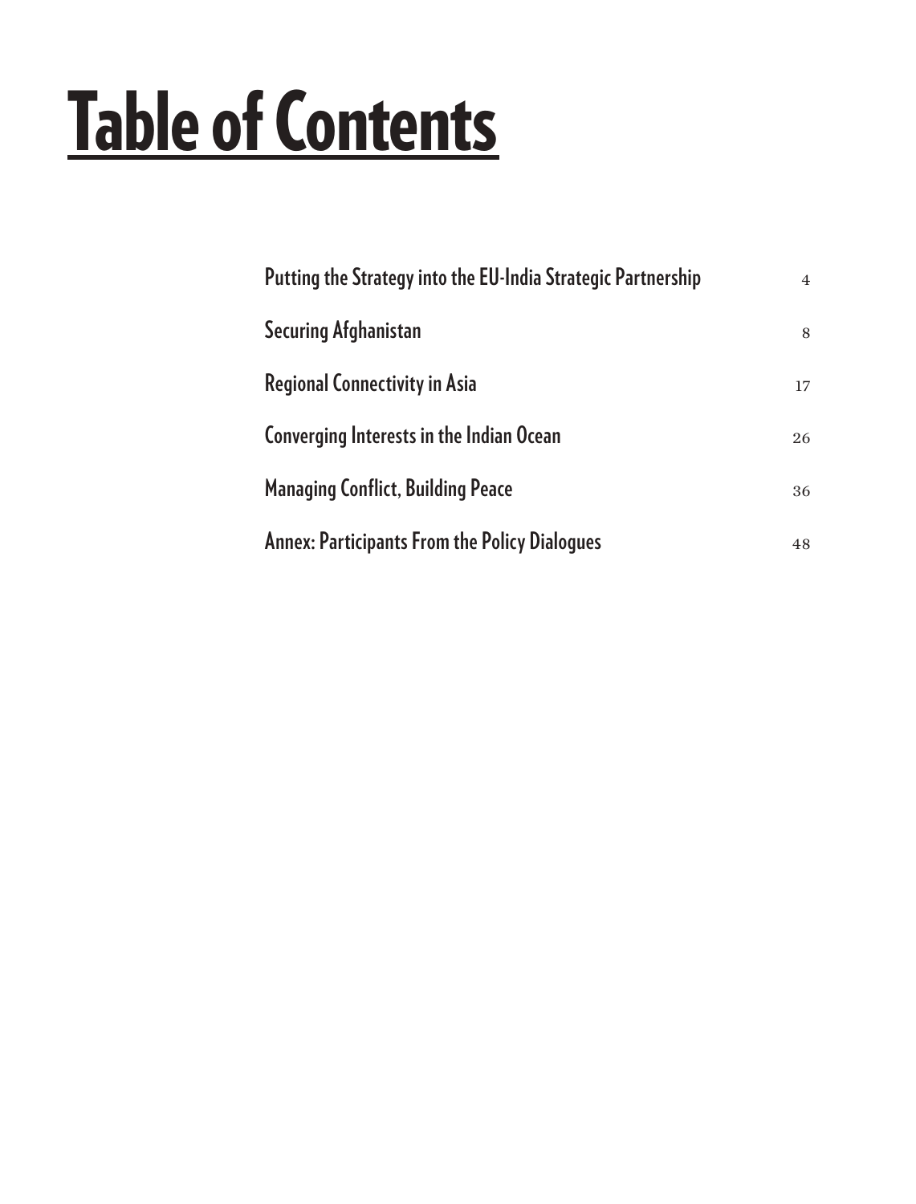# Table of Contents

| | |
|---|---|
| Putting the Strategy into the EU-India Strategic Partnership | 4 |
| Securing Afghanistan | 8 |
| Regional Connectivity in Asia | 17 |
| Converging Interests in the Indian Ocean | 26 |
| Managing Conflict, Building Peace | 36 |
| Annex: Participants From the Policy Dialogues | 48 |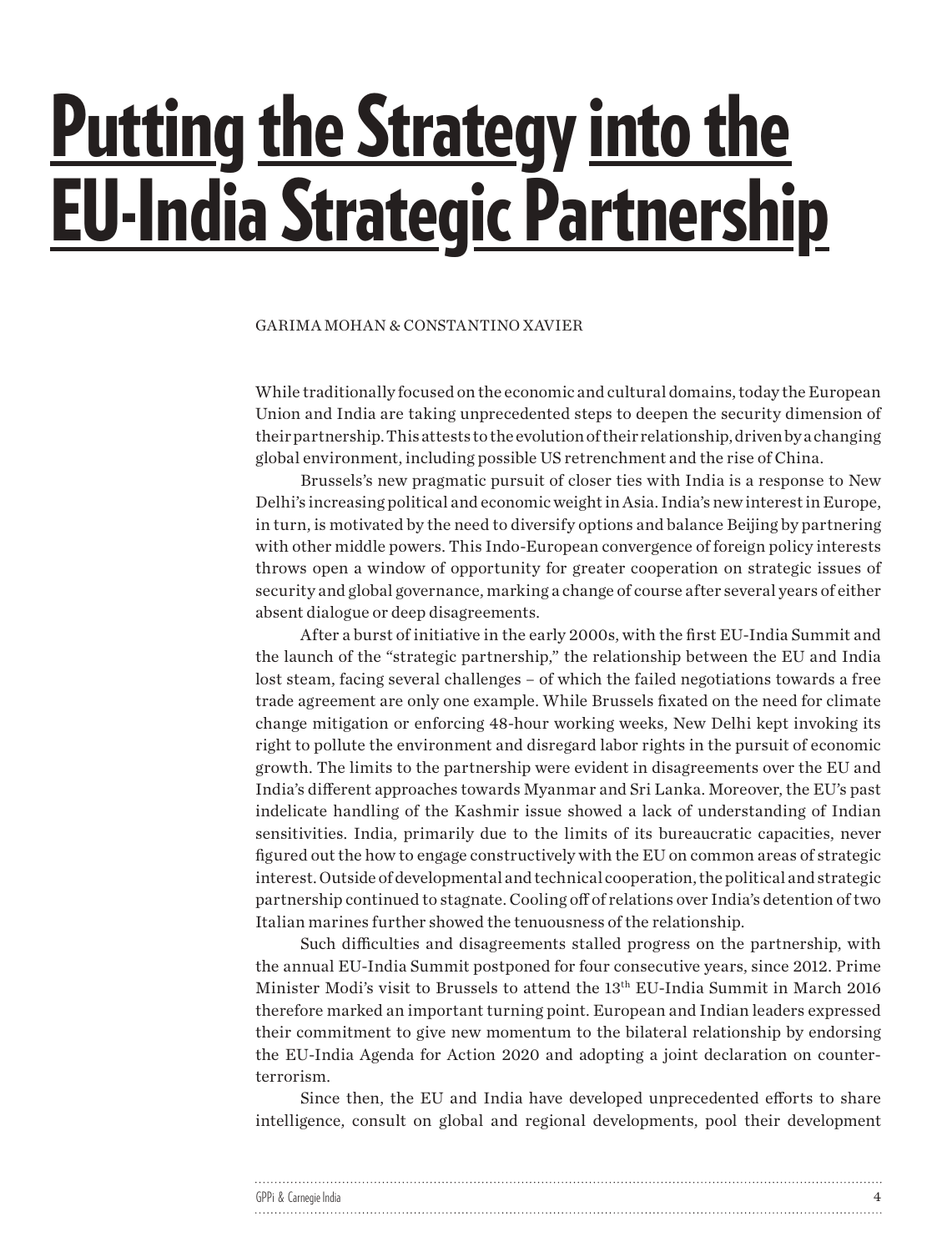# Putting the Strategy into the EU-India Strategic Partnership

GARIMA MOHAN & CONSTANTINO XAVIER

While traditionally focused on the economic and cultural domains, today the European Union and India are taking unprecedented steps to deepen the security dimension of their partnership. This attests to the evolution of their relationship, driven by a changing global environment, including possible US retrenchment and the rise of China.

Brussels's new pragmatic pursuit of closer ties with India is a response to New Delhi's increasing political and economic weight in Asia. India's new interest in Europe, in turn, is motivated by the need to diversify options and balance Beijing by partnering with other middle powers. This Indo-European convergence of foreign policy interests throws open a window of opportunity for greater cooperation on strategic issues of security and global governance, marking a change of course after several years of either absent dialogue or deep disagreements.

After a burst of initiative in the early 2000s, with the first EU-India Summit and the launch of the "strategic partnership," the relationship between the EU and India lost steam, facing several challenges – of which the failed negotiations towards a free trade agreement are only one example. While Brussels fixated on the need for climate change mitigation or enforcing 48-hour working weeks, New Delhi kept invoking its right to pollute the environment and disregard labor rights in the pursuit of economic growth. The limits to the partnership were evident in disagreements over the EU and India's different approaches towards Myanmar and Sri Lanka. Moreover, the EU's past indelicate handling of the Kashmir issue showed a lack of understanding of Indian sensitivities. India, primarily due to the limits of its bureaucratic capacities, never figured out the how to engage constructively with the EU on common areas of strategic interest. Outside of developmental and technical cooperation, the political and strategic partnership continued to stagnate. Cooling off of relations over India's detention of two Italian marines further showed the tenuousness of the relationship.

Such difficulties and disagreements stalled progress on the partnership, with the annual EU-India Summit postponed for four consecutive years, since 2012. Prime Minister Modi's visit to Brussels to attend the 13th EU-India Summit in March 2016 therefore marked an important turning point. European and Indian leaders expressed their commitment to give new momentum to the bilateral relationship by endorsing the EU-India Agenda for Action 2020 and adopting a joint declaration on counter-terrorism.

Since then, the EU and India have developed unprecedented efforts to share intelligence, consult on global and regional developments, pool their development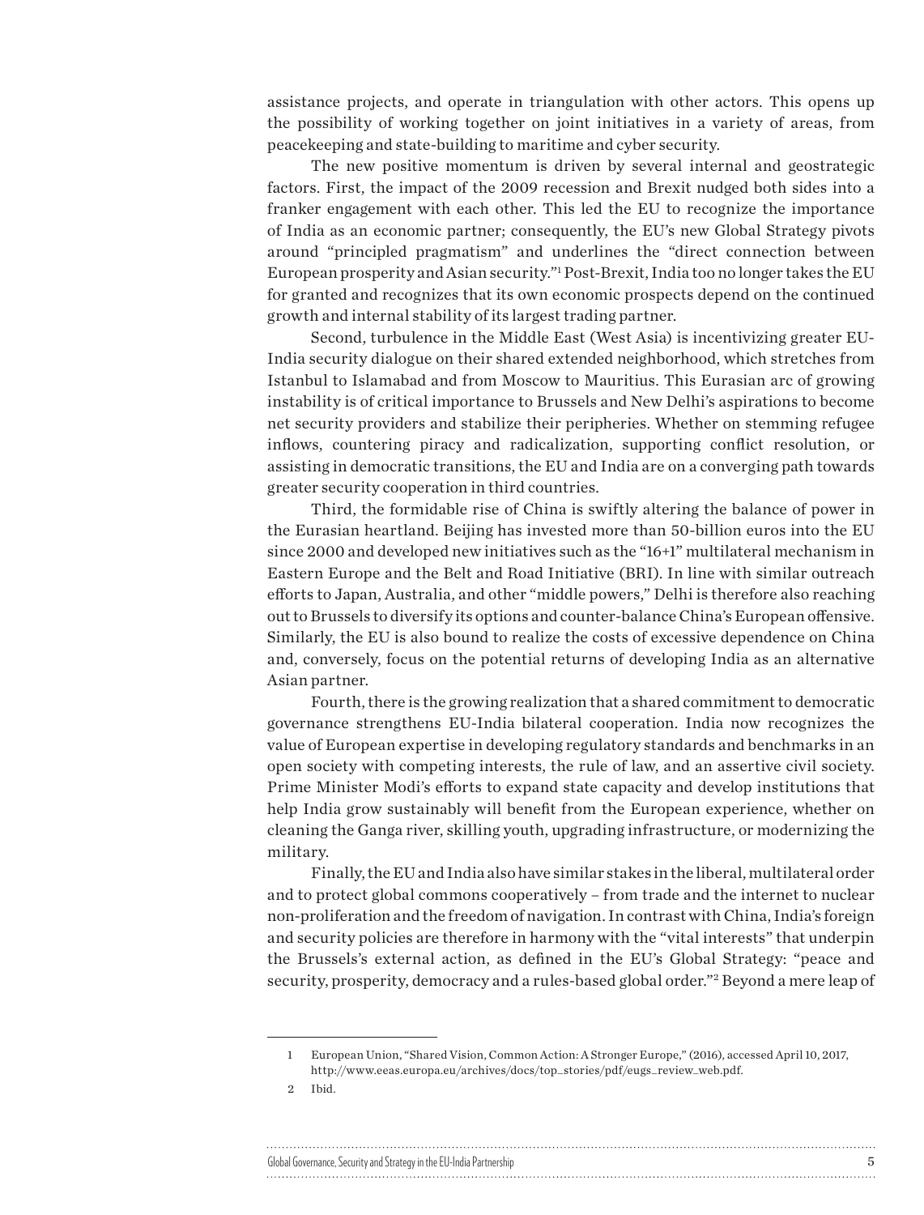assistance projects, and operate in triangulation with other actors. This opens up the possibility of working together on joint initiatives in a variety of areas, from peacekeeping and state-building to maritime and cyber security.

The new positive momentum is driven by several internal and geostrategic factors. First, the impact of the 2009 recession and Brexit nudged both sides into a franker engagement with each other. This led the EU to recognize the importance of India as an economic partner; consequently, the EU's new Global Strategy pivots around "principled pragmatism" and underlines the "direct connection between European prosperity and Asian security."[1] Post-Brexit, India too no longer takes the EU for granted and recognizes that its own economic prospects depend on the continued growth and internal stability of its largest trading partner.

Second, turbulence in the Middle East (West Asia) is incentivizing greater EU-India security dialogue on their shared extended neighborhood, which stretches from Istanbul to Islamabad and from Moscow to Mauritius. This Eurasian arc of growing instability is of critical importance to Brussels and New Delhi's aspirations to become net security providers and stabilize their peripheries. Whether on stemming refugee inflows, countering piracy and radicalization, supporting conflict resolution, or assisting in democratic transitions, the EU and India are on a converging path towards greater security cooperation in third countries.

Third, the formidable rise of China is swiftly altering the balance of power in the Eurasian heartland. Beijing has invested more than 50-billion euros into the EU since 2000 and developed new initiatives such as the "16+1" multilateral mechanism in Eastern Europe and the Belt and Road Initiative (BRI). In line with similar outreach efforts to Japan, Australia, and other "middle powers," Delhi is therefore also reaching out to Brussels to diversify its options and counter-balance China's European offensive. Similarly, the EU is also bound to realize the costs of excessive dependence on China and, conversely, focus on the potential returns of developing India as an alternative Asian partner.

Fourth, there is the growing realization that a shared commitment to democratic governance strengthens EU-India bilateral cooperation. India now recognizes the value of European expertise in developing regulatory standards and benchmarks in an open society with competing interests, the rule of law, and an assertive civil society. Prime Minister Modi's efforts to expand state capacity and develop institutions that help India grow sustainably will benefit from the European experience, whether on cleaning the Ganga river, skilling youth, upgrading infrastructure, or modernizing the military.

Finally, the EU and India also have similar stakes in the liberal, multilateral order and to protect global commons cooperatively – from trade and the internet to nuclear non-proliferation and the freedom of navigation. In contrast with China, India's foreign and security policies are therefore in harmony with the "vital interests" that underpin the Brussels's external action, as defined in the EU's Global Strategy: "peace and security, prosperity, democracy and a rules-based global order."[2] Beyond a mere leap of

---

1 European Union, "Shared Vision, Common Action: A Stronger Europe," (2016), accessed April 10, 2017, http://www.eeas.europa.eu/archives/docs/top_stories/pdf/eugs_review_web.pdf.

2 Ibid.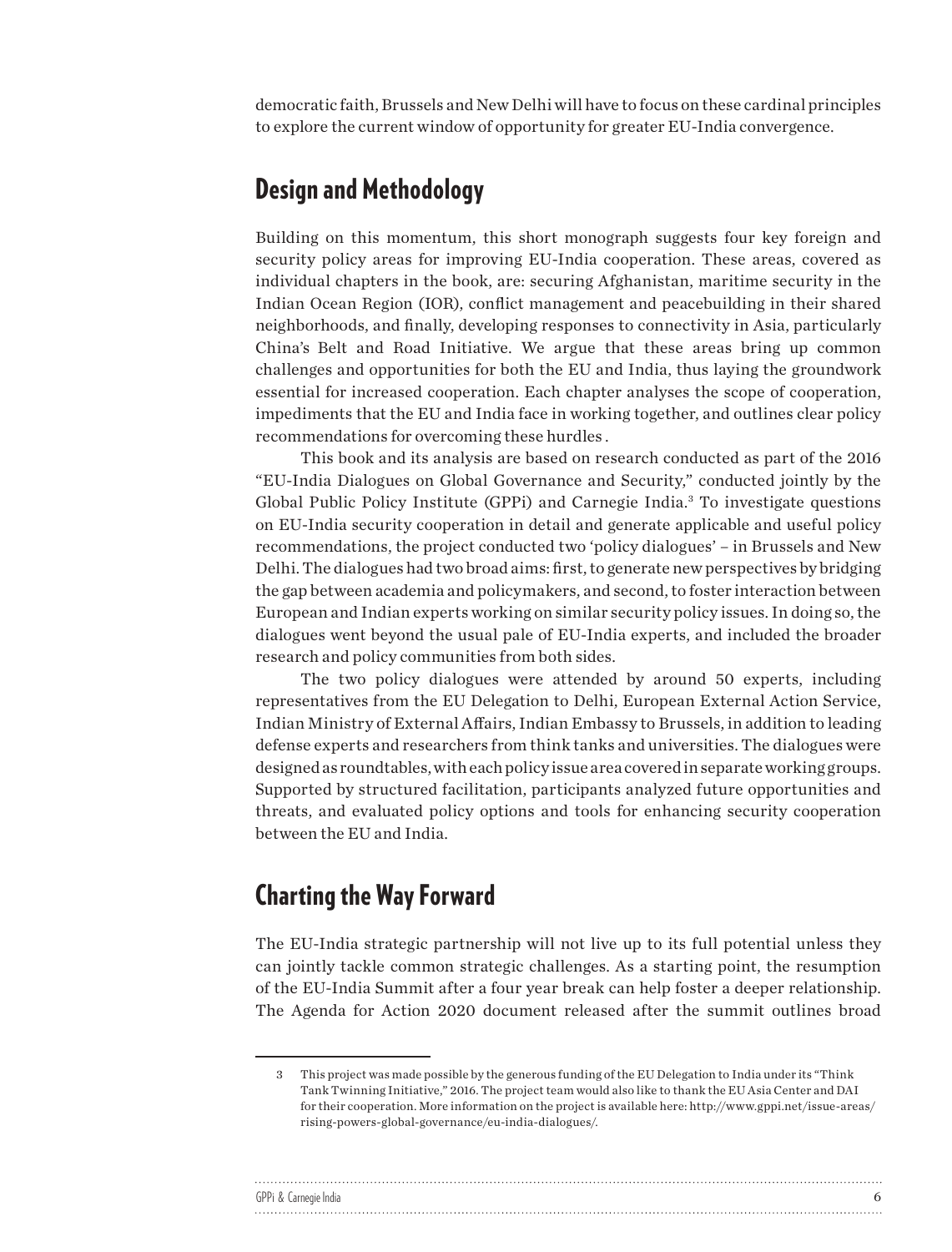democratic faith, Brussels and New Delhi will have to focus on these cardinal principles to explore the current window of opportunity for greater EU-India convergence.

## Design and Methodology

Building on this momentum, this short monograph suggests four key foreign and security policy areas for improving EU-India cooperation. These areas, covered as individual chapters in the book, are: securing Afghanistan, maritime security in the Indian Ocean Region (IOR), conflict management and peacebuilding in their shared neighborhoods, and finally, developing responses to connectivity in Asia, particularly China's Belt and Road Initiative. We argue that these areas bring up common challenges and opportunities for both the EU and India, thus laying the groundwork essential for increased cooperation. Each chapter analyses the scope of cooperation, impediments that the EU and India face in working together, and outlines clear policy recommendations for overcoming these hurdles .

This book and its analysis are based on research conducted as part of the 2016 "EU-India Dialogues on Global Governance and Security," conducted jointly by the Global Public Policy Institute (GPPi) and Carnegie India.[3] To investigate questions on EU-India security cooperation in detail and generate applicable and useful policy recommendations, the project conducted two 'policy dialogues' – in Brussels and New Delhi. The dialogues had two broad aims: first, to generate new perspectives by bridging the gap between academia and policymakers, and second, to foster interaction between European and Indian experts working on similar security policy issues. In doing so, the dialogues went beyond the usual pale of EU-India experts, and included the broader research and policy communities from both sides.

The two policy dialogues were attended by around 50 experts, including representatives from the EU Delegation to Delhi, European External Action Service, Indian Ministry of External Affairs, Indian Embassy to Brussels, in addition to leading defense experts and researchers from think tanks and universities. The dialogues were designed as roundtables, with each policy issue area covered in separate working groups. Supported by structured facilitation, participants analyzed future opportunities and threats, and evaluated policy options and tools for enhancing security cooperation between the EU and India.

## Charting the Way Forward

The EU-India strategic partnership will not live up to its full potential unless they can jointly tackle common strategic challenges. As a starting point, the resumption of the EU-India Summit after a four year break can help foster a deeper relationship. The Agenda for Action 2020 document released after the summit outlines broad

---

3 This project was made possible by the generous funding of the EU Delegation to India under its "Think Tank Twinning Initiative," 2016. The project team would also like to thank the EU Asia Center and DAI for their cooperation. More information on the project is available here: http://www.gppi.net/issue-areas/rising-powers-global-governance/eu-india-dialogues/.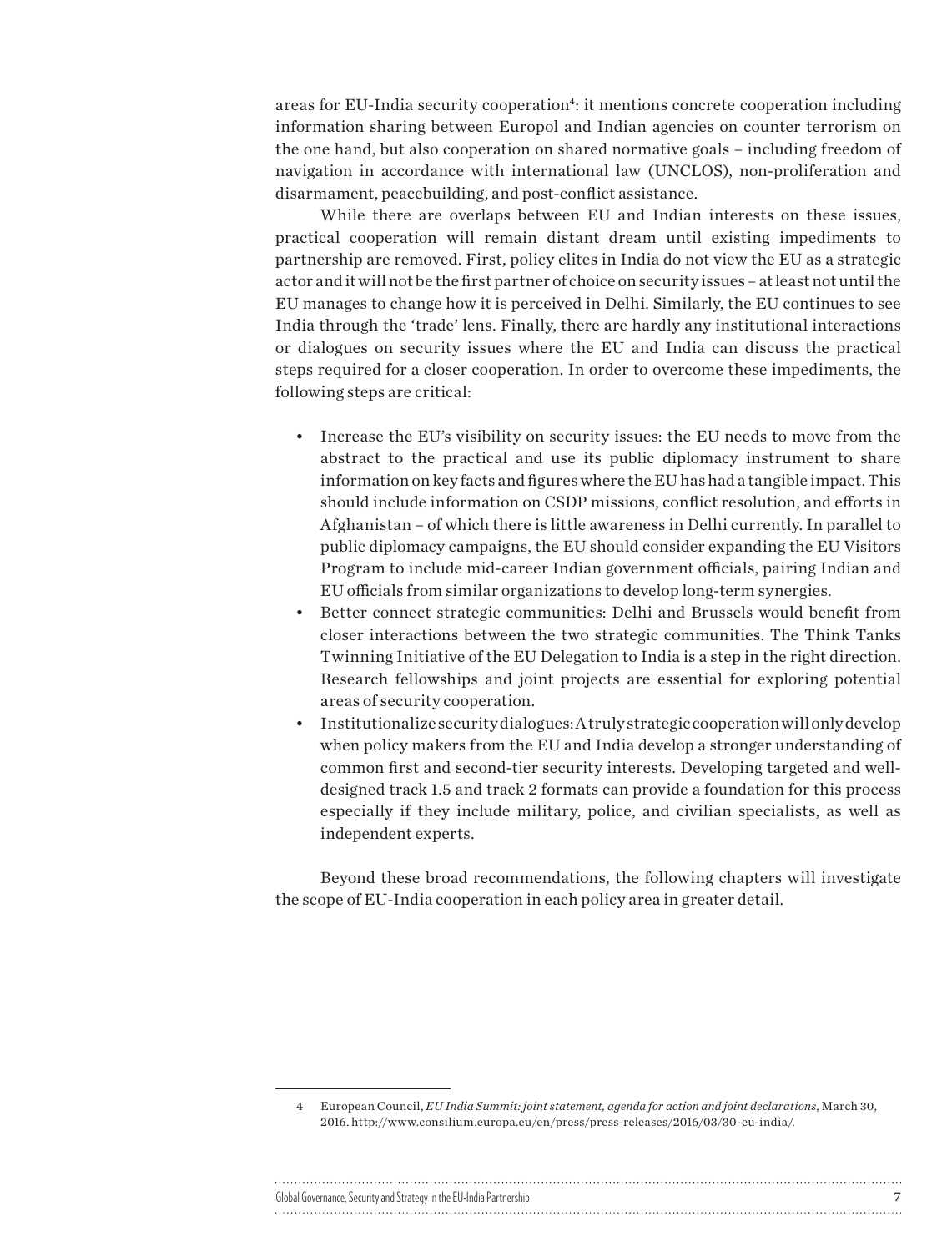areas for EU-India security cooperation[4]: it mentions concrete cooperation including information sharing between Europol and Indian agencies on counter terrorism on the one hand, but also cooperation on shared normative goals – including freedom of navigation in accordance with international law (UNCLOS), non-proliferation and disarmament, peacebuilding, and post-conflict assistance.

While there are overlaps between EU and Indian interests on these issues, practical cooperation will remain distant dream until existing impediments to partnership are removed. First, policy elites in India do not view the EU as a strategic actor and it will not be the first partner of choice on security issues – at least not until the EU manages to change how it is perceived in Delhi. Similarly, the EU continues to see India through the 'trade' lens. Finally, there are hardly any institutional interactions or dialogues on security issues where the EU and India can discuss the practical steps required for a closer cooperation. In order to overcome these impediments, the following steps are critical:

- Increase the EU's visibility on security issues: the EU needs to move from the abstract to the practical and use its public diplomacy instrument to share information on key facts and figures where the EU has had a tangible impact. This should include information on CSDP missions, conflict resolution, and efforts in Afghanistan – of which there is little awareness in Delhi currently. In parallel to public diplomacy campaigns, the EU should consider expanding the EU Visitors Program to include mid-career Indian government officials, pairing Indian and EU officials from similar organizations to develop long-term synergies.
- Better connect strategic communities: Delhi and Brussels would benefit from closer interactions between the two strategic communities. The Think Tanks Twinning Initiative of the EU Delegation to India is a step in the right direction. Research fellowships and joint projects are essential for exploring potential areas of security cooperation.
- Institutionalize security dialogues: A truly strategic cooperation will only develop when policy makers from the EU and India develop a stronger understanding of common first and second-tier security interests. Developing targeted and well-designed track 1.5 and track 2 formats can provide a foundation for this process especially if they include military, police, and civilian specialists, as well as independent experts.

Beyond these broad recommendations, the following chapters will investigate the scope of EU-India cooperation in each policy area in greater detail.

---

4 European Council, *EU India Summit: joint statement, agenda for action and joint declarations*, March 30, 2016. http://www.consilium.europa.eu/en/press/press-releases/2016/03/30-eu-india/.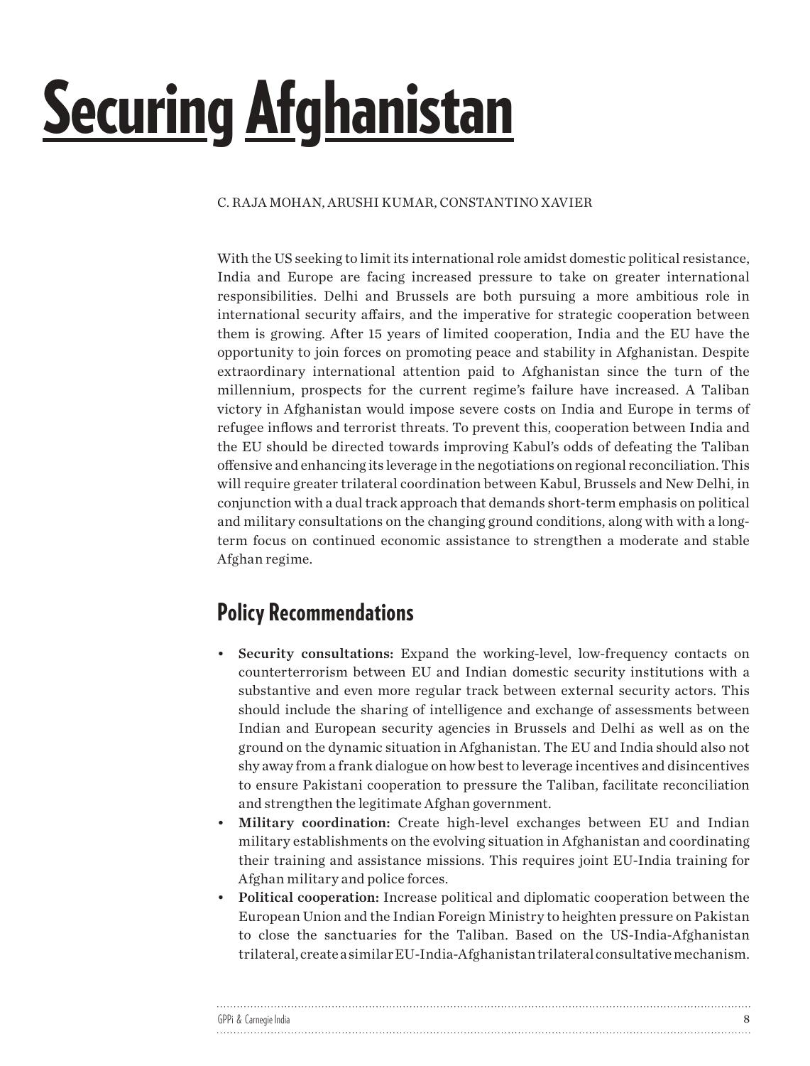# Securing Afghanistan

C. RAJA MOHAN, ARUSHI KUMAR, CONSTANTINO XAVIER

With the US seeking to limit its international role amidst domestic political resistance, India and Europe are facing increased pressure to take on greater international responsibilities. Delhi and Brussels are both pursuing a more ambitious role in international security affairs, and the imperative for strategic cooperation between them is growing. After 15 years of limited cooperation, India and the EU have the opportunity to join forces on promoting peace and stability in Afghanistan. Despite extraordinary international attention paid to Afghanistan since the turn of the millennium, prospects for the current regime's failure have increased. A Taliban victory in Afghanistan would impose severe costs on India and Europe in terms of refugee inflows and terrorist threats. To prevent this, cooperation between India and the EU should be directed towards improving Kabul's odds of defeating the Taliban offensive and enhancing its leverage in the negotiations on regional reconciliation. This will require greater trilateral coordination between Kabul, Brussels and New Delhi, in conjunction with a dual track approach that demands short-term emphasis on political and military consultations on the changing ground conditions, along with with a long-term focus on continued economic assistance to strengthen a moderate and stable Afghan regime.

## Policy Recommendations

- **Security consultations:** Expand the working-level, low-frequency contacts on counterterrorism between EU and Indian domestic security institutions with a substantive and even more regular track between external security actors. This should include the sharing of intelligence and exchange of assessments between Indian and European security agencies in Brussels and Delhi as well as on the ground on the dynamic situation in Afghanistan. The EU and India should also not shy away from a frank dialogue on how best to leverage incentives and disincentives to ensure Pakistani cooperation to pressure the Taliban, facilitate reconciliation and strengthen the legitimate Afghan government.
- **Military coordination:** Create high-level exchanges between EU and Indian military establishments on the evolving situation in Afghanistan and coordinating their training and assistance missions. This requires joint EU-India training for Afghan military and police forces.
- **Political cooperation:** Increase political and diplomatic cooperation between the European Union and the Indian Foreign Ministry to heighten pressure on Pakistan to close the sanctuaries for the Taliban. Based on the US-India-Afghanistan trilateral, create a similar EU-India-Afghanistan trilateral consultative mechanism.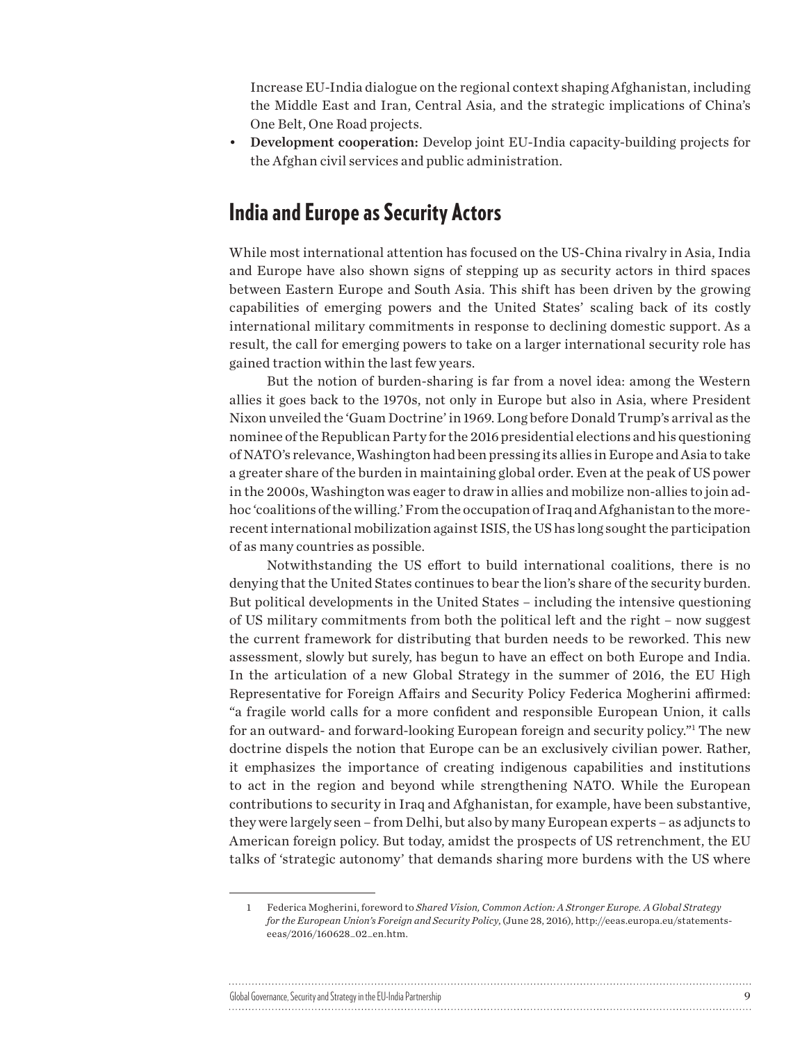Increase EU-India dialogue on the regional context shaping Afghanistan, including the Middle East and Iran, Central Asia, and the strategic implications of China's One Belt, One Road projects.

- **Development cooperation:** Develop joint EU-India capacity-building projects for the Afghan civil services and public administration.

## India and Europe as Security Actors

While most international attention has focused on the US-China rivalry in Asia, India and Europe have also shown signs of stepping up as security actors in third spaces between Eastern Europe and South Asia. This shift has been driven by the growing capabilities of emerging powers and the United States' scaling back of its costly international military commitments in response to declining domestic support. As a result, the call for emerging powers to take on a larger international security role has gained traction within the last few years.

But the notion of burden-sharing is far from a novel idea: among the Western allies it goes back to the 1970s, not only in Europe but also in Asia, where President Nixon unveiled the 'Guam Doctrine' in 1969. Long before Donald Trump's arrival as the nominee of the Republican Party for the 2016 presidential elections and his questioning of NATO's relevance, Washington had been pressing its allies in Europe and Asia to take a greater share of the burden in maintaining global order. Even at the peak of US power in the 2000s, Washington was eager to draw in allies and mobilize non-allies to join ad-hoc 'coalitions of the willing.' From the occupation of Iraq and Afghanistan to the more-recent international mobilization against ISIS, the US has long sought the participation of as many countries as possible.

Notwithstanding the US effort to build international coalitions, there is no denying that the United States continues to bear the lion's share of the security burden. But political developments in the United States – including the intensive questioning of US military commitments from both the political left and the right – now suggest the current framework for distributing that burden needs to be reworked. This new assessment, slowly but surely, has begun to have an effect on both Europe and India. In the articulation of a new Global Strategy in the summer of 2016, the EU High Representative for Foreign Affairs and Security Policy Federica Mogherini affirmed: "a fragile world calls for a more confident and responsible European Union, it calls for an outward- and forward-looking European foreign and security policy."[1] The new doctrine dispels the notion that Europe can be an exclusively civilian power. Rather, it emphasizes the importance of creating indigenous capabilities and institutions to act in the region and beyond while strengthening NATO. While the European contributions to security in Iraq and Afghanistan, for example, have been substantive, they were largely seen – from Delhi, but also by many European experts – as adjuncts to American foreign policy. But today, amidst the prospects of US retrenchment, the EU talks of 'strategic autonomy' that demands sharing more burdens with the US where

1 Federica Mogherini, foreword to *Shared Vision, Common Action: A Stronger Europe. A Global Strategy for the European Union's Foreign and Security Policy*, (June 28, 2016), http://eeas.europa.eu/statements-eeas/2016/160628_02_en.htm.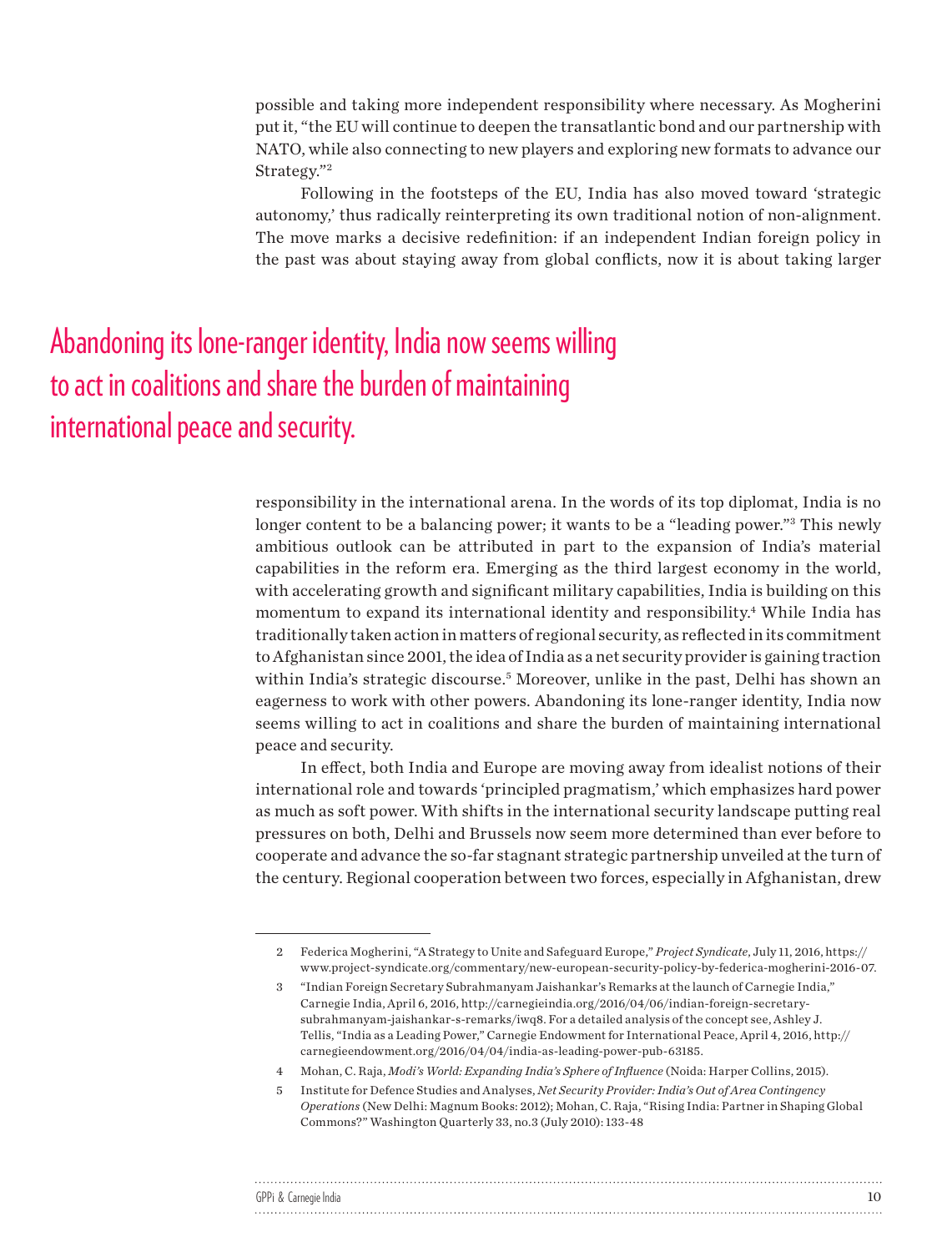possible and taking more independent responsibility where necessary. As Mogherini put it, "the EU will continue to deepen the transatlantic bond and our partnership with NATO, while also connecting to new players and exploring new formats to advance our Strategy."[2]

Following in the footsteps of the EU, India has also moved toward 'strategic autonomy,' thus radically reinterpreting its own traditional notion of non-alignment. The move marks a decisive redefinition: if an independent Indian foreign policy in the past was about staying away from global conflicts, now it is about taking larger responsibility in the international arena. In the words of its top diplomat, India is no longer content to be a balancing power; it wants to be a "leading power."[3] This newly ambitious outlook can be attributed in part to the expansion of India's material capabilities in the reform era. Emerging as the third largest economy in the world, with accelerating growth and significant military capabilities, India is building on this momentum to expand its international identity and responsibility.[4] While India has traditionally taken action in matters of regional security, as reflected in its commitment to Afghanistan since 2001, the idea of India as a net security provider is gaining traction within India's strategic discourse.[5] Moreover, unlike in the past, Delhi has shown an eagerness to work with other powers. Abandoning its lone-ranger identity, India now seems willing to act in coalitions and share the burden of maintaining international peace and security.

> Abandoning its lone-ranger identity, India now seems willing to act in coalitions and share the burden of maintaining international peace and security.

In effect, both India and Europe are moving away from idealist notions of their international role and towards 'principled pragmatism,' which emphasizes hard power as much as soft power. With shifts in the international security landscape putting real pressures on both, Delhi and Brussels now seem more determined than ever before to cooperate and advance the so-far stagnant strategic partnership unveiled at the turn of the century. Regional cooperation between two forces, especially in Afghanistan, drew

---

2 Federica Mogherini, "A Strategy to Unite and Safeguard Europe," *Project Syndicate*, July 11, 2016, https://www.project-syndicate.org/commentary/new-european-security-policy-by-federica-mogherini-2016-07.

3 "Indian Foreign Secretary Subrahmanyam Jaishankar's Remarks at the launch of Carnegie India," Carnegie India, April 6, 2016, http://carnegieindia.org/2016/04/06/indian-foreign-secretary-subrahmanyam-jaishankar-s-remarks/iwq8. For a detailed analysis of the concept see, Ashley J. Tellis, "India as a Leading Power," Carnegie Endowment for International Peace, April 4, 2016, http://carnegieendowment.org/2016/04/04/india-as-leading-power-pub-63185.

4 Mohan, C. Raja, *Modi's World: Expanding India's Sphere of Influence* (Noida: Harper Collins, 2015).

5 Institute for Defence Studies and Analyses, *Net Security Provider: India's Out of Area Contingency Operations* (New Delhi: Magnum Books: 2012); Mohan, C. Raja, "Rising India: Partner in Shaping Global Commons?" Washington Quarterly 33, no.3 (July 2010): 133-48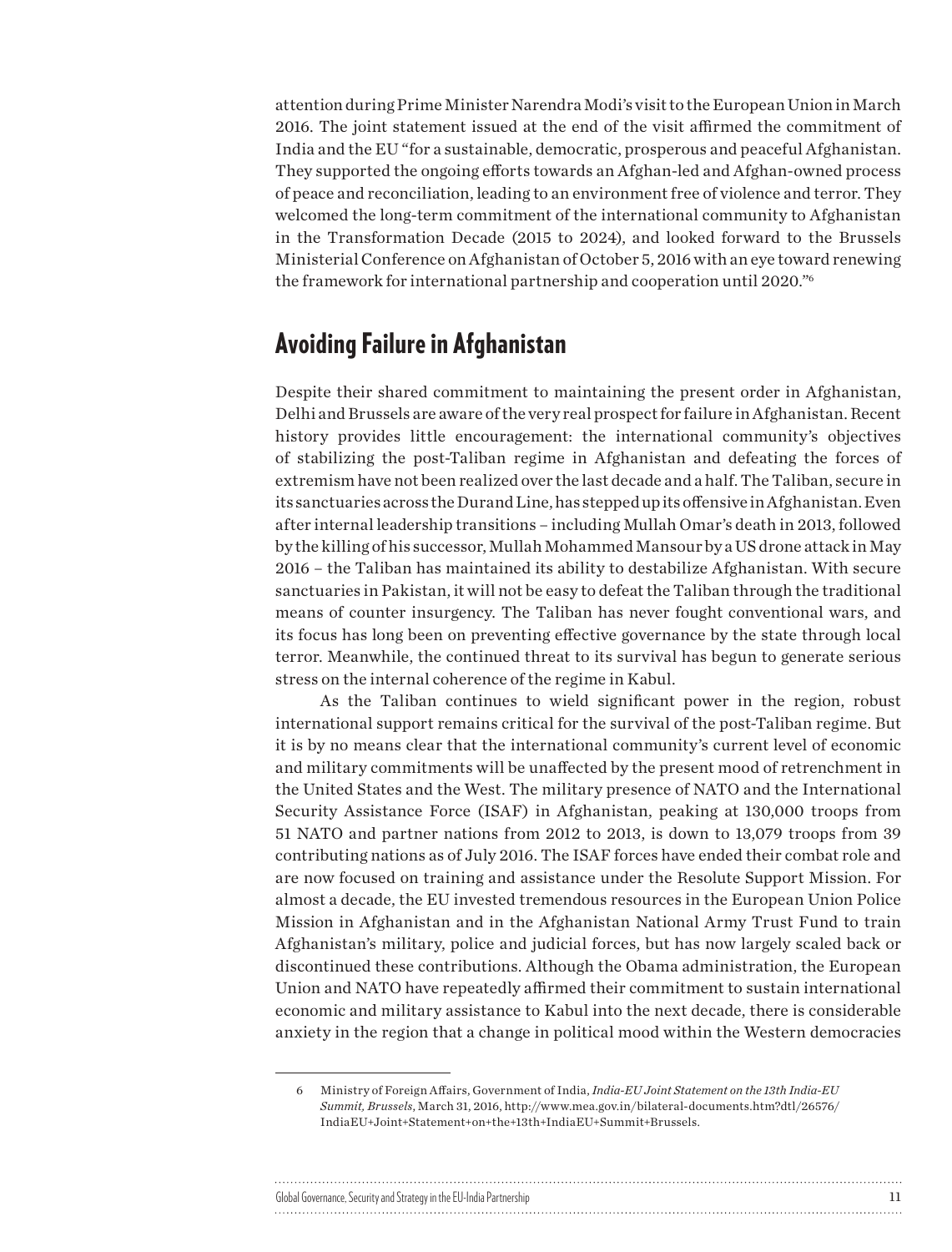attention during Prime Minister Narendra Modi's visit to the European Union in March 2016. The joint statement issued at the end of the visit affirmed the commitment of India and the EU "for a sustainable, democratic, prosperous and peaceful Afghanistan. They supported the ongoing efforts towards an Afghan-led and Afghan-owned process of peace and reconciliation, leading to an environment free of violence and terror. They welcomed the long-term commitment of the international community to Afghanistan in the Transformation Decade (2015 to 2024), and looked forward to the Brussels Ministerial Conference on Afghanistan of October 5, 2016 with an eye toward renewing the framework for international partnership and cooperation until 2020."[6]

## Avoiding Failure in Afghanistan

Despite their shared commitment to maintaining the present order in Afghanistan, Delhi and Brussels are aware of the very real prospect for failure in Afghanistan. Recent history provides little encouragement: the international community's objectives of stabilizing the post-Taliban regime in Afghanistan and defeating the forces of extremism have not been realized over the last decade and a half. The Taliban, secure in its sanctuaries across the Durand Line, has stepped up its offensive in Afghanistan. Even after internal leadership transitions – including Mullah Omar's death in 2013, followed by the killing of his successor, Mullah Mohammed Mansour by a US drone attack in May 2016 – the Taliban has maintained its ability to destabilize Afghanistan. With secure sanctuaries in Pakistan, it will not be easy to defeat the Taliban through the traditional means of counter insurgency. The Taliban has never fought conventional wars, and its focus has long been on preventing effective governance by the state through local terror. Meanwhile, the continued threat to its survival has begun to generate serious stress on the internal coherence of the regime in Kabul.

As the Taliban continues to wield significant power in the region, robust international support remains critical for the survival of the post-Taliban regime. But it is by no means clear that the international community's current level of economic and military commitments will be unaffected by the present mood of retrenchment in the United States and the West. The military presence of NATO and the International Security Assistance Force (ISAF) in Afghanistan, peaking at 130,000 troops from 51 NATO and partner nations from 2012 to 2013, is down to 13,079 troops from 39 contributing nations as of July 2016. The ISAF forces have ended their combat role and are now focused on training and assistance under the Resolute Support Mission. For almost a decade, the EU invested tremendous resources in the European Union Police Mission in Afghanistan and in the Afghanistan National Army Trust Fund to train Afghanistan's military, police and judicial forces, but has now largely scaled back or discontinued these contributions. Although the Obama administration, the European Union and NATO have repeatedly affirmed their commitment to sustain international economic and military assistance to Kabul into the next decade, there is considerable anxiety in the region that a change in political mood within the Western democracies

---

6 Ministry of Foreign Affairs, Government of India, *India-EU Joint Statement on the 13th India-EU Summit, Brussels*, March 31, 2016, http://www.mea.gov.in/bilateral-documents.htm?dtl/26576/IndiaEU+Joint+Statement+on+the+13th+IndiaEU+Summit+Brussels.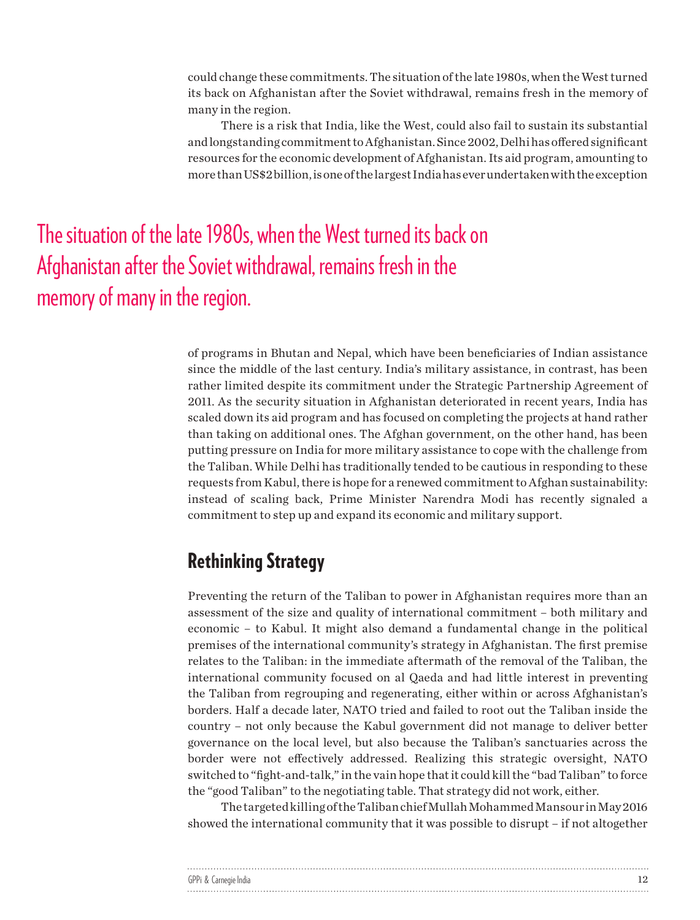could change these commitments. The situation of the late 1980s, when the West turned its back on Afghanistan after the Soviet withdrawal, remains fresh in the memory of many in the region.

There is a risk that India, like the West, could also fail to sustain its substantial and longstanding commitment to Afghanistan. Since 2002, Delhi has offered significant resources for the economic development of Afghanistan. Its aid program, amounting to more than US$2 billion, is one of the largest India has ever undertaken with the exception of programs in Bhutan and Nepal, which have been beneficiaries of Indian assistance since the middle of the last century. India's military assistance, in contrast, has been rather limited despite its commitment under the Strategic Partnership Agreement of 2011. As the security situation in Afghanistan deteriorated in recent years, India has scaled down its aid program and has focused on completing the projects at hand rather than taking on additional ones. The Afghan government, on the other hand, has been putting pressure on India for more military assistance to cope with the challenge from the Taliban. While Delhi has traditionally tended to be cautious in responding to these requests from Kabul, there is hope for a renewed commitment to Afghan sustainability: instead of scaling back, Prime Minister Narendra Modi has recently signaled a commitment to step up and expand its economic and military support.

> The situation of the late 1980s, when the West turned its back on Afghanistan after the Soviet withdrawal, remains fresh in the memory of many in the region.

## Rethinking Strategy

Preventing the return of the Taliban to power in Afghanistan requires more than an assessment of the size and quality of international commitment – both military and economic – to Kabul. It might also demand a fundamental change in the political premises of the international community's strategy in Afghanistan. The first premise relates to the Taliban: in the immediate aftermath of the removal of the Taliban, the international community focused on al Qaeda and had little interest in preventing the Taliban from regrouping and regenerating, either within or across Afghanistan's borders. Half a decade later, NATO tried and failed to root out the Taliban inside the country – not only because the Kabul government did not manage to deliver better governance on the local level, but also because the Taliban's sanctuaries across the border were not effectively addressed. Realizing this strategic oversight, NATO switched to "fight-and-talk," in the vain hope that it could kill the "bad Taliban" to force the "good Taliban" to the negotiating table. That strategy did not work, either.

The targeted killing of the Taliban chief Mullah Mohammed Mansour in May 2016 showed the international community that it was possible to disrupt – if not altogether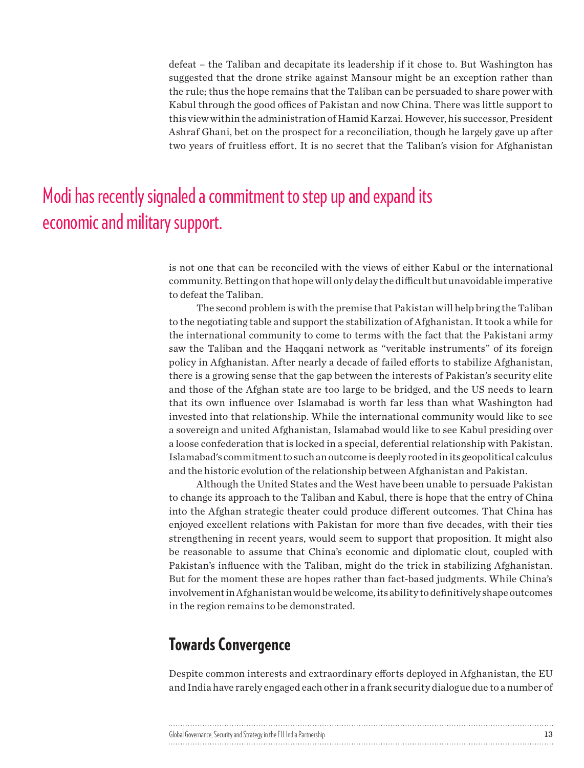defeat – the Taliban and decapitate its leadership if it chose to. But Washington has suggested that the drone strike against Mansour might be an exception rather than the rule; thus the hope remains that the Taliban can be persuaded to share power with Kabul through the good offices of Pakistan and now China. There was little support to this view within the administration of Hamid Karzai. However, his successor, President Ashraf Ghani, bet on the prospect for a reconciliation, though he largely gave up after two years of fruitless effort. It is no secret that the Taliban's vision for Afghanistan is not one that can be reconciled with the views of either Kabul or the international community. Betting on that hope will only delay the difficult but unavoidable imperative to defeat the Taliban.

> Modi has recently signaled a commitment to step up and expand its economic and military support.

The second problem is with the premise that Pakistan will help bring the Taliban to the negotiating table and support the stabilization of Afghanistan. It took a while for the international community to come to terms with the fact that the Pakistani army saw the Taliban and the Haqqani network as "veritable instruments" of its foreign policy in Afghanistan. After nearly a decade of failed efforts to stabilize Afghanistan, there is a growing sense that the gap between the interests of Pakistan's security elite and those of the Afghan state are too large to be bridged, and the US needs to learn that its own influence over Islamabad is worth far less than what Washington had invested into that relationship. While the international community would like to see a sovereign and united Afghanistan, Islamabad would like to see Kabul presiding over a loose confederation that is locked in a special, deferential relationship with Pakistan. Islamabad's commitment to such an outcome is deeply rooted in its geopolitical calculus and the historic evolution of the relationship between Afghanistan and Pakistan.

Although the United States and the West have been unable to persuade Pakistan to change its approach to the Taliban and Kabul, there is hope that the entry of China into the Afghan strategic theater could produce different outcomes. That China has enjoyed excellent relations with Pakistan for more than five decades, with their ties strengthening in recent years, would seem to support that proposition. It might also be reasonable to assume that China's economic and diplomatic clout, coupled with Pakistan's influence with the Taliban, might do the trick in stabilizing Afghanistan. But for the moment these are hopes rather than fact-based judgments. While China's involvement in Afghanistan would be welcome, its ability to definitively shape outcomes in the region remains to be demonstrated.

## Towards Convergence

Despite common interests and extraordinary efforts deployed in Afghanistan, the EU and India have rarely engaged each other in a frank security dialogue due to a number of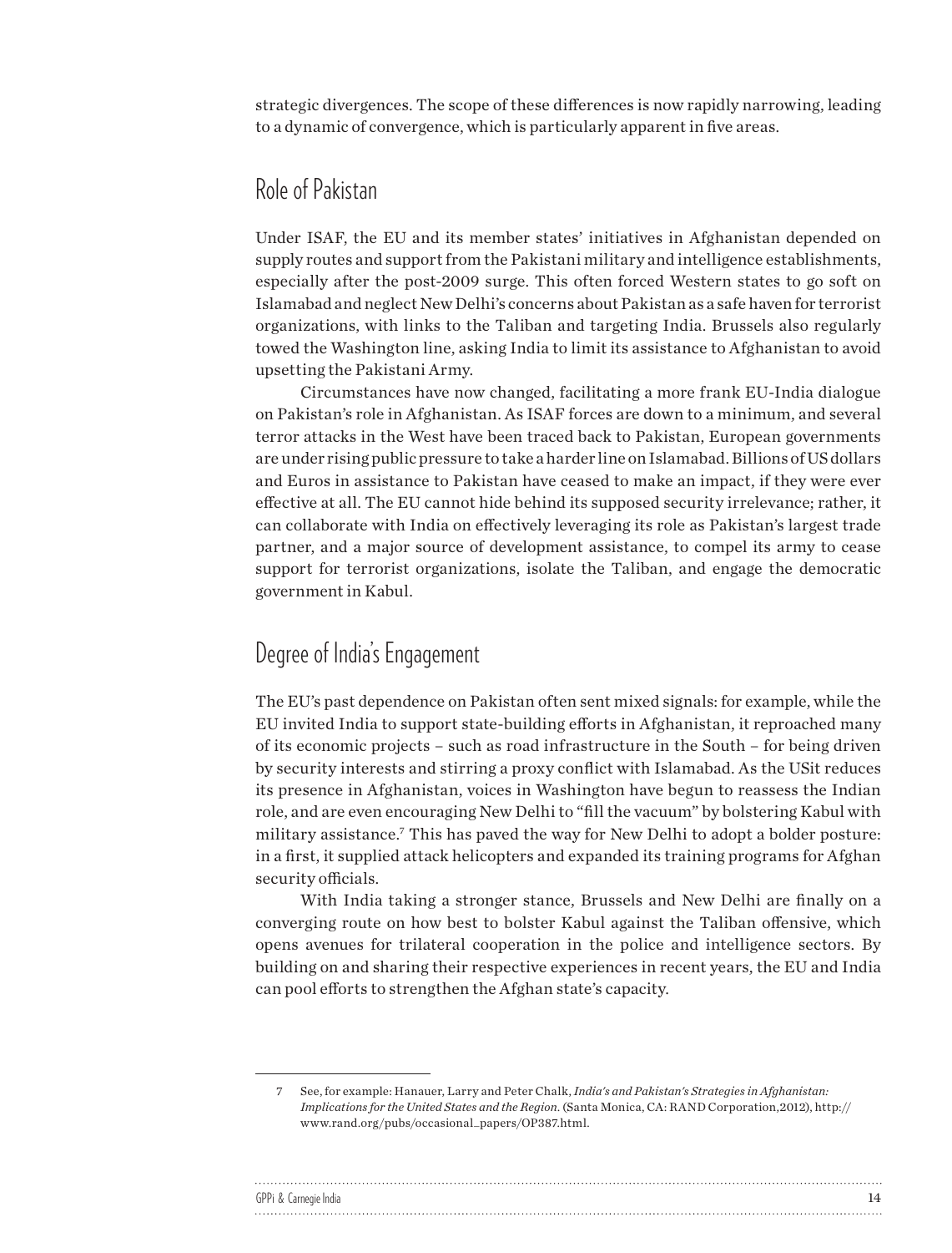strategic divergences. The scope of these differences is now rapidly narrowing, leading to a dynamic of convergence, which is particularly apparent in five areas.

## Role of Pakistan

Under ISAF, the EU and its member states' initiatives in Afghanistan depended on supply routes and support from the Pakistani military and intelligence establishments, especially after the post-2009 surge. This often forced Western states to go soft on Islamabad and neglect New Delhi's concerns about Pakistan as a safe haven for terrorist organizations, with links to the Taliban and targeting India. Brussels also regularly towed the Washington line, asking India to limit its assistance to Afghanistan to avoid upsetting the Pakistani Army.

Circumstances have now changed, facilitating a more frank EU-India dialogue on Pakistan's role in Afghanistan. As ISAF forces are down to a minimum, and several terror attacks in the West have been traced back to Pakistan, European governments are under rising public pressure to take a harder line on Islamabad. Billions of US dollars and Euros in assistance to Pakistan have ceased to make an impact, if they were ever effective at all. The EU cannot hide behind its supposed security irrelevance; rather, it can collaborate with India on effectively leveraging its role as Pakistan's largest trade partner, and a major source of development assistance, to compel its army to cease support for terrorist organizations, isolate the Taliban, and engage the democratic government in Kabul.

## Degree of India's Engagement

The EU's past dependence on Pakistan often sent mixed signals: for example, while the EU invited India to support state-building efforts in Afghanistan, it reproached many of its economic projects – such as road infrastructure in the South – for being driven by security interests and stirring a proxy conflict with Islamabad. As the USit reduces its presence in Afghanistan, voices in Washington have begun to reassess the Indian role, and are even encouraging New Delhi to "fill the vacuum" by bolstering Kabul with military assistance.[7] This has paved the way for New Delhi to adopt a bolder posture: in a first, it supplied attack helicopters and expanded its training programs for Afghan security officials.

With India taking a stronger stance, Brussels and New Delhi are finally on a converging route on how best to bolster Kabul against the Taliban offensive, which opens avenues for trilateral cooperation in the police and intelligence sectors. By building on and sharing their respective experiences in recent years, the EU and India can pool efforts to strengthen the Afghan state's capacity.

7 See, for example: Hanauer, Larry and Peter Chalk, *India's and Pakistan's Strategies in Afghanistan: Implications for the United States and the Region*. (Santa Monica, CA: RAND Corporation,2012), http://www.rand.org/pubs/occasional_papers/OP387.html.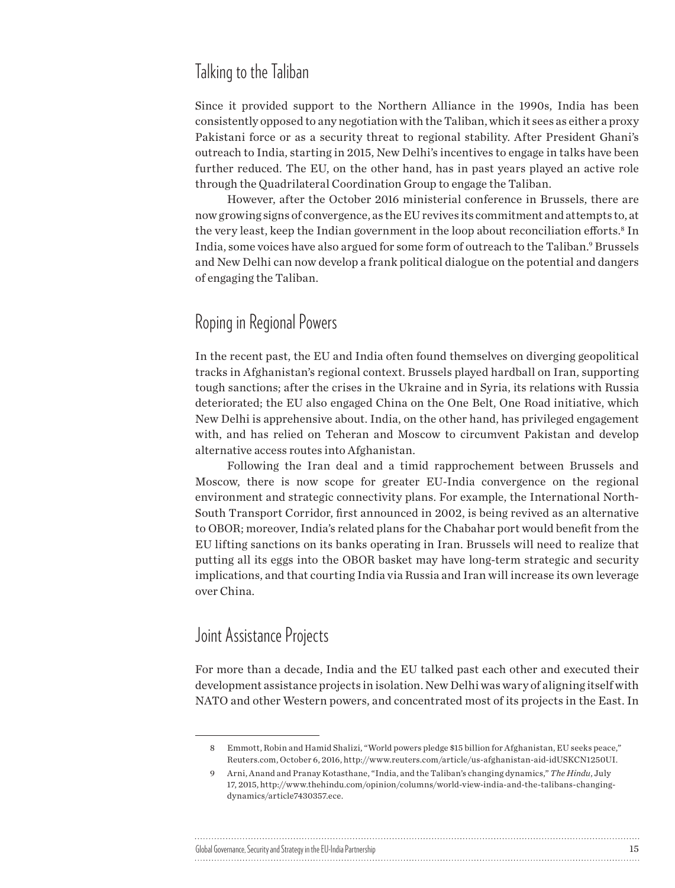## Talking to the Taliban

Since it provided support to the Northern Alliance in the 1990s, India has been consistently opposed to any negotiation with the Taliban, which it sees as either a proxy Pakistani force or as a security threat to regional stability. After President Ghani's outreach to India, starting in 2015, New Delhi's incentives to engage in talks have been further reduced. The EU, on the other hand, has in past years played an active role through the Quadrilateral Coordination Group to engage the Taliban.

However, after the October 2016 ministerial conference in Brussels, there are now growing signs of convergence, as the EU revives its commitment and attempts to, at the very least, keep the Indian government in the loop about reconciliation efforts.[8] In India, some voices have also argued for some form of outreach to the Taliban.[9] Brussels and New Delhi can now develop a frank political dialogue on the potential and dangers of engaging the Taliban.

## Roping in Regional Powers

In the recent past, the EU and India often found themselves on diverging geopolitical tracks in Afghanistan's regional context. Brussels played hardball on Iran, supporting tough sanctions; after the crises in the Ukraine and in Syria, its relations with Russia deteriorated; the EU also engaged China on the One Belt, One Road initiative, which New Delhi is apprehensive about. India, on the other hand, has privileged engagement with, and has relied on Teheran and Moscow to circumvent Pakistan and develop alternative access routes into Afghanistan.

Following the Iran deal and a timid rapprochement between Brussels and Moscow, there is now scope for greater EU-India convergence on the regional environment and strategic connectivity plans. For example, the International North-South Transport Corridor, first announced in 2002, is being revived as an alternative to OBOR; moreover, India's related plans for the Chabahar port would benefit from the EU lifting sanctions on its banks operating in Iran. Brussels will need to realize that putting all its eggs into the OBOR basket may have long-term strategic and security implications, and that courting India via Russia and Iran will increase its own leverage over China.

## Joint Assistance Projects

For more than a decade, India and the EU talked past each other and executed their development assistance projects in isolation. New Delhi was wary of aligning itself with NATO and other Western powers, and concentrated most of its projects in the East. In

---

8 Emmott, Robin and Hamid Shalizi, "World powers pledge $15 billion for Afghanistan, EU seeks peace," Reuters.com, October 6, 2016, http://www.reuters.com/article/us-afghanistan-aid-idUSKCN1250UI.

9 Arni, Anand and Pranay Kotasthane, "India, and the Taliban's changing dynamics," *The Hindu*, July 17, 2015, http://www.thehindu.com/opinion/columns/world-view-india-and-the-talibans-changing-dynamics/article7430357.ece.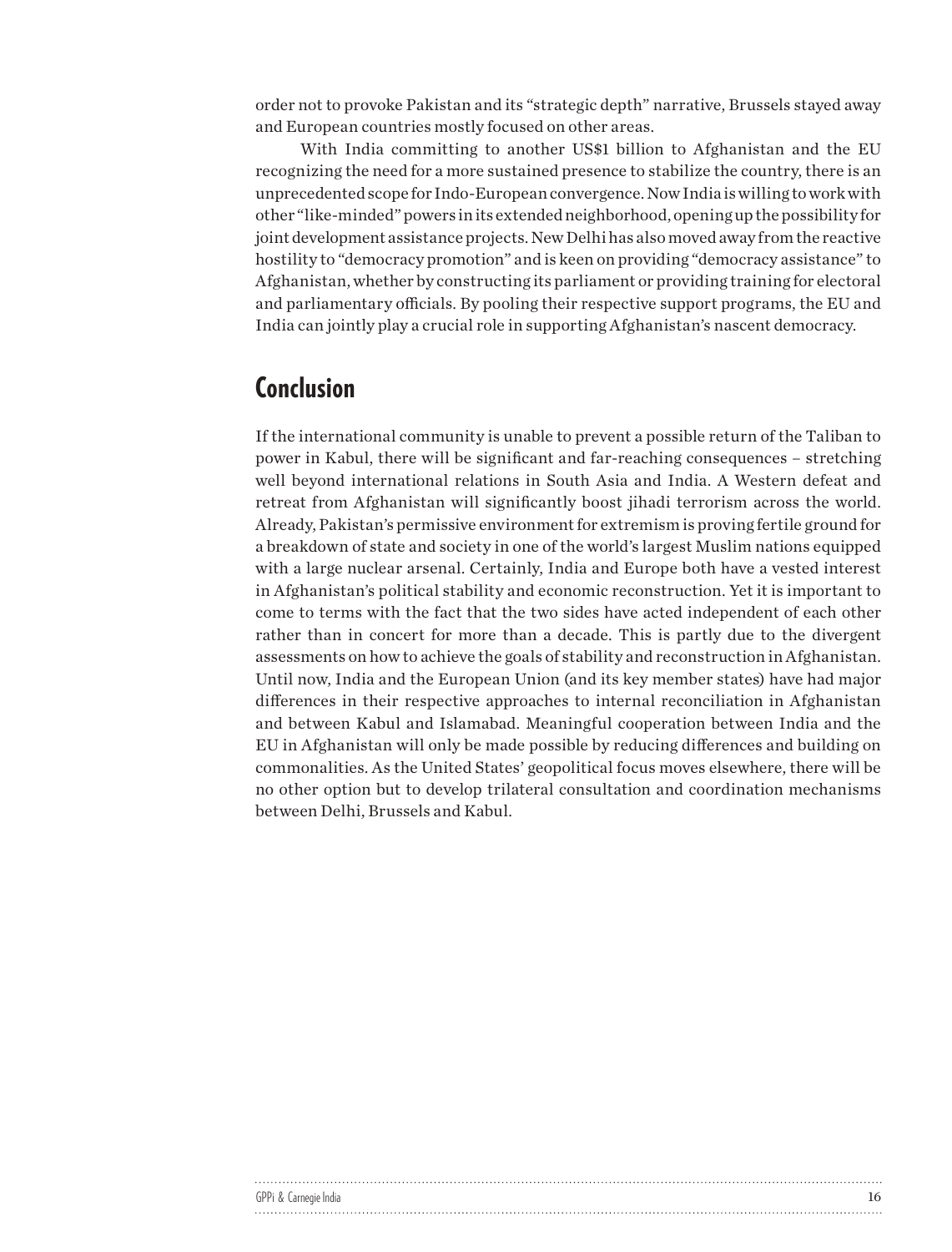order not to provoke Pakistan and its "strategic depth" narrative, Brussels stayed away and European countries mostly focused on other areas.

With India committing to another US$1 billion to Afghanistan and the EU recognizing the need for a more sustained presence to stabilize the country, there is an unprecedented scope for Indo-European convergence. Now India is willing to work with other "like-minded" powers in its extended neighborhood, opening up the possibility for joint development assistance projects. New Delhi has also moved away from the reactive hostility to "democracy promotion" and is keen on providing "democracy assistance" to Afghanistan, whether by constructing its parliament or providing training for electoral and parliamentary officials. By pooling their respective support programs, the EU and India can jointly play a crucial role in supporting Afghanistan's nascent democracy.

## Conclusion

If the international community is unable to prevent a possible return of the Taliban to power in Kabul, there will be significant and far-reaching consequences – stretching well beyond international relations in South Asia and India. A Western defeat and retreat from Afghanistan will significantly boost jihadi terrorism across the world. Already, Pakistan's permissive environment for extremism is proving fertile ground for a breakdown of state and society in one of the world's largest Muslim nations equipped with a large nuclear arsenal. Certainly, India and Europe both have a vested interest in Afghanistan's political stability and economic reconstruction. Yet it is important to come to terms with the fact that the two sides have acted independent of each other rather than in concert for more than a decade. This is partly due to the divergent assessments on how to achieve the goals of stability and reconstruction in Afghanistan. Until now, India and the European Union (and its key member states) have had major differences in their respective approaches to internal reconciliation in Afghanistan and between Kabul and Islamabad. Meaningful cooperation between India and the EU in Afghanistan will only be made possible by reducing differences and building on commonalities. As the United States' geopolitical focus moves elsewhere, there will be no other option but to develop trilateral consultation and coordination mechanisms between Delhi, Brussels and Kabul.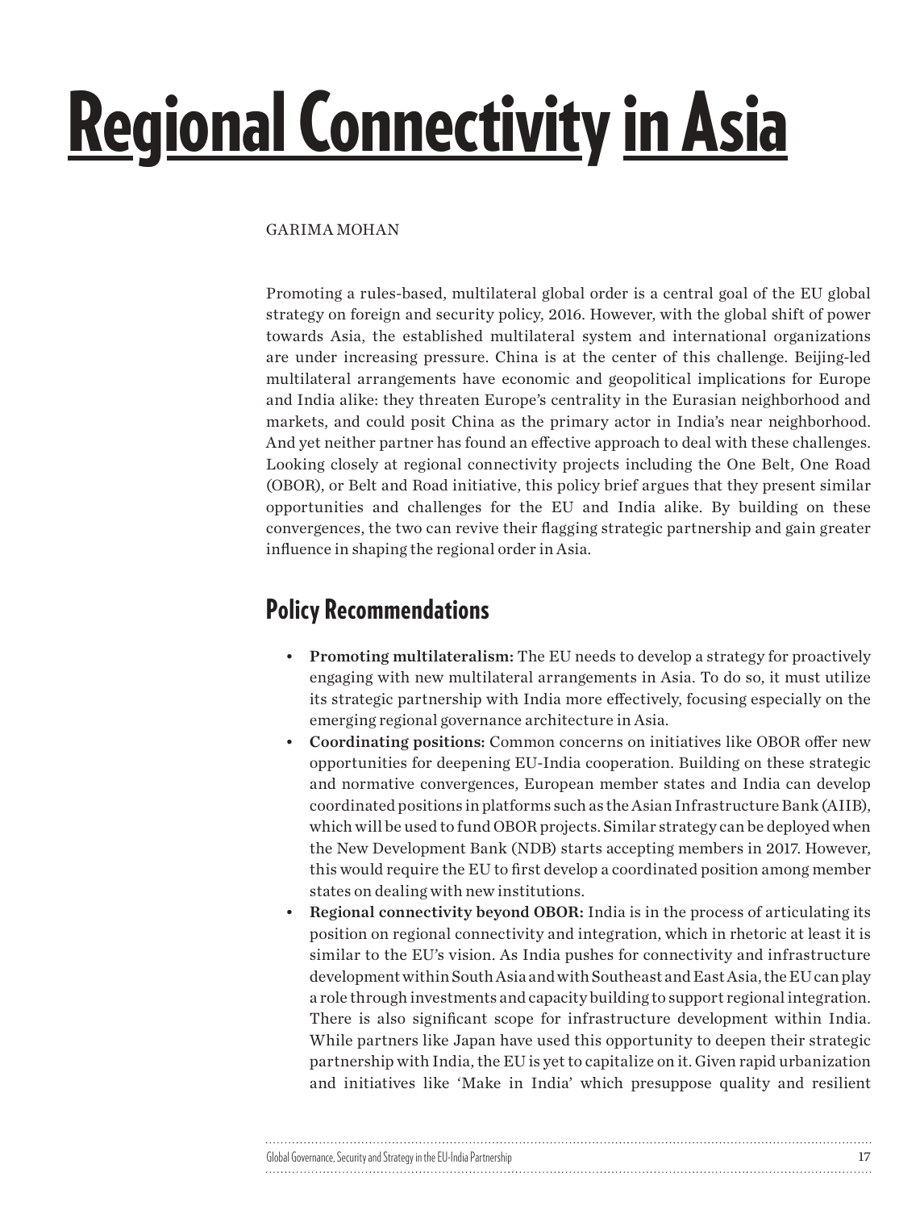# Regional Connectivity in Asia

GARIMA MOHAN

Promoting a rules-based, multilateral global order is a central goal of the EU global strategy on foreign and security policy, 2016. However, with the global shift of power towards Asia, the established multilateral system and international organizations are under increasing pressure. China is at the center of this challenge. Beijing-led multilateral arrangements have economic and geopolitical implications for Europe and India alike: they threaten Europe's centrality in the Eurasian neighborhood and markets, and could posit China as the primary actor in India's near neighborhood. And yet neither partner has found an effective approach to deal with these challenges. Looking closely at regional connectivity projects including the One Belt, One Road (OBOR), or Belt and Road initiative, this policy brief argues that they present similar opportunities and challenges for the EU and India alike. By building on these convergences, the two can revive their flagging strategic partnership and gain greater influence in shaping the regional order in Asia.

## Policy Recommendations

- **Promoting multilateralism:** The EU needs to develop a strategy for proactively engaging with new multilateral arrangements in Asia. To do so, it must utilize its strategic partnership with India more effectively, focusing especially on the emerging regional governance architecture in Asia.
- **Coordinating positions:** Common concerns on initiatives like OBOR offer new opportunities for deepening EU-India cooperation. Building on these strategic and normative convergences, European member states and India can develop coordinated positions in platforms such as the Asian Infrastructure Bank (AIIB), which will be used to fund OBOR projects. Similar strategy can be deployed when the New Development Bank (NDB) starts accepting members in 2017. However, this would require the EU to first develop a coordinated position among member states on dealing with new institutions.
- **Regional connectivity beyond OBOR:** India is in the process of articulating its position on regional connectivity and integration, which in rhetoric at least it is similar to the EU's vision. As India pushes for connectivity and infrastructure development within South Asia and with Southeast and East Asia, the EU can play a role through investments and capacity building to support regional integration. There is also significant scope for infrastructure development within India. While partners like Japan have used this opportunity to deepen their strategic partnership with India, the EU is yet to capitalize on it. Given rapid urbanization and initiatives like 'Make in India' which presuppose quality and resilient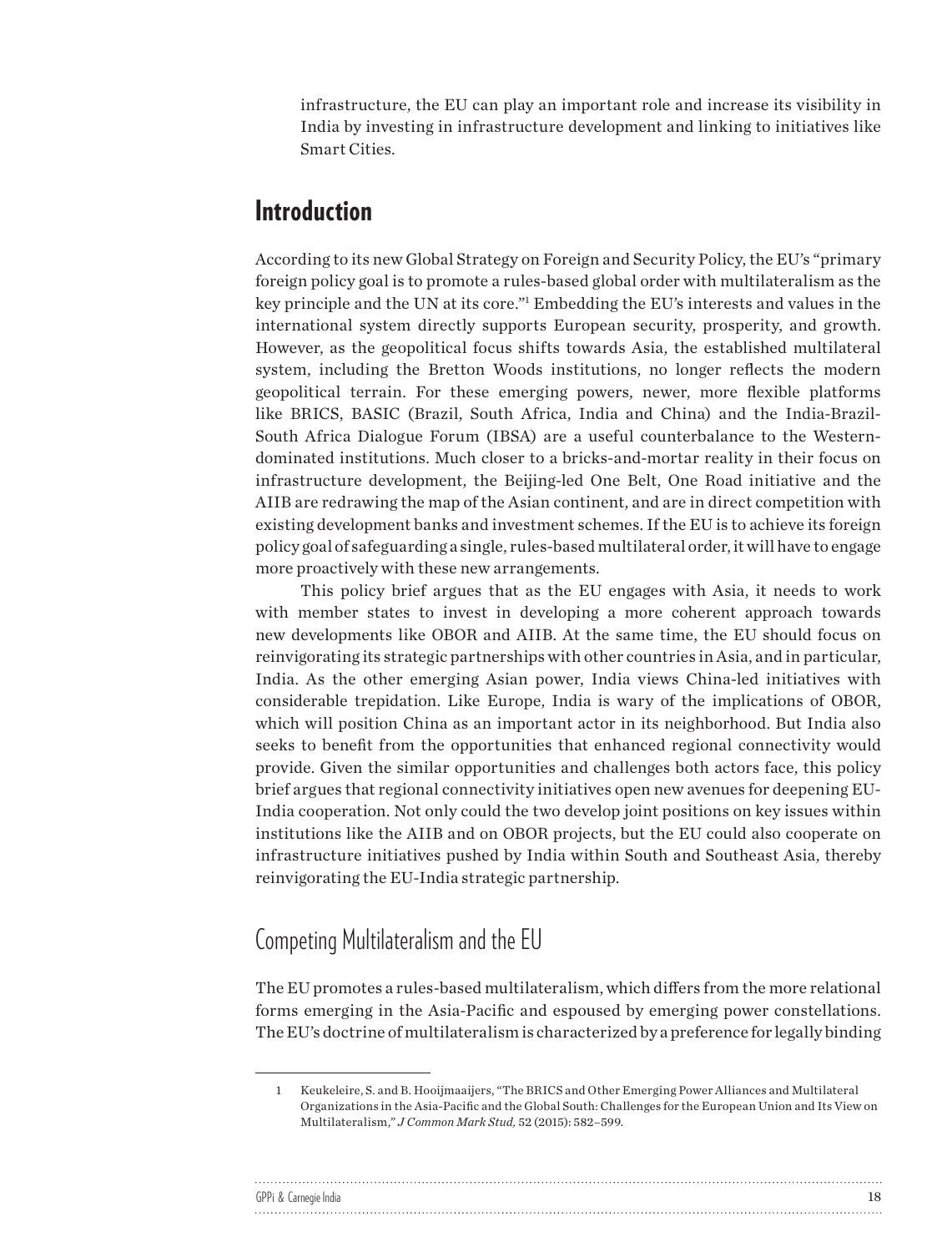infrastructure, the EU can play an important role and increase its visibility in India by investing in infrastructure development and linking to initiatives like Smart Cities.

# Introduction

According to its new Global Strategy on Foreign and Security Policy, the EU's "primary foreign policy goal is to promote a rules-based global order with multilateralism as the key principle and the UN at its core."[1] Embedding the EU's interests and values in the international system directly supports European security, prosperity, and growth. However, as the geopolitical focus shifts towards Asia, the established multilateral system, including the Bretton Woods institutions, no longer reflects the modern geopolitical terrain. For these emerging powers, newer, more flexible platforms like BRICS, BASIC (Brazil, South Africa, India and China) and the India-Brazil-South Africa Dialogue Forum (IBSA) are a useful counterbalance to the Western-dominated institutions. Much closer to a bricks-and-mortar reality in their focus on infrastructure development, the Beijing-led One Belt, One Road initiative and the AIIB are redrawing the map of the Asian continent, and are in direct competition with existing development banks and investment schemes. If the EU is to achieve its foreign policy goal of safeguarding a single, rules-based multilateral order, it will have to engage more proactively with these new arrangements.

This policy brief argues that as the EU engages with Asia, it needs to work with member states to invest in developing a more coherent approach towards new developments like OBOR and AIIB. At the same time, the EU should focus on reinvigorating its strategic partnerships with other countries in Asia, and in particular, India. As the other emerging Asian power, India views China-led initiatives with considerable trepidation. Like Europe, India is wary of the implications of OBOR, which will position China as an important actor in its neighborhood. But India also seeks to benefit from the opportunities that enhanced regional connectivity would provide. Given the similar opportunities and challenges both actors face, this policy brief argues that regional connectivity initiatives open new avenues for deepening EU-India cooperation. Not only could the two develop joint positions on key issues within institutions like the AIIB and on OBOR projects, but the EU could also cooperate on infrastructure initiatives pushed by India within South and Southeast Asia, thereby reinvigorating the EU-India strategic partnership.

## Competing Multilateralism and the EU

The EU promotes a rules-based multilateralism, which differs from the more relational forms emerging in the Asia-Pacific and espoused by emerging power constellations. The EU's doctrine of multilateralism is characterized by a preference for legally binding

---

1 Keukeleire, S. and B. Hooijmaaijers, "The BRICS and Other Emerging Power Alliances and Multilateral Organizations in the Asia-Pacific and the Global South: Challenges for the European Union and Its View on Multilateralism," *J Common Mark Stud,* 52 (2015): 582–599.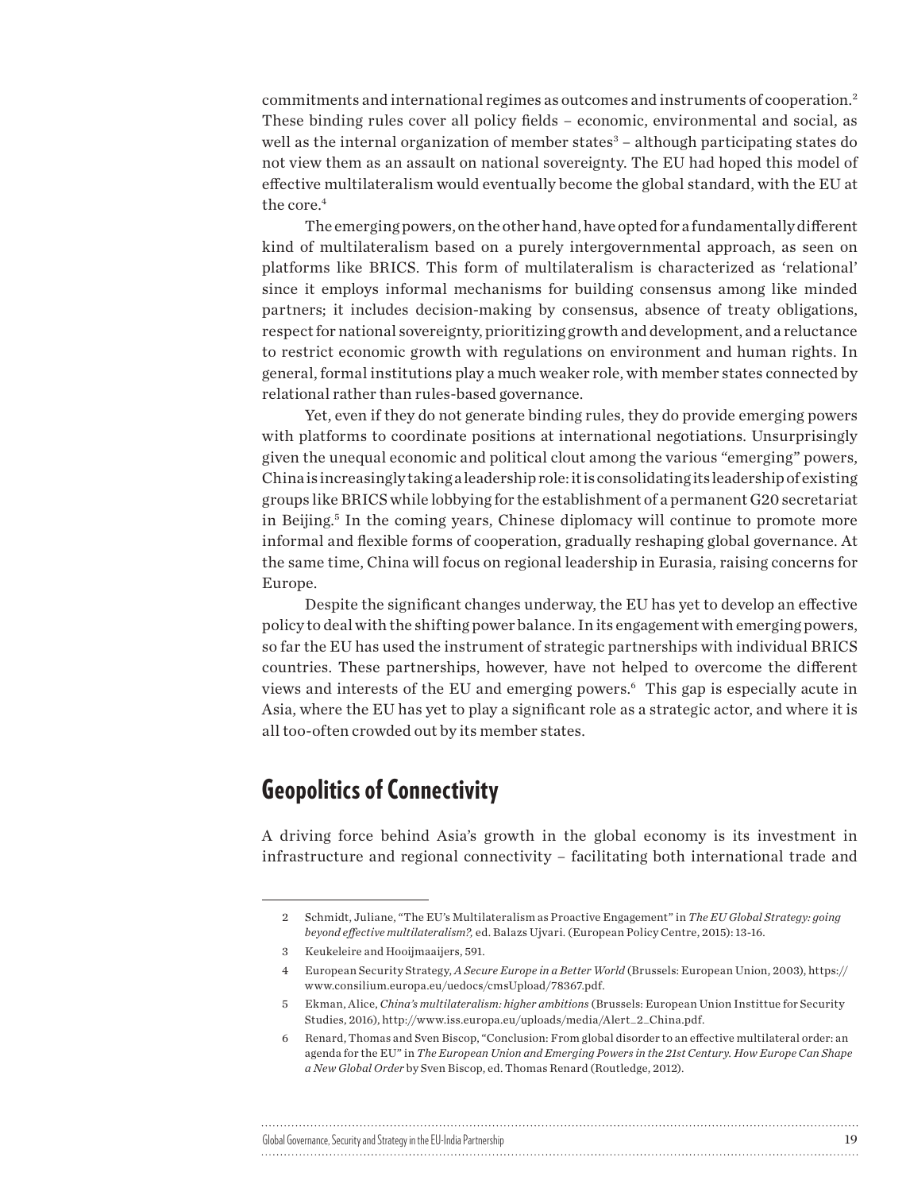commitments and international regimes as outcomes and instruments of cooperation.[2] These binding rules cover all policy fields – economic, environmental and social, as well as the internal organization of member states[3] – although participating states do not view them as an assault on national sovereignty. The EU had hoped this model of effective multilateralism would eventually become the global standard, with the EU at the core.[4]

The emerging powers, on the other hand, have opted for a fundamentally different kind of multilateralism based on a purely intergovernmental approach, as seen on platforms like BRICS. This form of multilateralism is characterized as 'relational' since it employs informal mechanisms for building consensus among like minded partners; it includes decision-making by consensus, absence of treaty obligations, respect for national sovereignty, prioritizing growth and development, and a reluctance to restrict economic growth with regulations on environment and human rights. In general, formal institutions play a much weaker role, with member states connected by relational rather than rules-based governance.

Yet, even if they do not generate binding rules, they do provide emerging powers with platforms to coordinate positions at international negotiations. Unsurprisingly given the unequal economic and political clout among the various "emerging" powers, China is increasingly taking a leadership role: it is consolidating its leadership of existing groups like BRICS while lobbying for the establishment of a permanent G20 secretariat in Beijing.[5] In the coming years, Chinese diplomacy will continue to promote more informal and flexible forms of cooperation, gradually reshaping global governance. At the same time, China will focus on regional leadership in Eurasia, raising concerns for Europe.

Despite the significant changes underway, the EU has yet to develop an effective policy to deal with the shifting power balance. In its engagement with emerging powers, so far the EU has used the instrument of strategic partnerships with individual BRICS countries. These partnerships, however, have not helped to overcome the different views and interests of the EU and emerging powers.[6] This gap is especially acute in Asia, where the EU has yet to play a significant role as a strategic actor, and where it is all too-often crowded out by its member states.

## Geopolitics of Connectivity

A driving force behind Asia's growth in the global economy is its investment in infrastructure and regional connectivity – facilitating both international trade and

---

2 Schmidt, Juliane, "The EU's Multilateralism as Proactive Engagement" in *The EU Global Strategy: going beyond effective multilateralism?,* ed. Balazs Ujvari. (European Policy Centre, 2015): 13-16.

3 Keukeleire and Hooijmaaijers, 591.

4 European Security Strategy, *A Secure Europe in a Better World* (Brussels: European Union, 2003), https://www.consilium.europa.eu/uedocs/cmsUpload/78367.pdf.

5 Ekman, Alice, *China's multilateralism: higher ambitions* (Brussels: European Union Instittue for Security Studies, 2016), http://www.iss.europa.eu/uploads/media/Alert_2_China.pdf.

6 Renard, Thomas and Sven Biscop, "Conclusion: From global disorder to an effective multilateral order: an agenda for the EU" in *The European Union and Emerging Powers in the 21st Century. How Europe Can Shape a New Global Order* by Sven Biscop, ed. Thomas Renard (Routledge, 2012).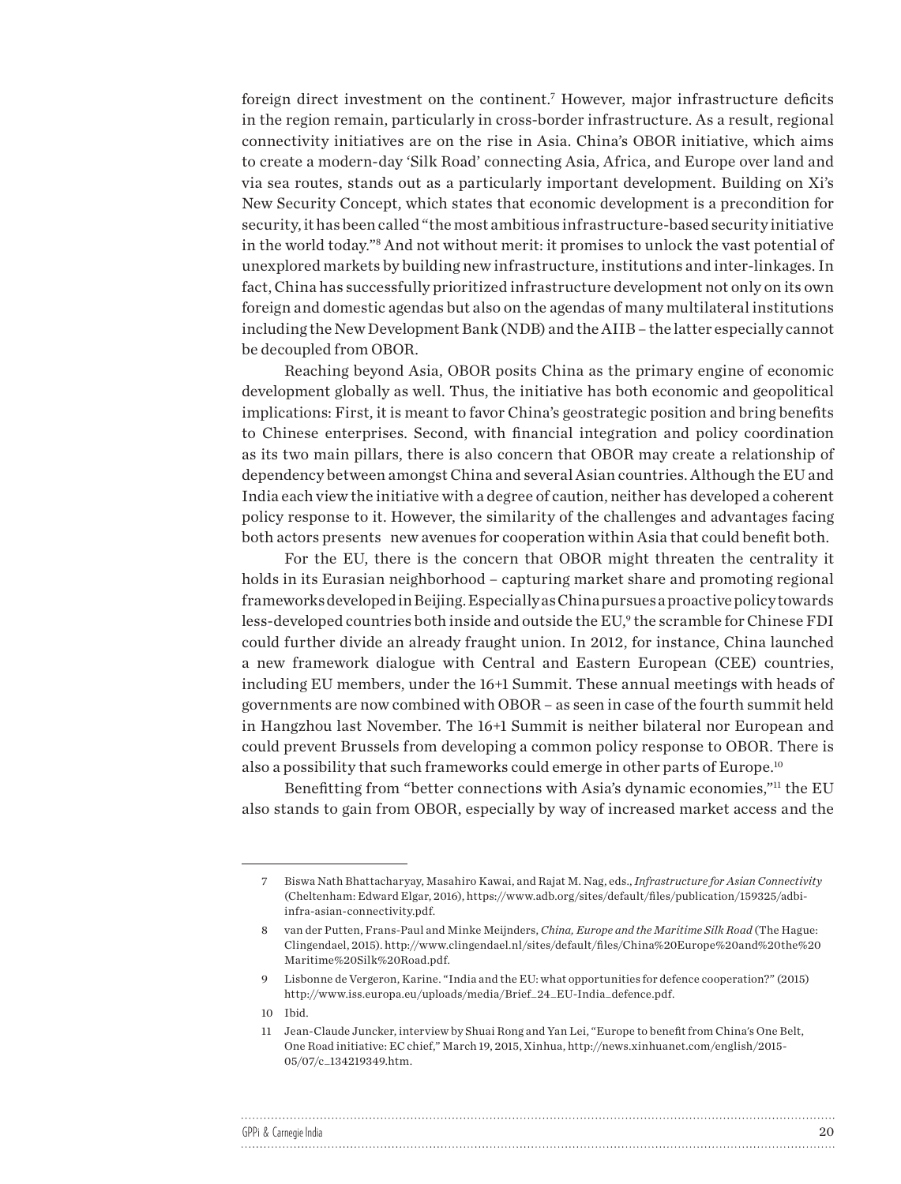foreign direct investment on the continent.[7] However, major infrastructure deficits in the region remain, particularly in cross-border infrastructure. As a result, regional connectivity initiatives are on the rise in Asia. China's OBOR initiative, which aims to create a modern-day 'Silk Road' connecting Asia, Africa, and Europe over land and via sea routes, stands out as a particularly important development. Building on Xi's New Security Concept, which states that economic development is a precondition for security, it has been called "the most ambitious infrastructure-based security initiative in the world today."[8] And not without merit: it promises to unlock the vast potential of unexplored markets by building new infrastructure, institutions and inter-linkages. In fact, China has successfully prioritized infrastructure development not only on its own foreign and domestic agendas but also on the agendas of many multilateral institutions including the New Development Bank (NDB) and the AIIB – the latter especially cannot be decoupled from OBOR.

Reaching beyond Asia, OBOR posits China as the primary engine of economic development globally as well. Thus, the initiative has both economic and geopolitical implications: First, it is meant to favor China's geostrategic position and bring benefits to Chinese enterprises. Second, with financial integration and policy coordination as its two main pillars, there is also concern that OBOR may create a relationship of dependency between amongst China and several Asian countries. Although the EU and India each view the initiative with a degree of caution, neither has developed a coherent policy response to it. However, the similarity of the challenges and advantages facing both actors presents new avenues for cooperation within Asia that could benefit both.

For the EU, there is the concern that OBOR might threaten the centrality it holds in its Eurasian neighborhood – capturing market share and promoting regional frameworks developed in Beijing. Especially as China pursues a proactive policy towards less-developed countries both inside and outside the EU,[9] the scramble for Chinese FDI could further divide an already fraught union. In 2012, for instance, China launched a new framework dialogue with Central and Eastern European (CEE) countries, including EU members, under the 16+1 Summit. These annual meetings with heads of governments are now combined with OBOR – as seen in case of the fourth summit held in Hangzhou last November. The 16+1 Summit is neither bilateral nor European and could prevent Brussels from developing a common policy response to OBOR. There is also a possibility that such frameworks could emerge in other parts of Europe.[10]

Benefitting from "better connections with Asia's dynamic economies,"[11] the EU also stands to gain from OBOR, especially by way of increased market access and the

---

7 Biswa Nath Bhattacharyay, Masahiro Kawai, and Rajat M. Nag, eds., *Infrastructure for Asian Connectivity* (Cheltenham: Edward Elgar, 2016), https://www.adb.org/sites/default/files/publication/159325/adbi-infra-asian-connectivity.pdf.

8 van der Putten, Frans-Paul and Minke Meijnders, *China, Europe and the Maritime Silk Road* (The Hague: Clingendael, 2015). http://www.clingendael.nl/sites/default/files/China%20Europe%20and%20the%20Maritime%20Silk%20Road.pdf.

9 Lisbonne de Vergeron, Karine. "India and the EU: what opportunities for defence cooperation?" (2015) http://www.iss.europa.eu/uploads/media/Brief_24_EU-India_defence.pdf.

10 Ibid.

11 Jean-Claude Juncker, interview by Shuai Rong and Yan Lei, "Europe to benefit from China's One Belt, One Road initiative: EC chief," March 19, 2015, Xinhua, http://news.xinhuanet.com/english/2015-05/07/c_134219349.htm.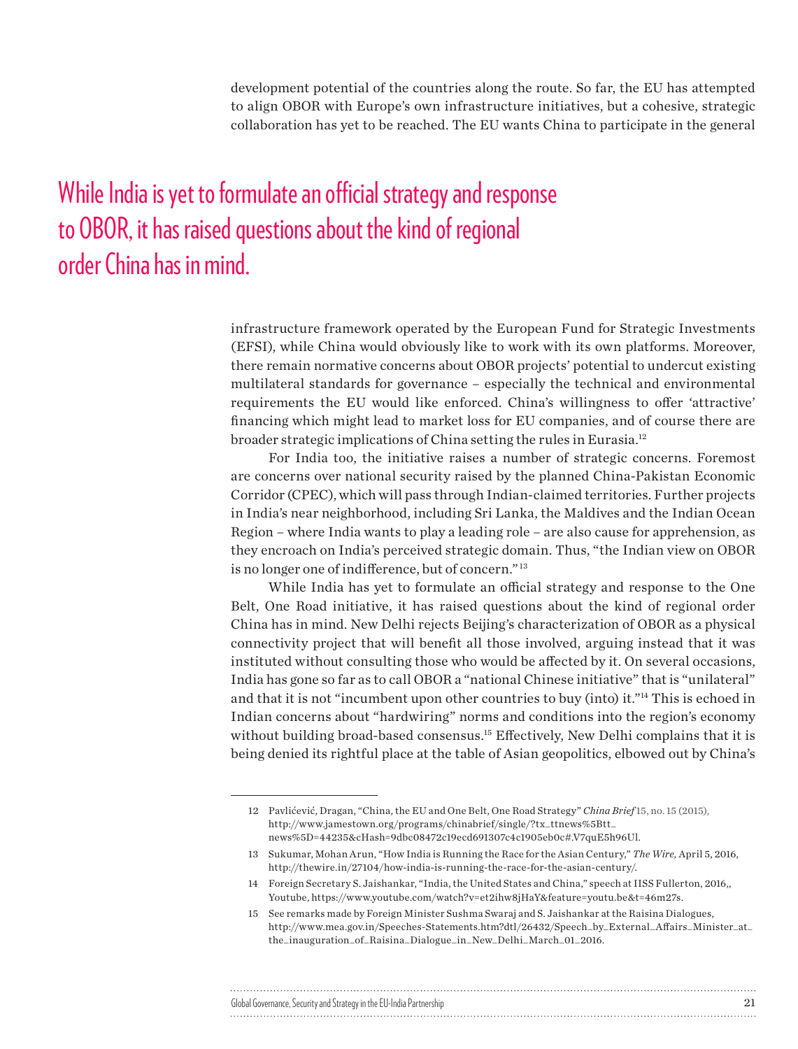development potential of the countries along the route. So far, the EU has attempted to align OBOR with Europe's own infrastructure initiatives, but a cohesive, strategic collaboration has yet to be reached. The EU wants China to participate in the general

> While India is yet to formulate an official strategy and response to OBOR, it has raised questions about the kind of regional order China has in mind.

infrastructure framework operated by the European Fund for Strategic Investments (EFSI), while China would obviously like to work with its own platforms. Moreover, there remain normative concerns about OBOR projects' potential to undercut existing multilateral standards for governance – especially the technical and environmental requirements the EU would like enforced. China's willingness to offer 'attractive' financing which might lead to market loss for EU companies, and of course there are broader strategic implications of China setting the rules in Eurasia.[12]

For India too, the initiative raises a number of strategic concerns. Foremost are concerns over national security raised by the planned China-Pakistan Economic Corridor (CPEC), which will pass through Indian-claimed territories. Further projects in India's near neighborhood, including Sri Lanka, the Maldives and the Indian Ocean Region – where India wants to play a leading role – are also cause for apprehension, as they encroach on India's perceived strategic domain. Thus, "the Indian view on OBOR is no longer one of indifference, but of concern."[13]

While India has yet to formulate an official strategy and response to the One Belt, One Road initiative, it has raised questions about the kind of regional order China has in mind. New Delhi rejects Beijing's characterization of OBOR as a physical connectivity project that will benefit all those involved, arguing instead that it was instituted without consulting those who would be affected by it. On several occasions, India has gone so far as to call OBOR a "national Chinese initiative" that is "unilateral" and that it is not "incumbent upon other countries to buy (into) it."[14] This is echoed in Indian concerns about "hardwiring" norms and conditions into the region's economy without building broad-based consensus.[15] Effectively, New Delhi complains that it is being denied its rightful place at the table of Asian geopolitics, elbowed out by China's

---

12 Pavlićević, Dragan, "China, the EU and One Belt, One Road Strategy" *China Brief* 15, no. 15 (2015), http://www.jamestown.org/programs/chinabrief/single/?tx_ttnews%5Btt_news%5D=44235&cHash=9dbc08472c19ecd691307c4c1905eb0c#.V7quE5h96Ul.

13 Sukumar, Mohan Arun, "How India is Running the Race for the Asian Century," *The Wire,* April 5, 2016, http://thewire.in/27104/how-india-is-running-the-race-for-the-asian-century/.

14 Foreign Secretary S. Jaishankar, "India, the United States and China," speech at IISS Fullerton, 2016,, Youtube, https://www.youtube.com/watch?v=et2ihw8jHaY&feature=youtu.be&t=46m27s.

15 See remarks made by Foreign Minister Sushma Swaraj and S. Jaishankar at the Raisina Dialogues, http://www.mea.gov.in/Speeches-Statements.htm?dtl/26432/Speech_by_External_Affairs_Minister_at_the_inauguration_of_Raisina_Dialogue_in_New_Delhi_March_01_2016.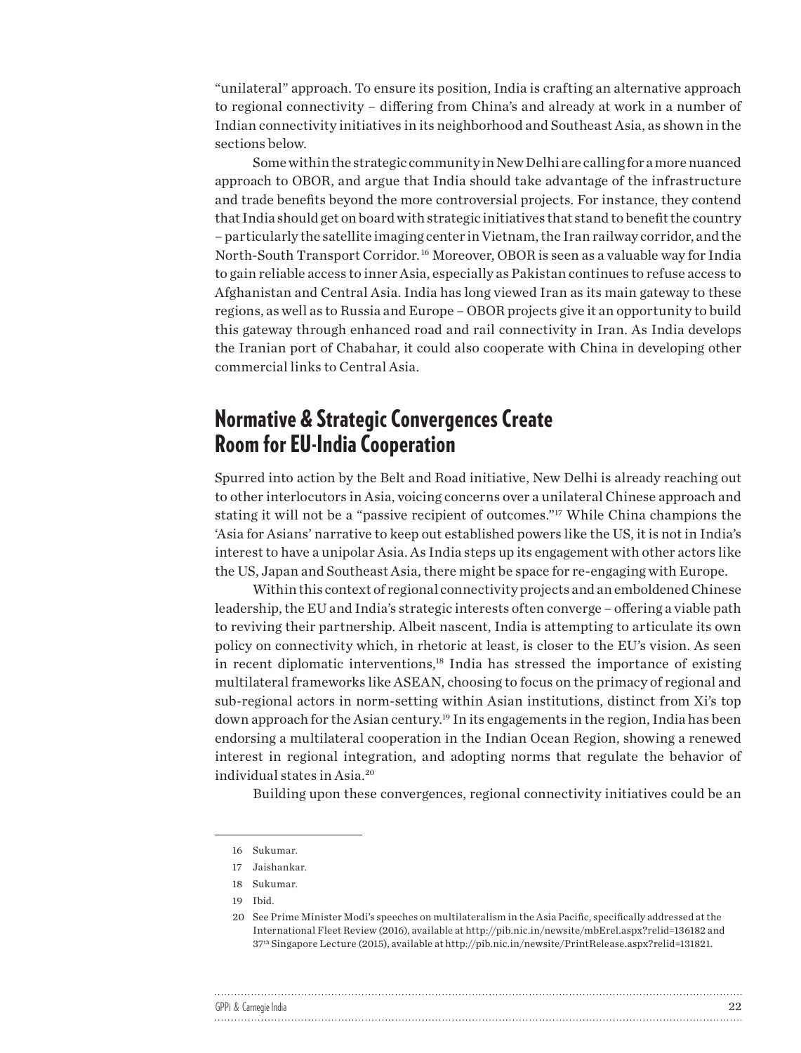"unilateral" approach. To ensure its position, India is crafting an alternative approach to regional connectivity – differing from China's and already at work in a number of Indian connectivity initiatives in its neighborhood and Southeast Asia, as shown in the sections below.

Some within the strategic community in New Delhi are calling for a more nuanced approach to OBOR, and argue that India should take advantage of the infrastructure and trade benefits beyond the more controversial projects. For instance, they contend that India should get on board with strategic initiatives that stand to benefit the country – particularly the satellite imaging center in Vietnam, the Iran railway corridor, and the North-South Transport Corridor.[16] Moreover, OBOR is seen as a valuable way for India to gain reliable access to inner Asia, especially as Pakistan continues to refuse access to Afghanistan and Central Asia. India has long viewed Iran as its main gateway to these regions, as well as to Russia and Europe – OBOR projects give it an opportunity to build this gateway through enhanced road and rail connectivity in Iran. As India develops the Iranian port of Chabahar, it could also cooperate with China in developing other commercial links to Central Asia.

## Normative & Strategic Convergences Create Room for EU-India Cooperation

Spurred into action by the Belt and Road initiative, New Delhi is already reaching out to other interlocutors in Asia, voicing concerns over a unilateral Chinese approach and stating it will not be a "passive recipient of outcomes."[17] While China champions the 'Asia for Asians' narrative to keep out established powers like the US, it is not in India's interest to have a unipolar Asia. As India steps up its engagement with other actors like the US, Japan and Southeast Asia, there might be space for re-engaging with Europe.

Within this context of regional connectivity projects and an emboldened Chinese leadership, the EU and India's strategic interests often converge – offering a viable path to reviving their partnership. Albeit nascent, India is attempting to articulate its own policy on connectivity which, in rhetoric at least, is closer to the EU's vision. As seen in recent diplomatic interventions,[18] India has stressed the importance of existing multilateral frameworks like ASEAN, choosing to focus on the primacy of regional and sub-regional actors in norm-setting within Asian institutions, distinct from Xi's top down approach for the Asian century.[19] In its engagements in the region, India has been endorsing a multilateral cooperation in the Indian Ocean Region, showing a renewed interest in regional integration, and adopting norms that regulate the behavior of individual states in Asia.[20]

Building upon these convergences, regional connectivity initiatives could be an

---

16 Sukumar.

17 Jaishankar.

18 Sukumar.

19 Ibid.

20 See Prime Minister Modi's speeches on multilateralism in the Asia Pacific, specifically addressed at the International Fleet Review (2016), available at http://pib.nic.in/newsite/mbErel.aspx?relid=136182 and 37th Singapore Lecture (2015), available at http://pib.nic.in/newsite/PrintRelease.aspx?relid=131821.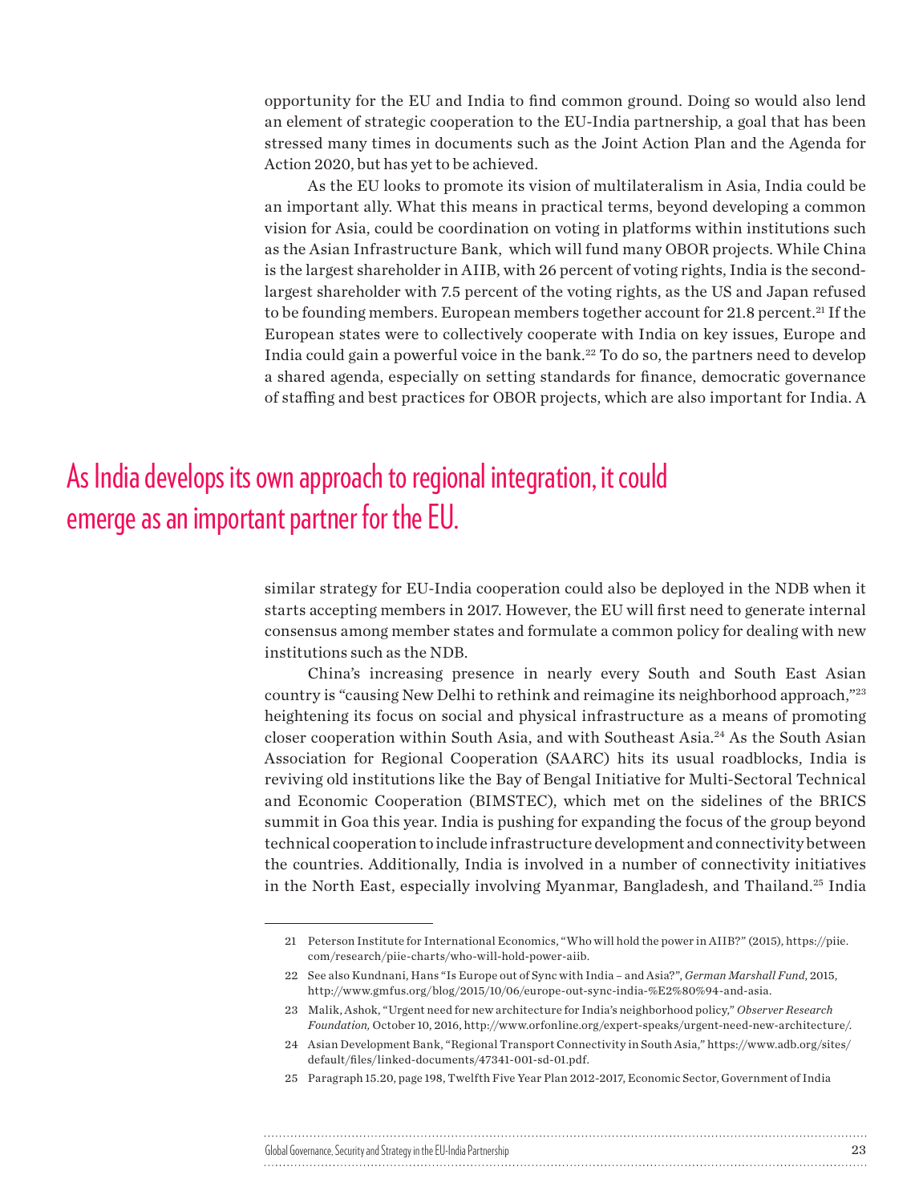opportunity for the EU and India to find common ground. Doing so would also lend an element of strategic cooperation to the EU-India partnership, a goal that has been stressed many times in documents such as the Joint Action Plan and the Agenda for Action 2020, but has yet to be achieved.

As the EU looks to promote its vision of multilateralism in Asia, India could be an important ally. What this means in practical terms, beyond developing a common vision for Asia, could be coordination on voting in platforms within institutions such as the Asian Infrastructure Bank, which will fund many OBOR projects. While China is the largest shareholder in AIIB, with 26 percent of voting rights, India is the second-largest shareholder with 7.5 percent of the voting rights, as the US and Japan refused to be founding members. European members together account for 21.8 percent.[21] If the European states were to collectively cooperate with India on key issues, Europe and India could gain a powerful voice in the bank.[22] To do so, the partners need to develop a shared agenda, especially on setting standards for finance, democratic governance of staffing and best practices for OBOR projects, which are also important for India. A similar strategy for EU-India cooperation could also be deployed in the NDB when it starts accepting members in 2017. However, the EU will first need to generate internal consensus among member states and formulate a common policy for dealing with new institutions such as the NDB.

> As India develops its own approach to regional integration, it could emerge as an important partner for the EU.

China's increasing presence in nearly every South and South East Asian country is "causing New Delhi to rethink and reimagine its neighborhood approach,"[23] heightening its focus on social and physical infrastructure as a means of promoting closer cooperation within South Asia, and with Southeast Asia.[24] As the South Asian Association for Regional Cooperation (SAARC) hits its usual roadblocks, India is reviving old institutions like the Bay of Bengal Initiative for Multi-Sectoral Technical and Economic Cooperation (BIMSTEC), which met on the sidelines of the BRICS summit in Goa this year. India is pushing for expanding the focus of the group beyond technical cooperation to include infrastructure development and connectivity between the countries. Additionally, India is involved in a number of connectivity initiatives in the North East, especially involving Myanmar, Bangladesh, and Thailand.[25] India

---

21 Peterson Institute for International Economics, "Who will hold the power in AIIB?" (2015), https://piie.com/research/piie-charts/who-will-hold-power-aiib.

22 See also Kundnani, Hans "Is Europe out of Sync with India – and Asia?", *German Marshall Fund*, 2015, http://www.gmfus.org/blog/2015/10/06/europe-out-sync-india-%E2%80%94-and-asia.

23 Malik, Ashok, "Urgent need for new architecture for India's neighborhood policy," *Observer Research Foundation,* October 10, 2016, http://www.orfonline.org/expert-speaks/urgent-need-new-architecture/.

24 Asian Development Bank, "Regional Transport Connectivity in South Asia," https://www.adb.org/sites/default/files/linked-documents/47341-001-sd-01.pdf.

25 Paragraph 15.20, page 198, Twelfth Five Year Plan 2012-2017, Economic Sector, Government of India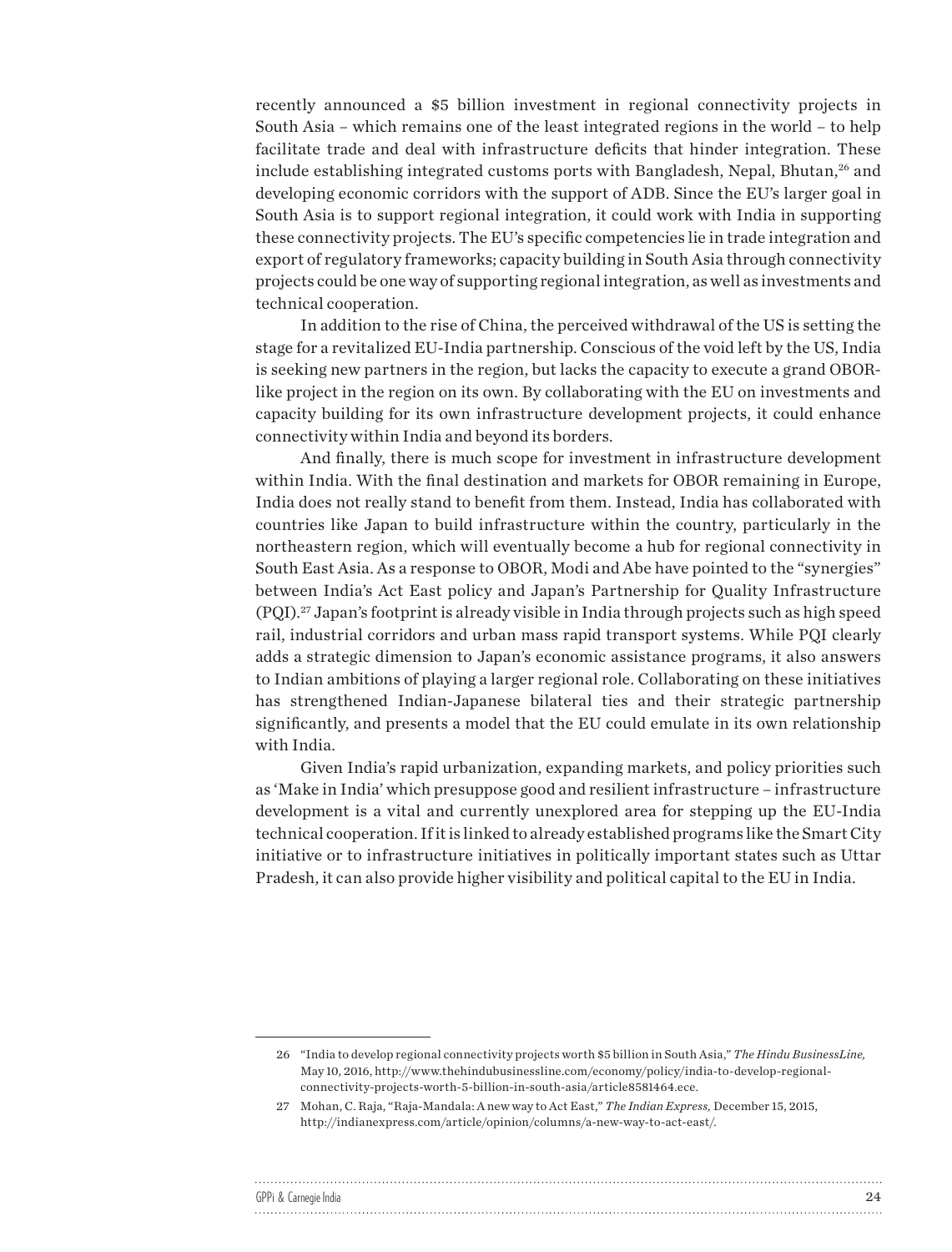recently announced a $5 billion investment in regional connectivity projects in South Asia – which remains one of the least integrated regions in the world – to help facilitate trade and deal with infrastructure deficits that hinder integration. These include establishing integrated customs ports with Bangladesh, Nepal, Bhutan,[26] and developing economic corridors with the support of ADB. Since the EU's larger goal in South Asia is to support regional integration, it could work with India in supporting these connectivity projects. The EU's specific competencies lie in trade integration and export of regulatory frameworks; capacity building in South Asia through connectivity projects could be one way of supporting regional integration, as well as investments and technical cooperation.

In addition to the rise of China, the perceived withdrawal of the US is setting the stage for a revitalized EU-India partnership. Conscious of the void left by the US, India is seeking new partners in the region, but lacks the capacity to execute a grand OBOR-like project in the region on its own. By collaborating with the EU on investments and capacity building for its own infrastructure development projects, it could enhance connectivity within India and beyond its borders.

And finally, there is much scope for investment in infrastructure development within India. With the final destination and markets for OBOR remaining in Europe, India does not really stand to benefit from them. Instead, India has collaborated with countries like Japan to build infrastructure within the country, particularly in the northeastern region, which will eventually become a hub for regional connectivity in South East Asia. As a response to OBOR, Modi and Abe have pointed to the "synergies" between India's Act East policy and Japan's Partnership for Quality Infrastructure (PQI).[27] Japan's footprint is already visible in India through projects such as high speed rail, industrial corridors and urban mass rapid transport systems. While PQI clearly adds a strategic dimension to Japan's economic assistance programs, it also answers to Indian ambitions of playing a larger regional role. Collaborating on these initiatives has strengthened Indian-Japanese bilateral ties and their strategic partnership significantly, and presents a model that the EU could emulate in its own relationship with India.

Given India's rapid urbanization, expanding markets, and policy priorities such as 'Make in India' which presuppose good and resilient infrastructure – infrastructure development is a vital and currently unexplored area for stepping up the EU-India technical cooperation. If it is linked to already established programs like the Smart City initiative or to infrastructure initiatives in politically important states such as Uttar Pradesh, it can also provide higher visibility and political capital to the EU in India.

---

26 "India to develop regional connectivity projects worth $5 billion in South Asia," *The Hindu BusinessLine,* May 10, 2016, http://www.thehindubusinessline.com/economy/policy/india-to-develop-regional-connectivity-projects-worth-5-billion-in-south-asia/article8581464.ece.

27 Mohan, C. Raja, "Raja-Mandala: A new way to Act East," *The Indian Express,* December 15, 2015, http://indianexpress.com/article/opinion/columns/a-new-way-to-act-east/.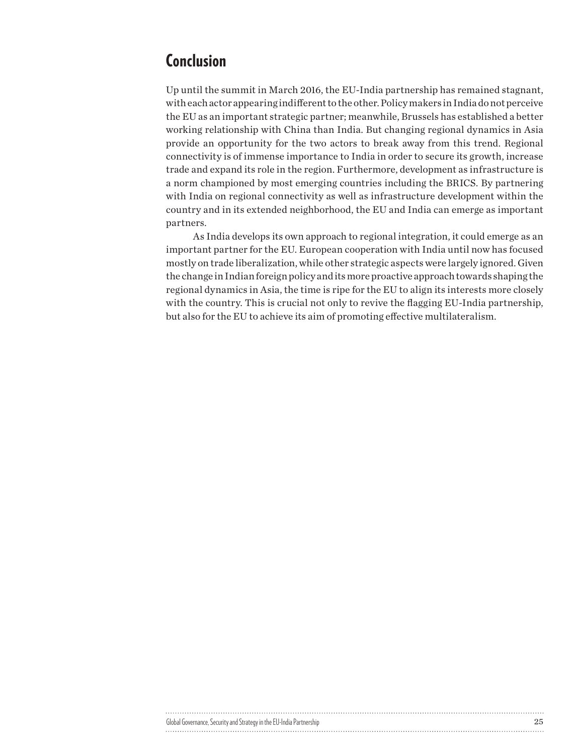## Conclusion

Up until the summit in March 2016, the EU-India partnership has remained stagnant, with each actor appearing indifferent to the other. Policy makers in India do not perceive the EU as an important strategic partner; meanwhile, Brussels has established a better working relationship with China than India. But changing regional dynamics in Asia provide an opportunity for the two actors to break away from this trend. Regional connectivity is of immense importance to India in order to secure its growth, increase trade and expand its role in the region. Furthermore, development as infrastructure is a norm championed by most emerging countries including the BRICS. By partnering with India on regional connectivity as well as infrastructure development within the country and in its extended neighborhood, the EU and India can emerge as important partners.

As India develops its own approach to regional integration, it could emerge as an important partner for the EU. European cooperation with India until now has focused mostly on trade liberalization, while other strategic aspects were largely ignored. Given the change in Indian foreign policy and its more proactive approach towards shaping the regional dynamics in Asia, the time is ripe for the EU to align its interests more closely with the country. This is crucial not only to revive the flagging EU-India partnership, but also for the EU to achieve its aim of promoting effective multilateralism.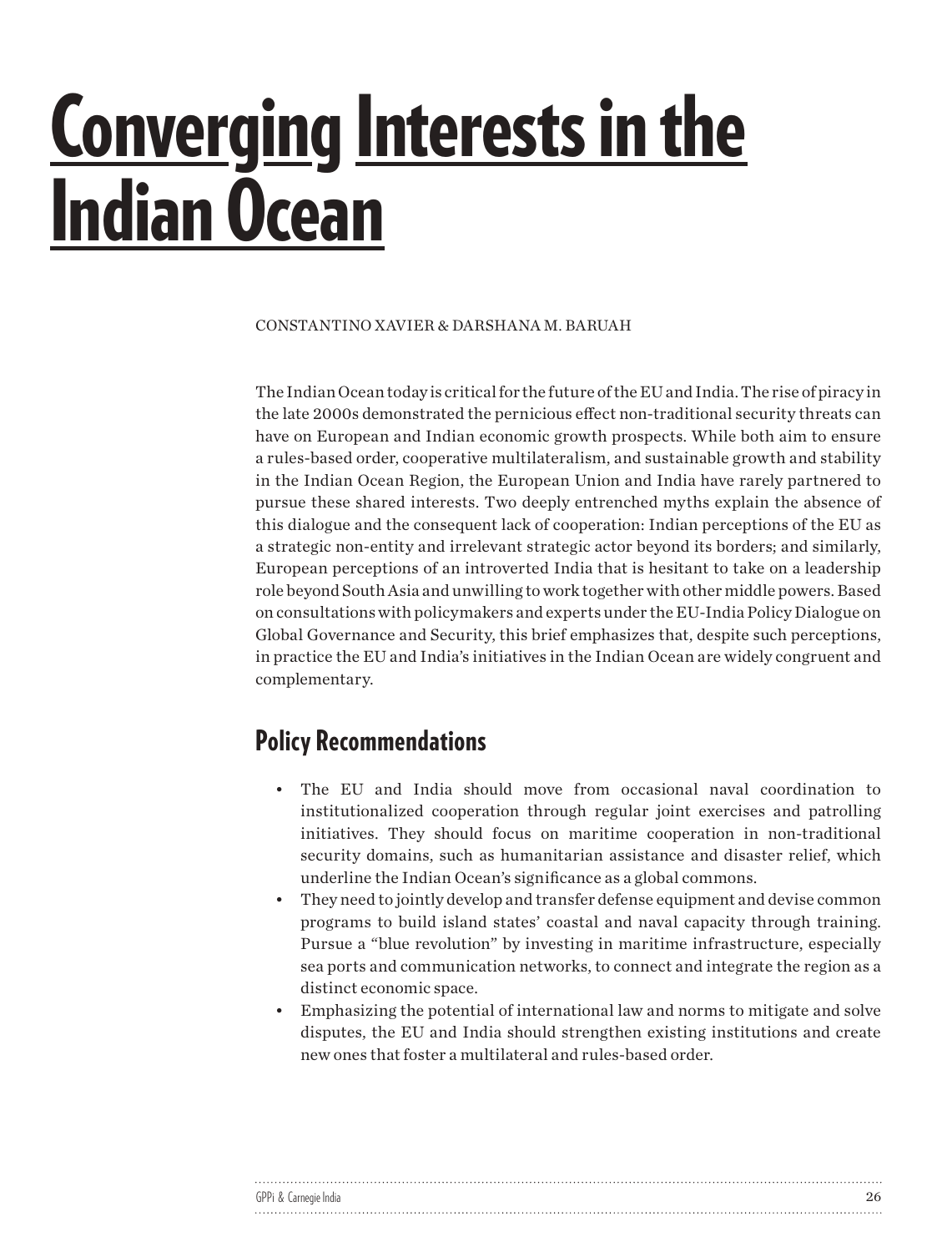# Converging Interests in the Indian Ocean

CONSTANTINO XAVIER & DARSHANA M. BARUAH

The Indian Ocean today is critical for the future of the EU and India. The rise of piracy in the late 2000s demonstrated the pernicious effect non-traditional security threats can have on European and Indian economic growth prospects. While both aim to ensure a rules-based order, cooperative multilateralism, and sustainable growth and stability in the Indian Ocean Region, the European Union and India have rarely partnered to pursue these shared interests. Two deeply entrenched myths explain the absence of this dialogue and the consequent lack of cooperation: Indian perceptions of the EU as a strategic non-entity and irrelevant strategic actor beyond its borders; and similarly, European perceptions of an introverted India that is hesitant to take on a leadership role beyond South Asia and unwilling to work together with other middle powers. Based on consultations with policymakers and experts under the EU-India Policy Dialogue on Global Governance and Security, this brief emphasizes that, despite such perceptions, in practice the EU and India's initiatives in the Indian Ocean are widely congruent and complementary.

## Policy Recommendations

- The EU and India should move from occasional naval coordination to institutionalized cooperation through regular joint exercises and patrolling initiatives. They should focus on maritime cooperation in non-traditional security domains, such as humanitarian assistance and disaster relief, which underline the Indian Ocean's significance as a global commons.
- They need to jointly develop and transfer defense equipment and devise common programs to build island states' coastal and naval capacity through training. Pursue a "blue revolution" by investing in maritime infrastructure, especially sea ports and communication networks, to connect and integrate the region as a distinct economic space.
- Emphasizing the potential of international law and norms to mitigate and solve disputes, the EU and India should strengthen existing institutions and create new ones that foster a multilateral and rules-based order.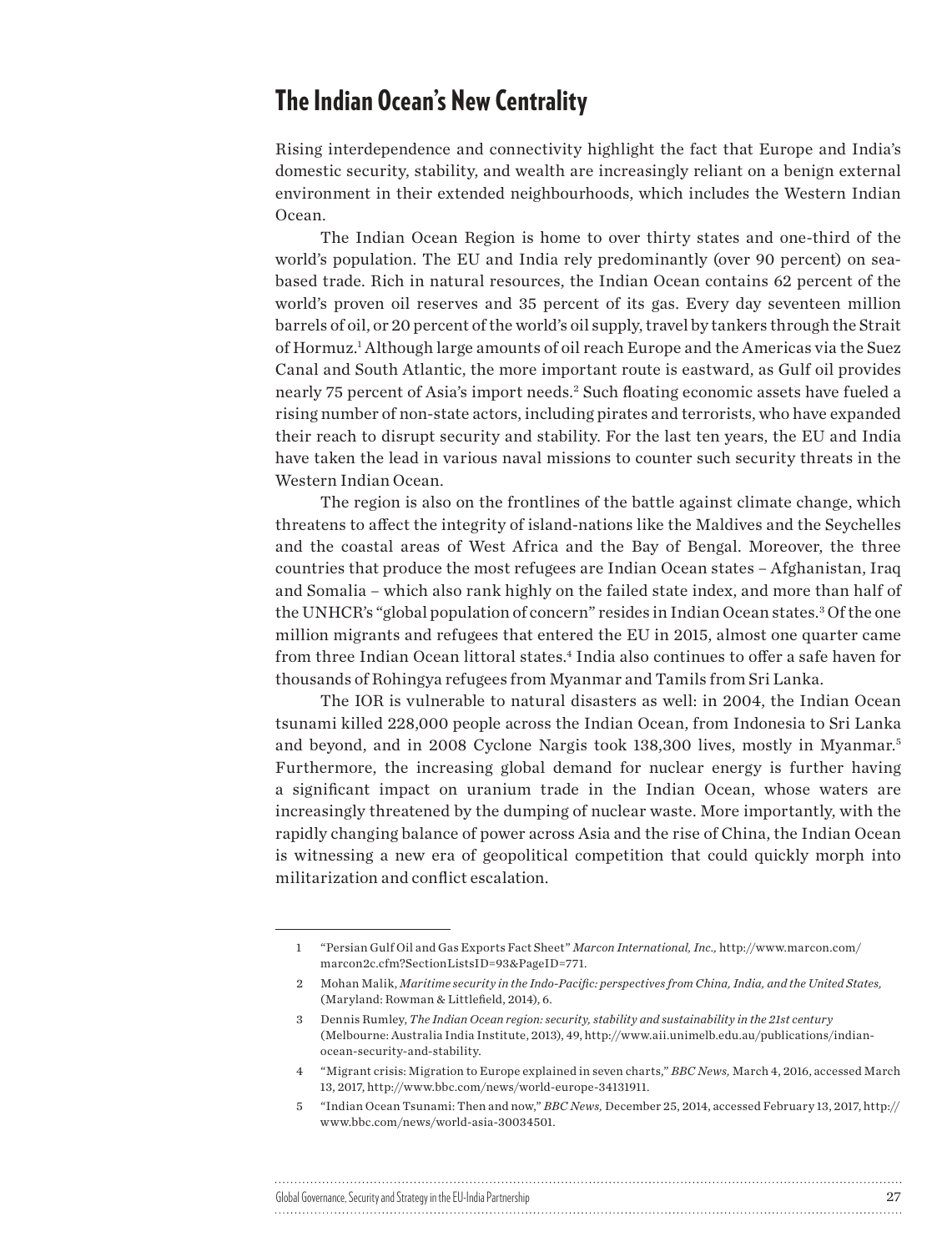## The Indian Ocean's New Centrality

Rising interdependence and connectivity highlight the fact that Europe and India's domestic security, stability, and wealth are increasingly reliant on a benign external environment in their extended neighbourhoods, which includes the Western Indian Ocean.

The Indian Ocean Region is home to over thirty states and one-third of the world's population. The EU and India rely predominantly (over 90 percent) on sea-based trade. Rich in natural resources, the Indian Ocean contains 62 percent of the world's proven oil reserves and 35 percent of its gas. Every day seventeen million barrels of oil, or 20 percent of the world's oil supply, travel by tankers through the Strait of Hormuz.[1] Although large amounts of oil reach Europe and the Americas via the Suez Canal and South Atlantic, the more important route is eastward, as Gulf oil provides nearly 75 percent of Asia's import needs.[2] Such floating economic assets have fueled a rising number of non-state actors, including pirates and terrorists, who have expanded their reach to disrupt security and stability. For the last ten years, the EU and India have taken the lead in various naval missions to counter such security threats in the Western Indian Ocean.

The region is also on the frontlines of the battle against climate change, which threatens to affect the integrity of island-nations like the Maldives and the Seychelles and the coastal areas of West Africa and the Bay of Bengal. Moreover, the three countries that produce the most refugees are Indian Ocean states – Afghanistan, Iraq and Somalia – which also rank highly on the failed state index, and more than half of the UNHCR's "global population of concern" resides in Indian Ocean states.[3] Of the one million migrants and refugees that entered the EU in 2015, almost one quarter came from three Indian Ocean littoral states.[4] India also continues to offer a safe haven for thousands of Rohingya refugees from Myanmar and Tamils from Sri Lanka.

The IOR is vulnerable to natural disasters as well: in 2004, the Indian Ocean tsunami killed 228,000 people across the Indian Ocean, from Indonesia to Sri Lanka and beyond, and in 2008 Cyclone Nargis took 138,300 lives, mostly in Myanmar.[5] Furthermore, the increasing global demand for nuclear energy is further having a significant impact on uranium trade in the Indian Ocean, whose waters are increasingly threatened by the dumping of nuclear waste. More importantly, with the rapidly changing balance of power across Asia and the rise of China, the Indian Ocean is witnessing a new era of geopolitical competition that could quickly morph into militarization and conflict escalation.

---

1 "Persian Gulf Oil and Gas Exports Fact Sheet" *Marcon International, Inc.,* http://www.marcon.com/marcon2c.cfm?SectionListsID=93&PageID=771.

2 Mohan Malik, *Maritime security in the Indo-Pacific: perspectives from China, India, and the United States,* (Maryland: Rowman & Littlefield, 2014), 6.

3 Dennis Rumley, *The Indian Ocean region: security, stability and sustainability in the 21st century* (Melbourne: Australia India Institute, 2013), 49, http://www.aii.unimelb.edu.au/publications/indian-ocean-security-and-stability.

4 "Migrant crisis: Migration to Europe explained in seven charts," *BBC News,* March 4, 2016, accessed March 13, 2017, http://www.bbc.com/news/world-europe-34131911.

5 "Indian Ocean Tsunami: Then and now," *BBC News,* December 25, 2014, accessed February 13, 2017, http://www.bbc.com/news/world-asia-30034501.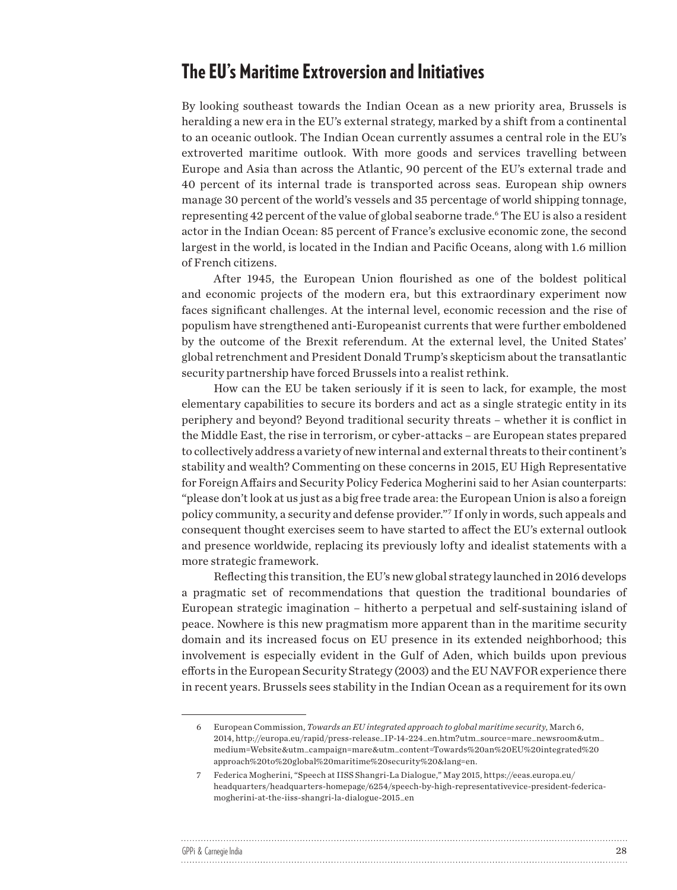## The EU's Maritime Extroversion and Initiatives

By looking southeast towards the Indian Ocean as a new priority area, Brussels is heralding a new era in the EU's external strategy, marked by a shift from a continental to an oceanic outlook. The Indian Ocean currently assumes a central role in the EU's extroverted maritime outlook. With more goods and services travelling between Europe and Asia than across the Atlantic, 90 percent of the EU's external trade and 40 percent of its internal trade is transported across seas. European ship owners manage 30 percent of the world's vessels and 35 percentage of world shipping tonnage, representing 42 percent of the value of global seaborne trade.[6] The EU is also a resident actor in the Indian Ocean: 85 percent of France's exclusive economic zone, the second largest in the world, is located in the Indian and Pacific Oceans, along with 1.6 million of French citizens.

After 1945, the European Union flourished as one of the boldest political and economic projects of the modern era, but this extraordinary experiment now faces significant challenges. At the internal level, economic recession and the rise of populism have strengthened anti-Europeanist currents that were further emboldened by the outcome of the Brexit referendum. At the external level, the United States' global retrenchment and President Donald Trump's skepticism about the transatlantic security partnership have forced Brussels into a realist rethink.

How can the EU be taken seriously if it is seen to lack, for example, the most elementary capabilities to secure its borders and act as a single strategic entity in its periphery and beyond? Beyond traditional security threats – whether it is conflict in the Middle East, the rise in terrorism, or cyber-attacks – are European states prepared to collectively address a variety of new internal and external threats to their continent's stability and wealth? Commenting on these concerns in 2015, EU High Representative for Foreign Affairs and Security Policy Federica Mogherini said to her Asian counterparts: "please don't look at us just as a big free trade area: the European Union is also a foreign policy community, a security and defense provider."[7] If only in words, such appeals and consequent thought exercises seem to have started to affect the EU's external outlook and presence worldwide, replacing its previously lofty and idealist statements with a more strategic framework.

Reflecting this transition, the EU's new global strategy launched in 2016 develops a pragmatic set of recommendations that question the traditional boundaries of European strategic imagination – hitherto a perpetual and self-sustaining island of peace. Nowhere is this new pragmatism more apparent than in the maritime security domain and its increased focus on EU presence in its extended neighborhood; this involvement is especially evident in the Gulf of Aden, which builds upon previous efforts in the European Security Strategy (2003) and the EU NAVFOR experience there in recent years. Brussels sees stability in the Indian Ocean as a requirement for its own

---

6 European Commission, *Towards an EU integrated approach to global maritime security*, March 6, 2014, http://europa.eu/rapid/press-release_IP-14-224_en.htm?utm_source=mare_newsroom&utm_medium=Website&utm_campaign=mare&utm_content=Towards%20an%20EU%20integrated%20approach%20to%20global%20maritime%20security%20&lang=en.

7 Federica Mogherini, "Speech at IISS Shangri-La Dialogue," May 2015, https://eeas.europa.eu/headquarters/headquarters-homepage/6254/speech-by-high-representativevice-president-federica-mogherini-at-the-iiss-shangri-la-dialogue-2015_en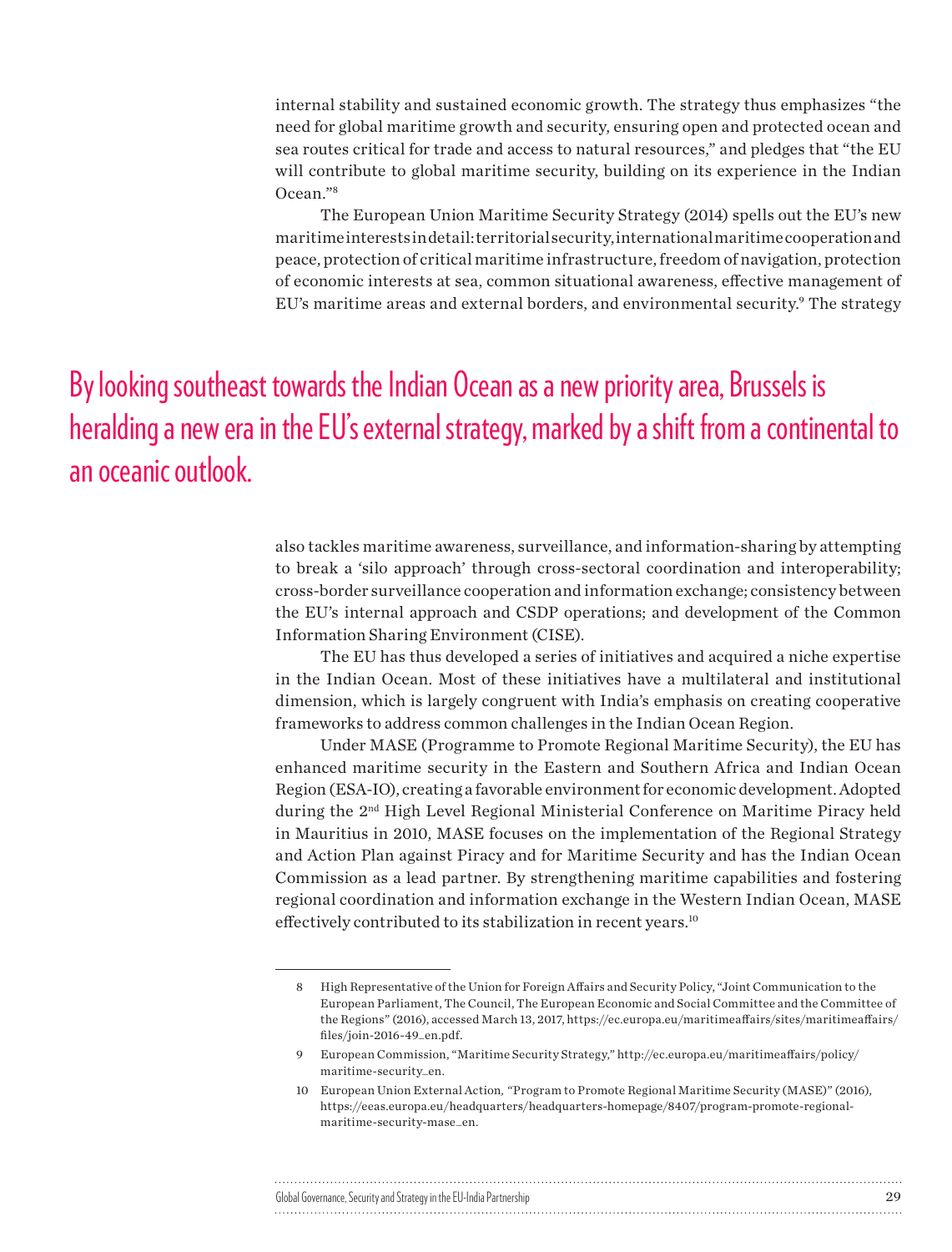internal stability and sustained economic growth. The strategy thus emphasizes "the need for global maritime growth and security, ensuring open and protected ocean and sea routes critical for trade and access to natural resources," and pledges that "the EU will contribute to global maritime security, building on its experience in the Indian Ocean."[8]

The European Union Maritime Security Strategy (2014) spells out the EU's new maritime interests in detail: territorial security, international maritime cooperation and peace, protection of critical maritime infrastructure, freedom of navigation, protection of economic interests at sea, common situational awareness, effective management of EU's maritime areas and external borders, and environmental security.[9] The strategy also tackles maritime awareness, surveillance, and information-sharing by attempting to break a 'silo approach' through cross-sectoral coordination and interoperability; cross-border surveillance cooperation and information exchange; consistency between the EU's internal approach and CSDP operations; and development of the Common Information Sharing Environment (CISE).

> By looking southeast towards the Indian Ocean as a new priority area, Brussels is heralding a new era in the EU's external strategy, marked by a shift from a continental to an oceanic outlook.

The EU has thus developed a series of initiatives and acquired a niche expertise in the Indian Ocean. Most of these initiatives have a multilateral and institutional dimension, which is largely congruent with India's emphasis on creating cooperative frameworks to address common challenges in the Indian Ocean Region.

Under MASE (Programme to Promote Regional Maritime Security), the EU has enhanced maritime security in the Eastern and Southern Africa and Indian Ocean Region (ESA-IO), creating a favorable environment for economic development. Adopted during the 2nd High Level Regional Ministerial Conference on Maritime Piracy held in Mauritius in 2010, MASE focuses on the implementation of the Regional Strategy and Action Plan against Piracy and for Maritime Security and has the Indian Ocean Commission as a lead partner. By strengthening maritime capabilities and fostering regional coordination and information exchange in the Western Indian Ocean, MASE effectively contributed to its stabilization in recent years.[10]

---

8 High Representative of the Union for Foreign Affairs and Security Policy, "Joint Communication to the European Parliament, The Council, The European Economic and Social Committee and the Committee of the Regions" (2016), accessed March 13, 2017, https://ec.europa.eu/maritimeaffairs/sites/maritimeaffairs/files/join-2016-49_en.pdf.

9 European Commission, "Maritime Security Strategy," http://ec.europa.eu/maritimeaffairs/policy/maritime-security_en.

10 European Union External Action, "Program to Promote Regional Maritime Security (MASE)" (2016), https://eeas.europa.eu/headquarters/headquarters-homepage/8407/program-promote-regional-maritime-security-mase_en.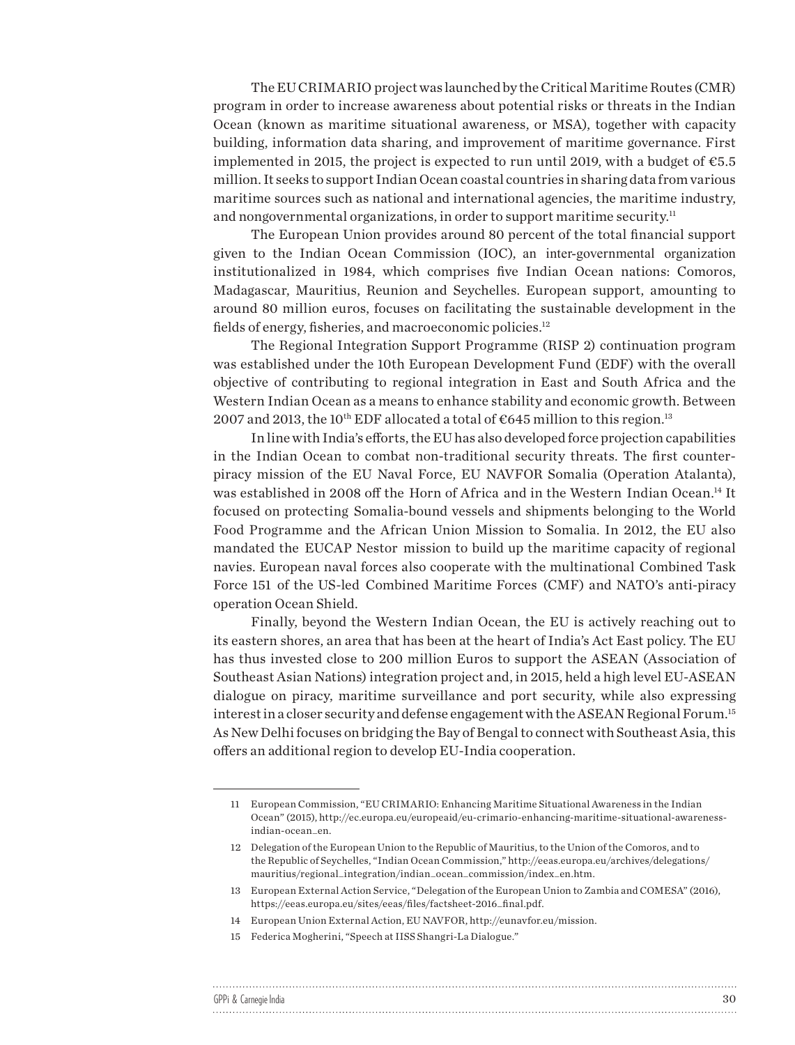The EU CRIMARIO project was launched by the Critical Maritime Routes (CMR) program in order to increase awareness about potential risks or threats in the Indian Ocean (known as maritime situational awareness, or MSA), together with capacity building, information data sharing, and improvement of maritime governance. First implemented in 2015, the project is expected to run until 2019, with a budget of €5.5 million. It seeks to support Indian Ocean coastal countries in sharing data from various maritime sources such as national and international agencies, the maritime industry, and nongovernmental organizations, in order to support maritime security.[11]

The European Union provides around 80 percent of the total financial support given to the Indian Ocean Commission (IOC), an inter-governmental organization institutionalized in 1984, which comprises five Indian Ocean nations: Comoros, Madagascar, Mauritius, Reunion and Seychelles. European support, amounting to around 80 million euros, focuses on facilitating the sustainable development in the fields of energy, fisheries, and macroeconomic policies.[12]

The Regional Integration Support Programme (RISP 2) continuation program was established under the 10th European Development Fund (EDF) with the overall objective of contributing to regional integration in East and South Africa and the Western Indian Ocean as a means to enhance stability and economic growth. Between 2007 and 2013, the 10th EDF allocated a total of €645 million to this region.[13]

In line with India's efforts, the EU has also developed force projection capabilities in the Indian Ocean to combat non-traditional security threats. The first counter-piracy mission of the EU Naval Force, EU NAVFOR Somalia (Operation Atalanta), was established in 2008 off the Horn of Africa and in the Western Indian Ocean.[14] It focused on protecting Somalia-bound vessels and shipments belonging to the World Food Programme and the African Union Mission to Somalia. In 2012, the EU also mandated the EUCAP Nestor mission to build up the maritime capacity of regional navies. European naval forces also cooperate with the multinational Combined Task Force 151 of the US-led Combined Maritime Forces (CMF) and NATO's anti-piracy operation Ocean Shield.

Finally, beyond the Western Indian Ocean, the EU is actively reaching out to its eastern shores, an area that has been at the heart of India's Act East policy. The EU has thus invested close to 200 million Euros to support the ASEAN (Association of Southeast Asian Nations) integration project and, in 2015, held a high level EU-ASEAN dialogue on piracy, maritime surveillance and port security, while also expressing interest in a closer security and defense engagement with the ASEAN Regional Forum.[15] As New Delhi focuses on bridging the Bay of Bengal to connect with Southeast Asia, this offers an additional region to develop EU-India cooperation.

---

11 European Commission, "EU CRIMARIO: Enhancing Maritime Situational Awareness in the Indian Ocean" (2015), http://ec.europa.eu/europeaid/eu-crimario-enhancing-maritime-situational-awareness-indian-ocean_en.

12 Delegation of the European Union to the Republic of Mauritius, to the Union of the Comoros, and to the Republic of Seychelles, "Indian Ocean Commission," http://eeas.europa.eu/archives/delegations/mauritius/regional_integration/indian_ocean_commission/index_en.htm.

13 European External Action Service, "Delegation of the European Union to Zambia and COMESA" (2016), https://eeas.europa.eu/sites/eeas/files/factsheet-2016_final.pdf.

14 European Union External Action, EU NAVFOR, http://eunavfor.eu/mission.

15 Federica Mogherini, "Speech at IISS Shangri-La Dialogue."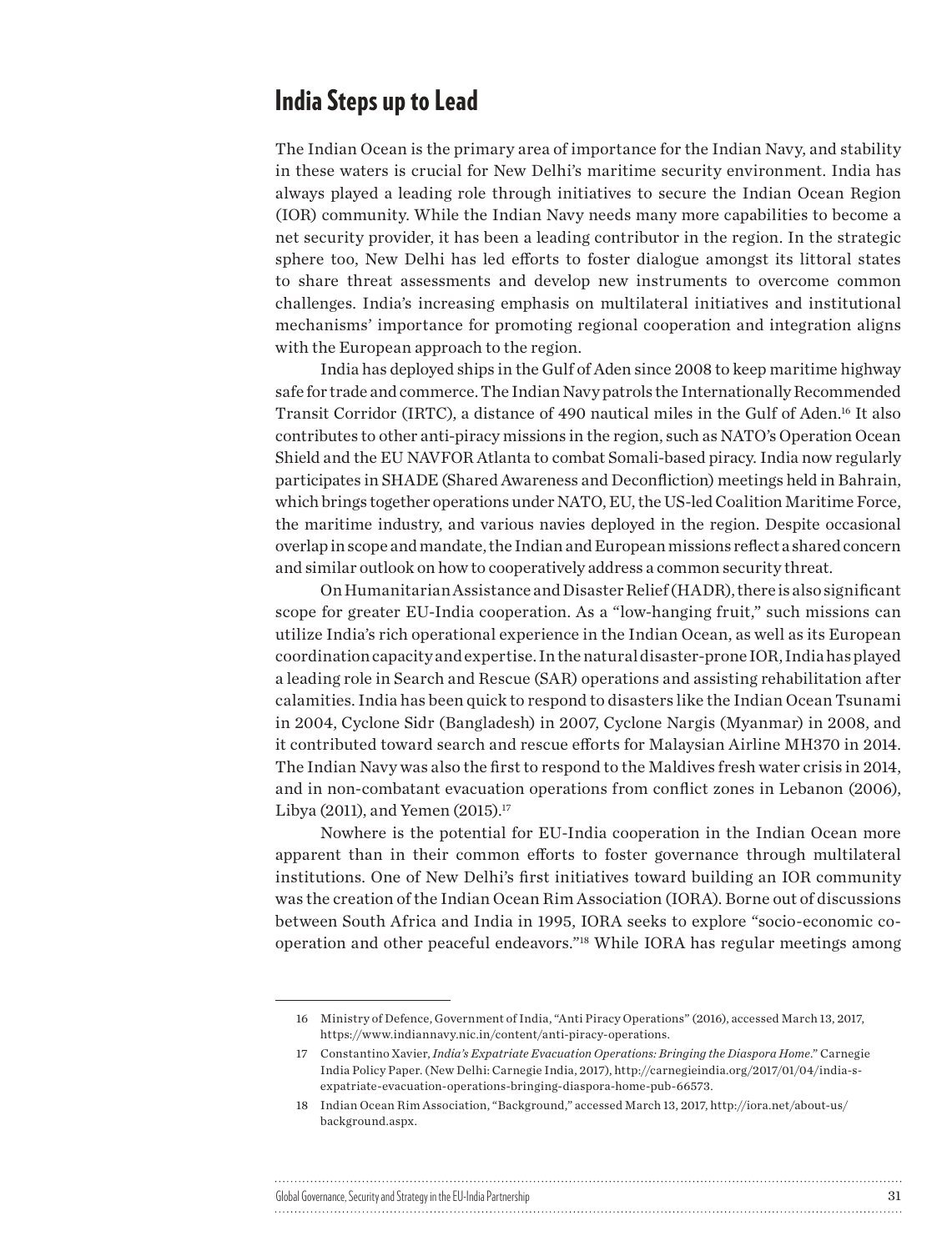## India Steps up to Lead

The Indian Ocean is the primary area of importance for the Indian Navy, and stability in these waters is crucial for New Delhi's maritime security environment. India has always played a leading role through initiatives to secure the Indian Ocean Region (IOR) community. While the Indian Navy needs many more capabilities to become a net security provider, it has been a leading contributor in the region. In the strategic sphere too, New Delhi has led efforts to foster dialogue amongst its littoral states to share threat assessments and develop new instruments to overcome common challenges. India's increasing emphasis on multilateral initiatives and institutional mechanisms' importance for promoting regional cooperation and integration aligns with the European approach to the region.

India has deployed ships in the Gulf of Aden since 2008 to keep maritime highway safe for trade and commerce. The Indian Navy patrols the Internationally Recommended Transit Corridor (IRTC), a distance of 490 nautical miles in the Gulf of Aden.[16] It also contributes to other anti-piracy missions in the region, such as NATO's Operation Ocean Shield and the EU NAVFOR Atlanta to combat Somali-based piracy. India now regularly participates in SHADE (Shared Awareness and Deconfliction) meetings held in Bahrain, which brings together operations under NATO, EU, the US-led Coalition Maritime Force, the maritime industry, and various navies deployed in the region. Despite occasional overlap in scope and mandate, the Indian and European missions reflect a shared concern and similar outlook on how to cooperatively address a common security threat.

On Humanitarian Assistance and Disaster Relief (HADR), there is also significant scope for greater EU-India cooperation. As a "low-hanging fruit," such missions can utilize India's rich operational experience in the Indian Ocean, as well as its European coordination capacity and expertise. In the natural disaster-prone IOR, India has played a leading role in Search and Rescue (SAR) operations and assisting rehabilitation after calamities. India has been quick to respond to disasters like the Indian Ocean Tsunami in 2004, Cyclone Sidr (Bangladesh) in 2007, Cyclone Nargis (Myanmar) in 2008, and it contributed toward search and rescue efforts for Malaysian Airline MH370 in 2014. The Indian Navy was also the first to respond to the Maldives fresh water crisis in 2014, and in non-combatant evacuation operations from conflict zones in Lebanon (2006), Libya (2011), and Yemen (2015).[17]

Nowhere is the potential for EU-India cooperation in the Indian Ocean more apparent than in their common efforts to foster governance through multilateral institutions. One of New Delhi's first initiatives toward building an IOR community was the creation of the Indian Ocean Rim Association (IORA). Borne out of discussions between South Africa and India in 1995, IORA seeks to explore "socio-economic co-operation and other peaceful endeavors."[18] While IORA has regular meetings among

---

16 Ministry of Defence, Government of India, "Anti Piracy Operations" (2016), accessed March 13, 2017, https://www.indiannavy.nic.in/content/anti-piracy-operations.

17 Constantino Xavier, *India's Expatriate Evacuation Operations: Bringing the Diaspora Home*." Carnegie India Policy Paper. (New Delhi: Carnegie India, 2017), http://carnegieindia.org/2017/01/04/india-s-expatriate-evacuation-operations-bringing-diaspora-home-pub-66573.

18 Indian Ocean Rim Association, "Background," accessed March 13, 2017, http://iora.net/about-us/background.aspx.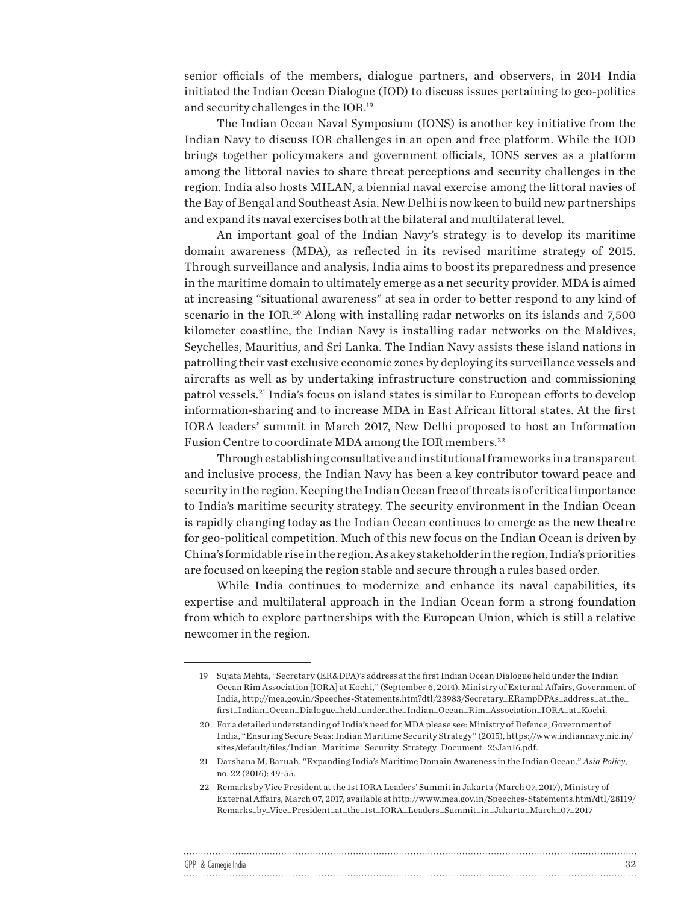senior officials of the members, dialogue partners, and observers, in 2014 India initiated the Indian Ocean Dialogue (IOD) to discuss issues pertaining to geo-politics and security challenges in the IOR.[19]

The Indian Ocean Naval Symposium (IONS) is another key initiative from the Indian Navy to discuss IOR challenges in an open and free platform. While the IOD brings together policymakers and government officials, IONS serves as a platform among the littoral navies to share threat perceptions and security challenges in the region. India also hosts MILAN, a biennial naval exercise among the littoral navies of the Bay of Bengal and Southeast Asia. New Delhi is now keen to build new partnerships and expand its naval exercises both at the bilateral and multilateral level.

An important goal of the Indian Navy's strategy is to develop its maritime domain awareness (MDA), as reflected in its revised maritime strategy of 2015. Through surveillance and analysis, India aims to boost its preparedness and presence in the maritime domain to ultimately emerge as a net security provider. MDA is aimed at increasing "situational awareness" at sea in order to better respond to any kind of scenario in the IOR.[20] Along with installing radar networks on its islands and 7,500 kilometer coastline, the Indian Navy is installing radar networks on the Maldives, Seychelles, Mauritius, and Sri Lanka. The Indian Navy assists these island nations in patrolling their vast exclusive economic zones by deploying its surveillance vessels and aircrafts as well as by undertaking infrastructure construction and commissioning patrol vessels.[21] India's focus on island states is similar to European efforts to develop information-sharing and to increase MDA in East African littoral states. At the first IORA leaders' summit in March 2017, New Delhi proposed to host an Information Fusion Centre to coordinate MDA among the IOR members.[22]

Through establishing consultative and institutional frameworks in a transparent and inclusive process, the Indian Navy has been a key contributor toward peace and security in the region. Keeping the Indian Ocean free of threats is of critical importance to India's maritime security strategy. The security environment in the Indian Ocean is rapidly changing today as the Indian Ocean continues to emerge as the new theatre for geo-political competition. Much of this new focus on the Indian Ocean is driven by China's formidable rise in the region. As a key stakeholder in the region, India's priorities are focused on keeping the region stable and secure through a rules based order.

While India continues to modernize and enhance its naval capabilities, its expertise and multilateral approach in the Indian Ocean form a strong foundation from which to explore partnerships with the European Union, which is still a relative newcomer in the region.

---

19 Sujata Mehta, "Secretary (ER&DPA)'s address at the first Indian Ocean Dialogue held under the Indian Ocean Rim Association [IORA] at Kochi," (September 6, 2014), Ministry of External Affairs, Government of India, http://mea.gov.in/Speeches-Statements.htm?dtl/23983/Secretary_ERampDPAs_address_at_the_first_Indian_Ocean_Dialogue_held_under_the_Indian_Ocean_Rim_Association_IORA_at_Kochi.

20 For a detailed understanding of India's need for MDA please see: Ministry of Defence, Government of India, "Ensuring Secure Seas: Indian Maritime Security Strategy" (2015), https://www.indiannavy.nic.in/sites/default/files/Indian_Maritime_Security_Strategy_Document_25Jan16.pdf.

21 Darshana M. Baruah, "Expanding India's Maritime Domain Awareness in the Indian Ocean," *Asia Policy*, no. 22 (2016): 49-55.

22 Remarks by Vice President at the 1st IORA Leaders' Summit in Jakarta (March 07, 2017), Ministry of External Affairs, March 07, 2017, available at http://www.mea.gov.in/Speeches-Statements.htm?dtl/28119/Remarks_by_Vice_President_at_the_1st_IORA_Leaders_Summit_in_Jakarta_March_07_2017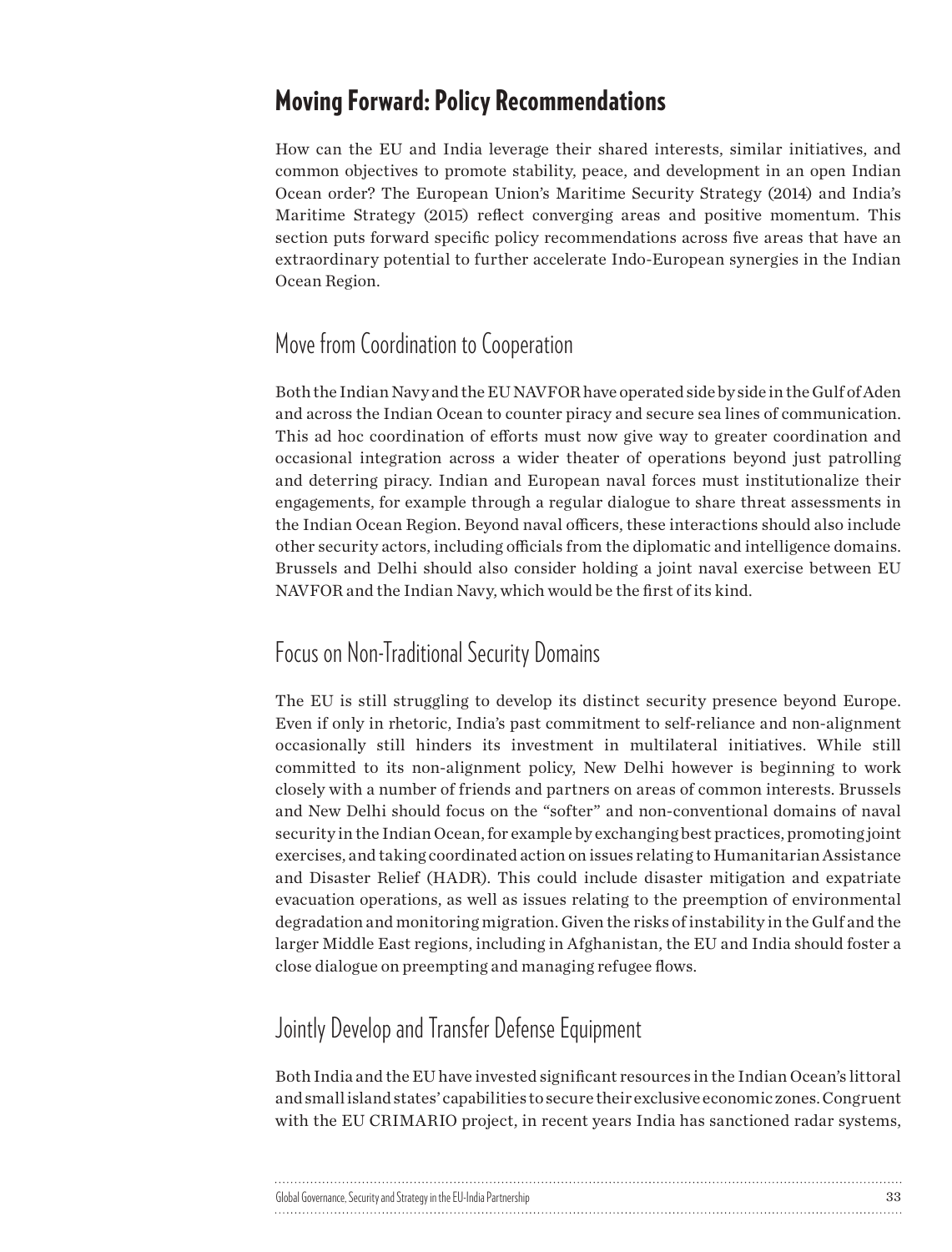## Moving Forward: Policy Recommendations

How can the EU and India leverage their shared interests, similar initiatives, and common objectives to promote stability, peace, and development in an open Indian Ocean order? The European Union's Maritime Security Strategy (2014) and India's Maritime Strategy (2015) reflect converging areas and positive momentum. This section puts forward specific policy recommendations across five areas that have an extraordinary potential to further accelerate Indo-European synergies in the Indian Ocean Region.

### Move from Coordination to Cooperation

Both the Indian Navy and the EU NAVFOR have operated side by side in the Gulf of Aden and across the Indian Ocean to counter piracy and secure sea lines of communication. This ad hoc coordination of efforts must now give way to greater coordination and occasional integration across a wider theater of operations beyond just patrolling and deterring piracy. Indian and European naval forces must institutionalize their engagements, for example through a regular dialogue to share threat assessments in the Indian Ocean Region. Beyond naval officers, these interactions should also include other security actors, including officials from the diplomatic and intelligence domains. Brussels and Delhi should also consider holding a joint naval exercise between EU NAVFOR and the Indian Navy, which would be the first of its kind.

### Focus on Non-Traditional Security Domains

The EU is still struggling to develop its distinct security presence beyond Europe. Even if only in rhetoric, India's past commitment to self-reliance and non-alignment occasionally still hinders its investment in multilateral initiatives. While still committed to its non-alignment policy, New Delhi however is beginning to work closely with a number of friends and partners on areas of common interests. Brussels and New Delhi should focus on the "softer" and non-conventional domains of naval security in the Indian Ocean, for example by exchanging best practices, promoting joint exercises, and taking coordinated action on issues relating to Humanitarian Assistance and Disaster Relief (HADR). This could include disaster mitigation and expatriate evacuation operations, as well as issues relating to the preemption of environmental degradation and monitoring migration. Given the risks of instability in the Gulf and the larger Middle East regions, including in Afghanistan, the EU and India should foster a close dialogue on preempting and managing refugee flows.

### Jointly Develop and Transfer Defense Equipment

Both India and the EU have invested significant resources in the Indian Ocean's littoral and small island states' capabilities to secure their exclusive economic zones. Congruent with the EU CRIMARIO project, in recent years India has sanctioned radar systems,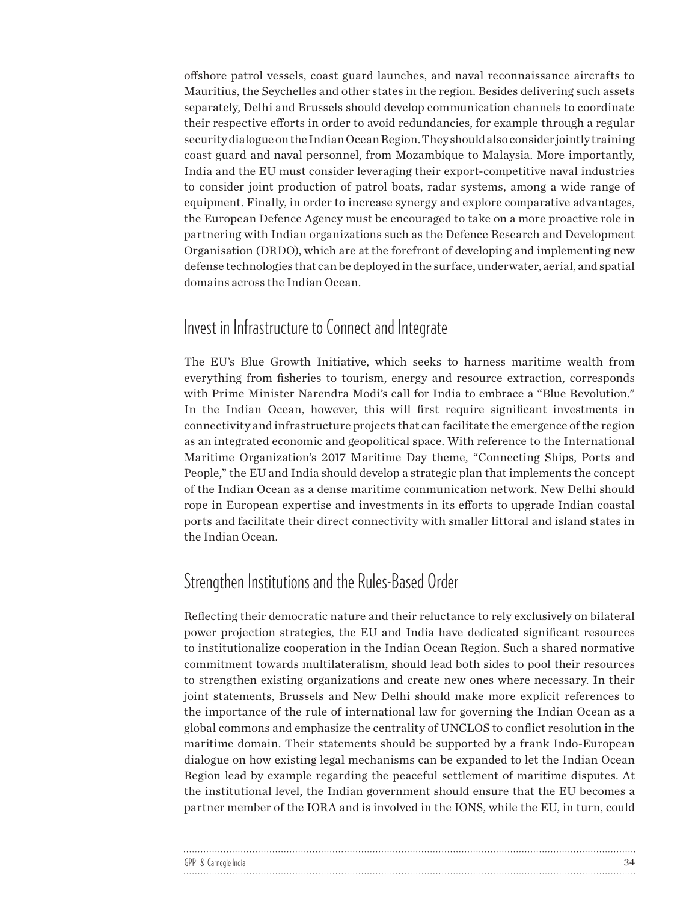offshore patrol vessels, coast guard launches, and naval reconnaissance aircrafts to Mauritius, the Seychelles and other states in the region. Besides delivering such assets separately, Delhi and Brussels should develop communication channels to coordinate their respective efforts in order to avoid redundancies, for example through a regular security dialogue on the Indian Ocean Region. They should also consider jointly training coast guard and naval personnel, from Mozambique to Malaysia. More importantly, India and the EU must consider leveraging their export-competitive naval industries to consider joint production of patrol boats, radar systems, among a wide range of equipment. Finally, in order to increase synergy and explore comparative advantages, the European Defence Agency must be encouraged to take on a more proactive role in partnering with Indian organizations such as the Defence Research and Development Organisation (DRDO), which are at the forefront of developing and implementing new defense technologies that can be deployed in the surface, underwater, aerial, and spatial domains across the Indian Ocean.

## Invest in Infrastructure to Connect and Integrate

The EU's Blue Growth Initiative, which seeks to harness maritime wealth from everything from fisheries to tourism, energy and resource extraction, corresponds with Prime Minister Narendra Modi's call for India to embrace a "Blue Revolution." In the Indian Ocean, however, this will first require significant investments in connectivity and infrastructure projects that can facilitate the emergence of the region as an integrated economic and geopolitical space. With reference to the International Maritime Organization's 2017 Maritime Day theme, "Connecting Ships, Ports and People," the EU and India should develop a strategic plan that implements the concept of the Indian Ocean as a dense maritime communication network. New Delhi should rope in European expertise and investments in its efforts to upgrade Indian coastal ports and facilitate their direct connectivity with smaller littoral and island states in the Indian Ocean.

## Strengthen Institutions and the Rules-Based Order

Reflecting their democratic nature and their reluctance to rely exclusively on bilateral power projection strategies, the EU and India have dedicated significant resources to institutionalize cooperation in the Indian Ocean Region. Such a shared normative commitment towards multilateralism, should lead both sides to pool their resources to strengthen existing organizations and create new ones where necessary. In their joint statements, Brussels and New Delhi should make more explicit references to the importance of the rule of international law for governing the Indian Ocean as a global commons and emphasize the centrality of UNCLOS to conflict resolution in the maritime domain. Their statements should be supported by a frank Indo-European dialogue on how existing legal mechanisms can be expanded to let the Indian Ocean Region lead by example regarding the peaceful settlement of maritime disputes. At the institutional level, the Indian government should ensure that the EU becomes a partner member of the IORA and is involved in the IONS, while the EU, in turn, could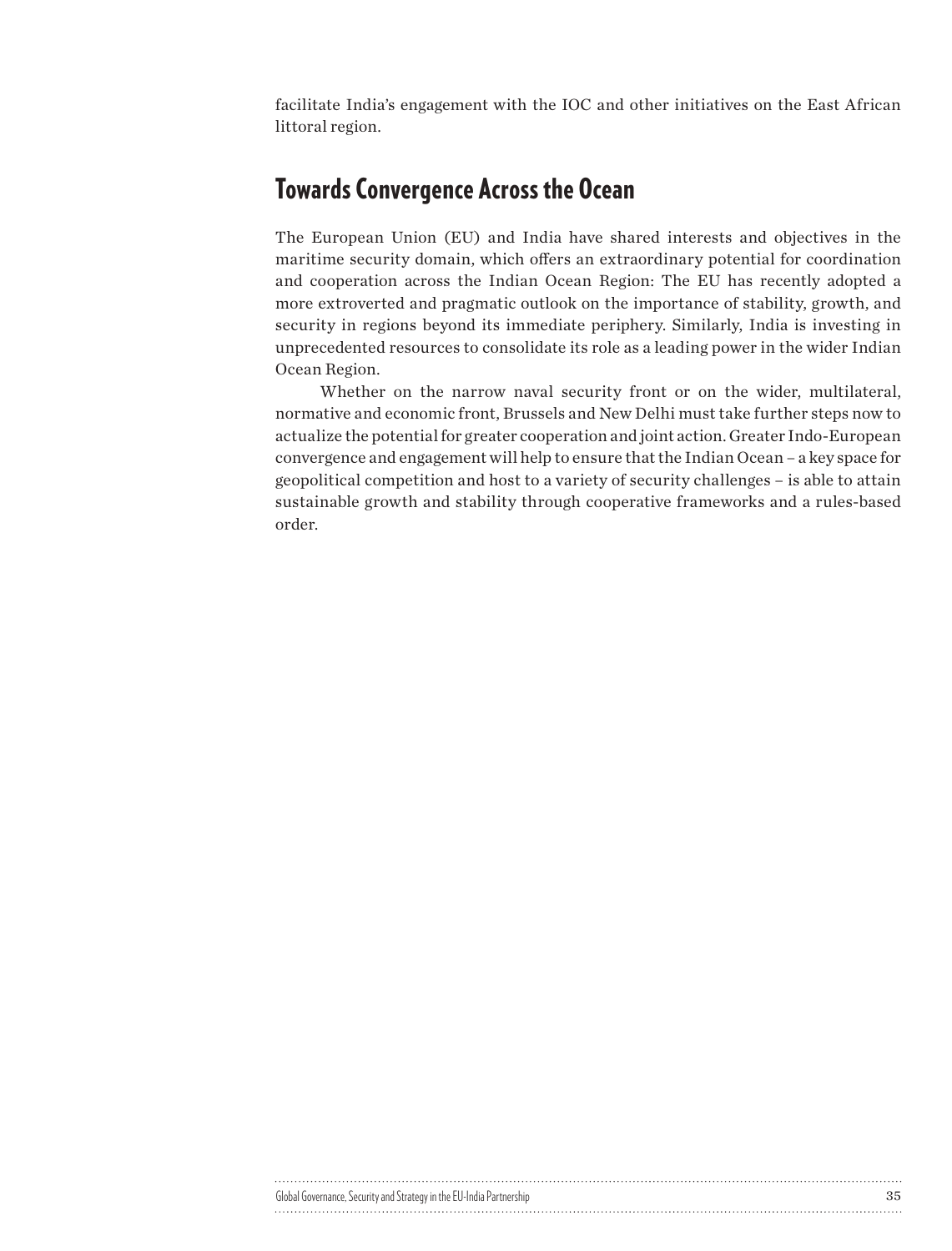facilitate India's engagement with the IOC and other initiatives on the East African littoral region.

## Towards Convergence Across the Ocean

The European Union (EU) and India have shared interests and objectives in the maritime security domain, which offers an extraordinary potential for coordination and cooperation across the Indian Ocean Region: The EU has recently adopted a more extroverted and pragmatic outlook on the importance of stability, growth, and security in regions beyond its immediate periphery. Similarly, India is investing in unprecedented resources to consolidate its role as a leading power in the wider Indian Ocean Region.

Whether on the narrow naval security front or on the wider, multilateral, normative and economic front, Brussels and New Delhi must take further steps now to actualize the potential for greater cooperation and joint action. Greater Indo-European convergence and engagement will help to ensure that the Indian Ocean – a key space for geopolitical competition and host to a variety of security challenges – is able to attain sustainable growth and stability through cooperative frameworks and a rules-based order.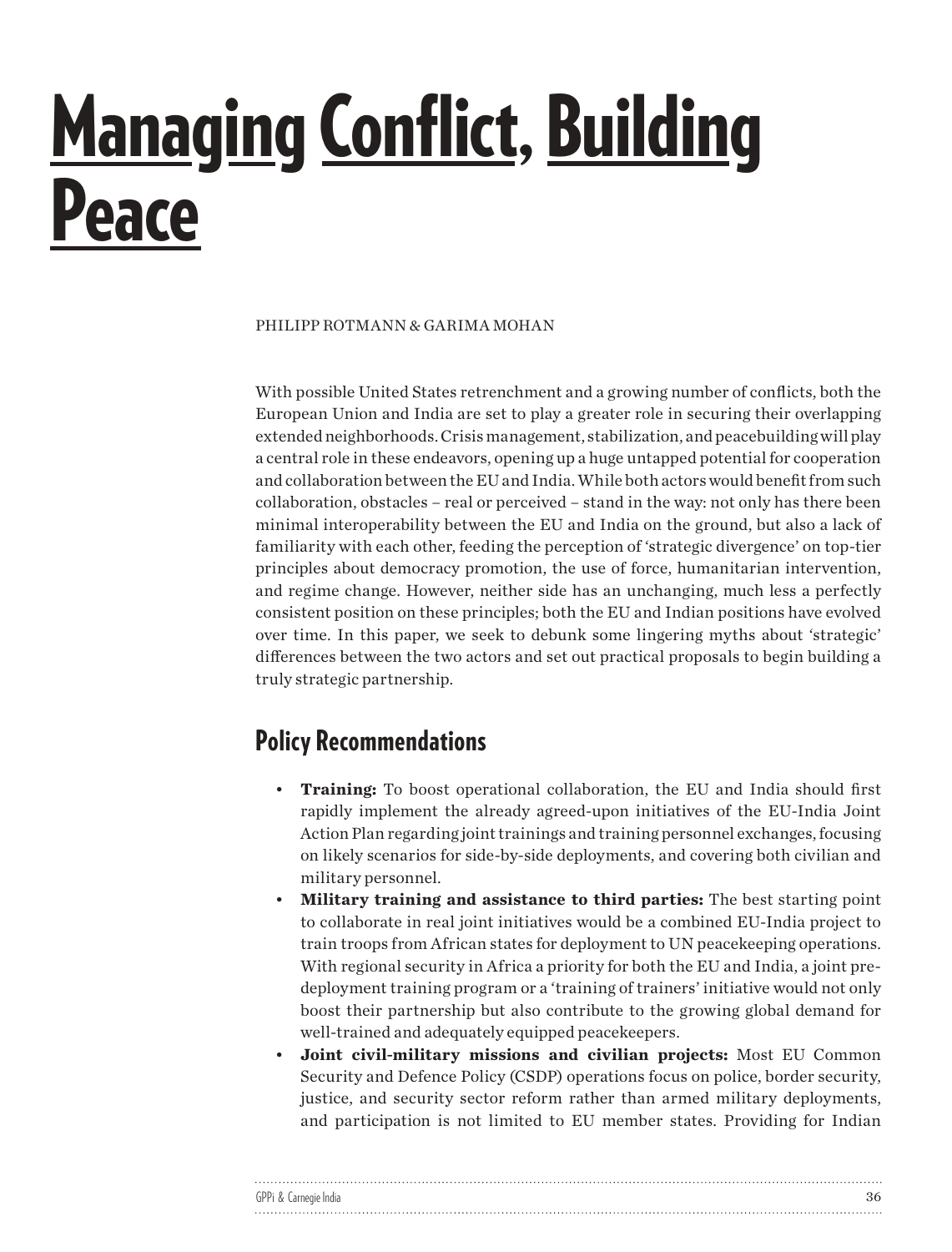# Managing Conflict, Building Peace

PHILIPP ROTMANN & GARIMA MOHAN

With possible United States retrenchment and a growing number of conflicts, both the European Union and India are set to play a greater role in securing their overlapping extended neighborhoods. Crisis management, stabilization, and peacebuilding will play a central role in these endeavors, opening up a huge untapped potential for cooperation and collaboration between the EU and India. While both actors would benefit from such collaboration, obstacles – real or perceived – stand in the way: not only has there been minimal interoperability between the EU and India on the ground, but also a lack of familiarity with each other, feeding the perception of 'strategic divergence' on top-tier principles about democracy promotion, the use of force, humanitarian intervention, and regime change. However, neither side has an unchanging, much less a perfectly consistent position on these principles; both the EU and Indian positions have evolved over time. In this paper, we seek to debunk some lingering myths about 'strategic' differences between the two actors and set out practical proposals to begin building a truly strategic partnership.

## Policy Recommendations

- **Training:** To boost operational collaboration, the EU and India should first rapidly implement the already agreed-upon initiatives of the EU-India Joint Action Plan regarding joint trainings and training personnel exchanges, focusing on likely scenarios for side-by-side deployments, and covering both civilian and military personnel.
- **Military training and assistance to third parties:** The best starting point to collaborate in real joint initiatives would be a combined EU-India project to train troops from African states for deployment to UN peacekeeping operations. With regional security in Africa a priority for both the EU and India, a joint pre-deployment training program or a 'training of trainers' initiative would not only boost their partnership but also contribute to the growing global demand for well-trained and adequately equipped peacekeepers.
- **Joint civil-military missions and civilian projects:** Most EU Common Security and Defence Policy (CSDP) operations focus on police, border security, justice, and security sector reform rather than armed military deployments, and participation is not limited to EU member states. Providing for Indian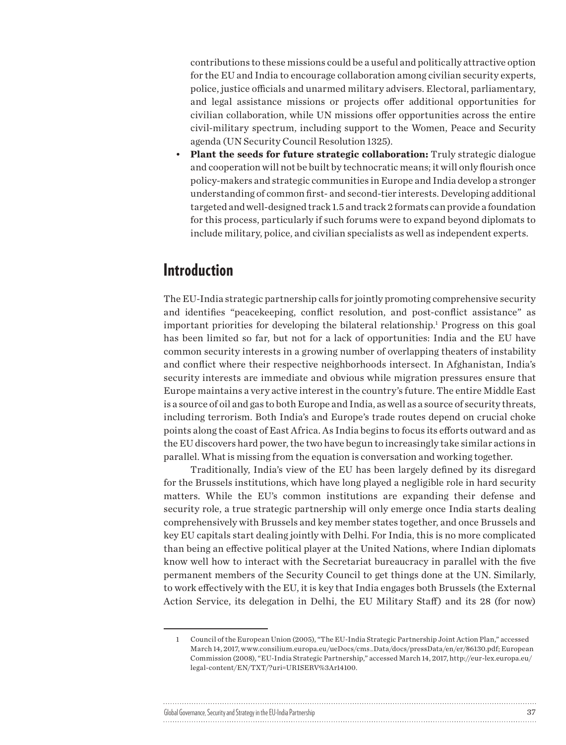contributions to these missions could be a useful and politically attractive option for the EU and India to encourage collaboration among civilian security experts, police, justice officials and unarmed military advisers. Electoral, parliamentary, and legal assistance missions or projects offer additional opportunities for civilian collaboration, while UN missions offer opportunities across the entire civil-military spectrum, including support to the Women, Peace and Security agenda (UN Security Council Resolution 1325).

- **Plant the seeds for future strategic collaboration:** Truly strategic dialogue and cooperation will not be built by technocratic means; it will only flourish once policy-makers and strategic communities in Europe and India develop a stronger understanding of common first- and second-tier interests. Developing additional targeted and well-designed track 1.5 and track 2 formats can provide a foundation for this process, particularly if such forums were to expand beyond diplomats to include military, police, and civilian specialists as well as independent experts.

## Introduction

The EU-India strategic partnership calls for jointly promoting comprehensive security and identifies "peacekeeping, conflict resolution, and post-conflict assistance" as important priorities for developing the bilateral relationship.[1] Progress on this goal has been limited so far, but not for a lack of opportunities: India and the EU have common security interests in a growing number of overlapping theaters of instability and conflict where their respective neighborhoods intersect. In Afghanistan, India's security interests are immediate and obvious while migration pressures ensure that Europe maintains a very active interest in the country's future. The entire Middle East is a source of oil and gas to both Europe and India, as well as a source of security threats, including terrorism. Both India's and Europe's trade routes depend on crucial choke points along the coast of East Africa. As India begins to focus its efforts outward and as the EU discovers hard power, the two have begun to increasingly take similar actions in parallel. What is missing from the equation is conversation and working together.

Traditionally, India's view of the EU has been largely defined by its disregard for the Brussels institutions, which have long played a negligible role in hard security matters. While the EU's common institutions are expanding their defense and security role, a true strategic partnership will only emerge once India starts dealing comprehensively with Brussels and key member states together, and once Brussels and key EU capitals start dealing jointly with Delhi. For India, this is no more complicated than being an effective political player at the United Nations, where Indian diplomats know well how to interact with the Secretariat bureaucracy in parallel with the five permanent members of the Security Council to get things done at the UN. Similarly, to work effectively with the EU, it is key that India engages both Brussels (the External Action Service, its delegation in Delhi, the EU Military Staff) and its 28 (for now)

---

1 Council of the European Union (2005), "The EU-India Strategic Partnership Joint Action Plan," accessed March 14, 2017, www.consilium.europa.eu/ueDocs/cms_Data/docs/pressData/en/er/86130.pdf; European Commission (2008), "EU-India Strategic Partnership," accessed March 14, 2017, http://eur-lex.europa.eu/legal-content/EN/TXT/?uri=URISERV%3Ar14100.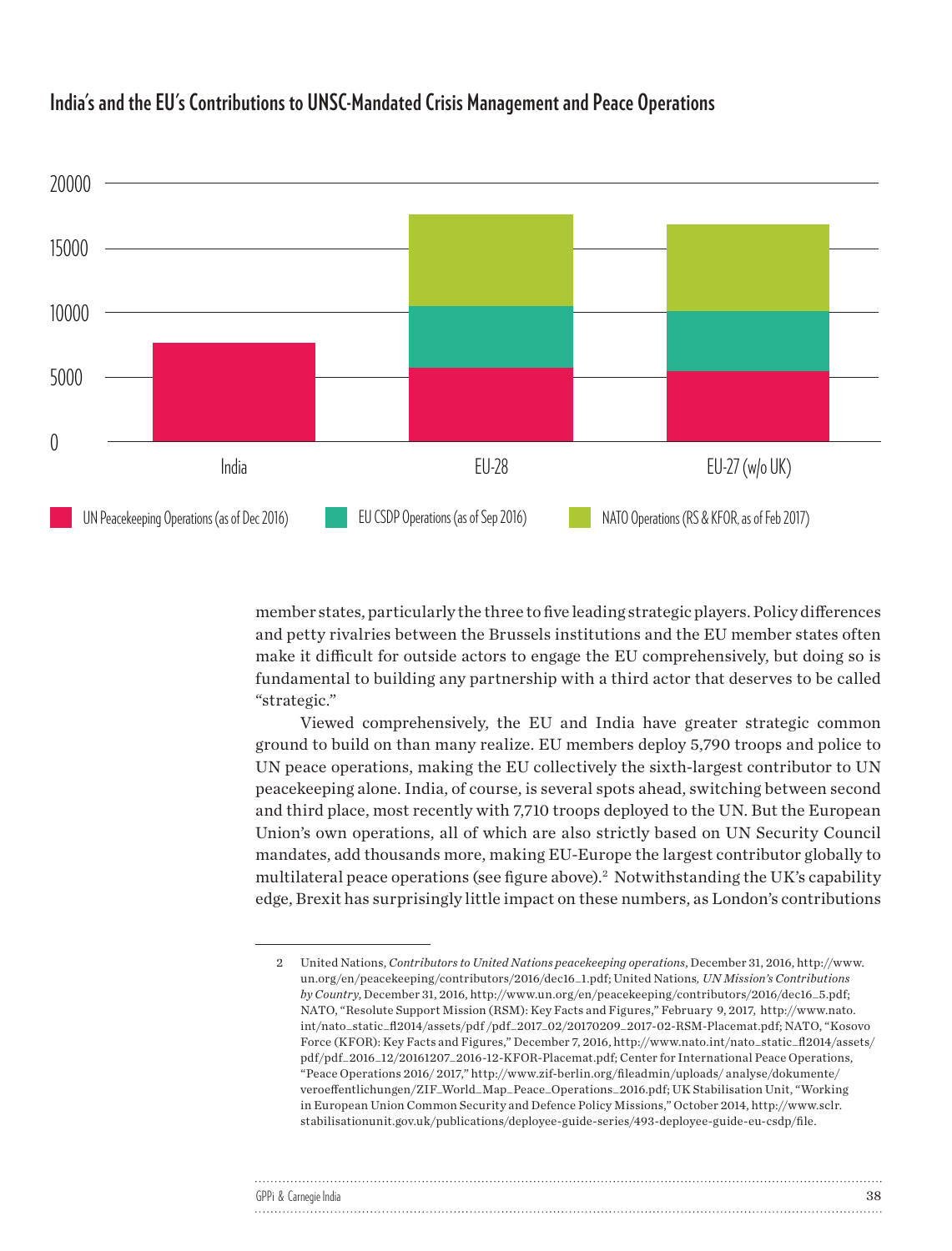## India's and the EU's Contributions to UNSC-Mandated Crisis Management and Peace Operations

member states, particularly the three to five leading strategic players. Policy differences and petty rivalries between the Brussels institutions and the EU member states often make it difficult for outside actors to engage the EU comprehensively, but doing so is fundamental to building any partnership with a third actor that deserves to be called "strategic."

Viewed comprehensively, the EU and India have greater strategic common ground to build on than many realize. EU members deploy 5,790 troops and police to UN peace operations, making the EU collectively the sixth-largest contributor to UN peacekeeping alone. India, of course, is several spots ahead, switching between second and third place, most recently with 7,710 troops deployed to the UN. But the European Union's own operations, all of which are also strictly based on UN Security Council mandates, add thousands more, making EU-Europe the largest contributor globally to multilateral peace operations (see figure above).[2] Notwithstanding the UK's capability edge, Brexit has surprisingly little impact on these numbers, as London's contributions

---

2 United Nations, *Contributors to United Nations peacekeeping operations*, December 31, 2016, http://www.un.org/en/peacekeeping/contributors/2016/dec16_1.pdf; United Nations, *UN Mission's Contributions by Country*, December 31, 2016, http://www.un.org/en/peacekeeping/contributors/2016/dec16_5.pdf; NATO, "Resolute Support Mission (RSM): Key Facts and Figures," February 9, 2017, http://www.nato.int/nato_static_fl2014/assets/pdf /pdf_2017_02/20170209_2017-02-RSM-Placemat.pdf; NATO, "Kosovo Force (KFOR): Key Facts and Figures," December 7, 2016, http://www.nato.int/nato_static_fl2014/assets/pdf/pdf_2016_12/20161207_2016-12-KFOR-Placemat.pdf; Center for International Peace Operations, "Peace Operations 2016/ 2017," http://www.zif-berlin.org/fileadmin/uploads/ analyse/dokumente/veroeffentlichungen/ZIF_World_Map_Peace_Operations_2016.pdf; UK Stabilisation Unit, "Working in European Union Common Security and Defence Policy Missions," October 2014, http://www.sclr.stabilisationunit.gov.uk/publications/deployee-guide-series/493-deployee-guide-eu-csdp/file.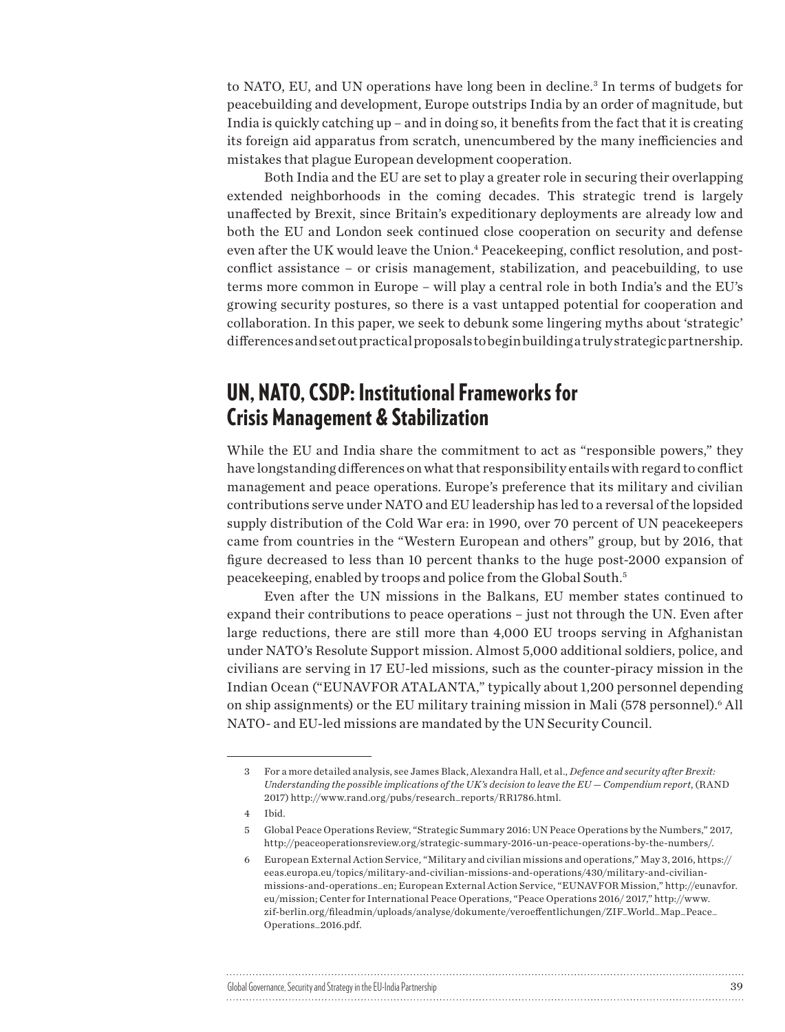to NATO, EU, and UN operations have long been in decline.[3] In terms of budgets for peacebuilding and development, Europe outstrips India by an order of magnitude, but India is quickly catching up – and in doing so, it benefits from the fact that it is creating its foreign aid apparatus from scratch, unencumbered by the many inefficiencies and mistakes that plague European development cooperation.

Both India and the EU are set to play a greater role in securing their overlapping extended neighborhoods in the coming decades. This strategic trend is largely unaffected by Brexit, since Britain's expeditionary deployments are already low and both the EU and London seek continued close cooperation on security and defense even after the UK would leave the Union.[4] Peacekeeping, conflict resolution, and post-conflict assistance – or crisis management, stabilization, and peacebuilding, to use terms more common in Europe – will play a central role in both India's and the EU's growing security postures, so there is a vast untapped potential for cooperation and collaboration. In this paper, we seek to debunk some lingering myths about 'strategic' differences and set out practical proposals to begin building a truly strategic partnership.

## UN, NATO, CSDP: Institutional Frameworks for Crisis Management & Stabilization

While the EU and India share the commitment to act as "responsible powers," they have longstanding differences on what that responsibility entails with regard to conflict management and peace operations. Europe's preference that its military and civilian contributions serve under NATO and EU leadership has led to a reversal of the lopsided supply distribution of the Cold War era: in 1990, over 70 percent of UN peacekeepers came from countries in the "Western European and others" group, but by 2016, that figure decreased to less than 10 percent thanks to the huge post-2000 expansion of peacekeeping, enabled by troops and police from the Global South.[5]

Even after the UN missions in the Balkans, EU member states continued to expand their contributions to peace operations – just not through the UN. Even after large reductions, there are still more than 4,000 EU troops serving in Afghanistan under NATO's Resolute Support mission. Almost 5,000 additional soldiers, police, and civilians are serving in 17 EU-led missions, such as the counter-piracy mission in the Indian Ocean ("EUNAVFOR ATALANTA," typically about 1,200 personnel depending on ship assignments) or the EU military training mission in Mali (578 personnel).[6] All NATO- and EU-led missions are mandated by the UN Security Council.

---

3 For a more detailed analysis, see James Black, Alexandra Hall, et al., *Defence and security after Brexit: Understanding the possible implications of the UK's decision to leave the EU — Compendium report*, (RAND 2017) http://www.rand.org/pubs/research_reports/RR1786.html.

4 Ibid.

5 Global Peace Operations Review, "Strategic Summary 2016: UN Peace Operations by the Numbers," 2017, http://peaceoperationsreview.org/strategic-summary-2016-un-peace-operations-by-the-numbers/.

6 European External Action Service, "Military and civilian missions and operations," May 3, 2016, https://eeas.europa.eu/topics/military-and-civilian-missions-and-operations/430/military-and-civilian-missions-and-operations_en; European External Action Service, "EUNAVFOR Mission," http://eunavfor.eu/mission; Center for International Peace Operations, "Peace Operations 2016/ 2017," http://www.zif-berlin.org/fileadmin/uploads/analyse/dokumente/veroeffentlichungen/ZIF_World_Map_Peace_Operations_2016.pdf.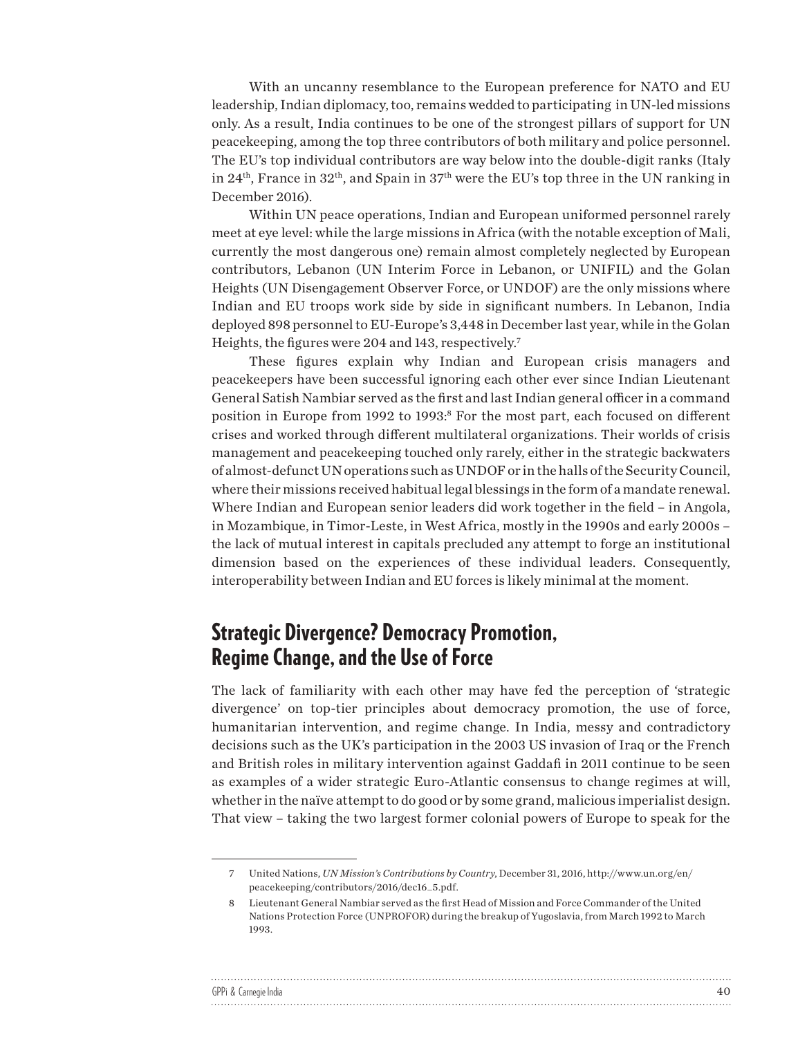With an uncanny resemblance to the European preference for NATO and EU leadership, Indian diplomacy, too, remains wedded to participating in UN-led missions only. As a result, India continues to be one of the strongest pillars of support for UN peacekeeping, among the top three contributors of both military and police personnel. The EU's top individual contributors are way below into the double-digit ranks (Italy in 24th, France in 32nd, and Spain in 37th were the EU's top three in the UN ranking in December 2016).

Within UN peace operations, Indian and European uniformed personnel rarely meet at eye level: while the large missions in Africa (with the notable exception of Mali, currently the most dangerous one) remain almost completely neglected by European contributors, Lebanon (UN Interim Force in Lebanon, or UNIFIL) and the Golan Heights (UN Disengagement Observer Force, or UNDOF) are the only missions where Indian and EU troops work side by side in significant numbers. In Lebanon, India deployed 898 personnel to EU-Europe's 3,448 in December last year, while in the Golan Heights, the figures were 204 and 143, respectively.[7]

These figures explain why Indian and European crisis managers and peacekeepers have been successful ignoring each other ever since Indian Lieutenant General Satish Nambiar served as the first and last Indian general officer in a command position in Europe from 1992 to 1993:[8] For the most part, each focused on different crises and worked through different multilateral organizations. Their worlds of crisis management and peacekeeping touched only rarely, either in the strategic backwaters of almost-defunct UN operations such as UNDOF or in the halls of the Security Council, where their missions received habitual legal blessings in the form of a mandate renewal. Where Indian and European senior leaders did work together in the field – in Angola, in Mozambique, in Timor-Leste, in West Africa, mostly in the 1990s and early 2000s – the lack of mutual interest in capitals precluded any attempt to forge an institutional dimension based on the experiences of these individual leaders. Consequently, interoperability between Indian and EU forces is likely minimal at the moment.

## Strategic Divergence? Democracy Promotion, Regime Change, and the Use of Force

The lack of familiarity with each other may have fed the perception of 'strategic divergence' on top-tier principles about democracy promotion, the use of force, humanitarian intervention, and regime change. In India, messy and contradictory decisions such as the UK's participation in the 2003 US invasion of Iraq or the French and British roles in military intervention against Gaddafi in 2011 continue to be seen as examples of a wider strategic Euro-Atlantic consensus to change regimes at will, whether in the naïve attempt to do good or by some grand, malicious imperialist design. That view – taking the two largest former colonial powers of Europe to speak for the

---

7 United Nations, *UN Mission's Contributions by Country*, December 31, 2016, http://www.un.org/en/peacekeeping/contributors/2016/dec16_5.pdf.

8 Lieutenant General Nambiar served as the first Head of Mission and Force Commander of the United Nations Protection Force (UNPROFOR) during the breakup of Yugoslavia, from March 1992 to March 1993.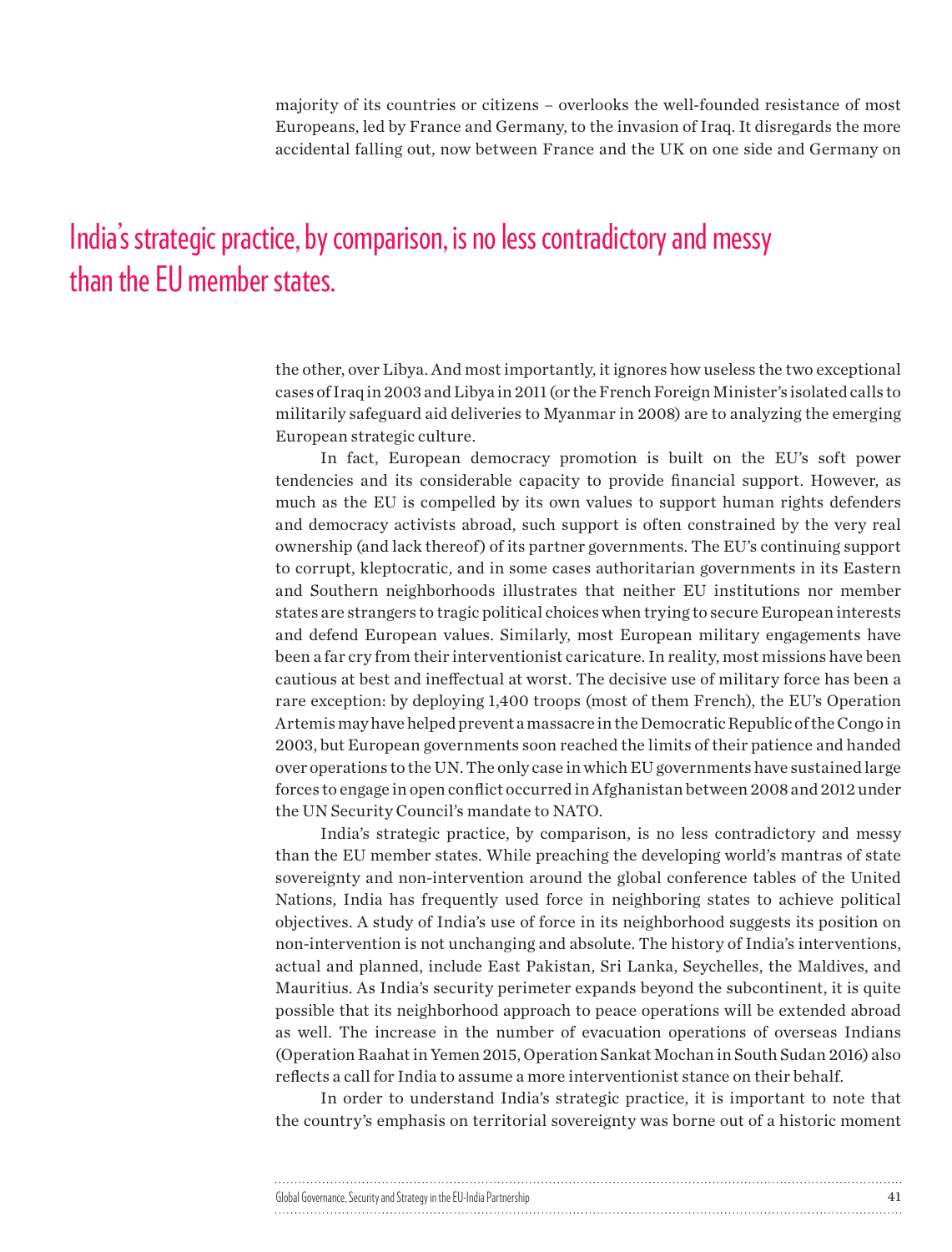majority of its countries or citizens – overlooks the well-founded resistance of most Europeans, led by France and Germany, to the invasion of Iraq. It disregards the more accidental falling out, now between France and the UK on one side and Germany on

> India's strategic practice, by comparison, is no less contradictory and messy than the EU member states.

the other, over Libya. And most importantly, it ignores how useless the two exceptional cases of Iraq in 2003 and Libya in 2011 (or the French Foreign Minister's isolated calls to militarily safeguard aid deliveries to Myanmar in 2008) are to analyzing the emerging European strategic culture.

In fact, European democracy promotion is built on the EU's soft power tendencies and its considerable capacity to provide financial support. However, as much as the EU is compelled by its own values to support human rights defenders and democracy activists abroad, such support is often constrained by the very real ownership (and lack thereof) of its partner governments. The EU's continuing support to corrupt, kleptocratic, and in some cases authoritarian governments in its Eastern and Southern neighborhoods illustrates that neither EU institutions nor member states are strangers to tragic political choices when trying to secure European interests and defend European values. Similarly, most European military engagements have been a far cry from their interventionist caricature. In reality, most missions have been cautious at best and ineffectual at worst. The decisive use of military force has been a rare exception: by deploying 1,400 troops (most of them French), the EU's Operation Artemis may have helped prevent a massacre in the Democratic Republic of the Congo in 2003, but European governments soon reached the limits of their patience and handed over operations to the UN. The only case in which EU governments have sustained large forces to engage in open conflict occurred in Afghanistan between 2008 and 2012 under the UN Security Council's mandate to NATO.

India's strategic practice, by comparison, is no less contradictory and messy than the EU member states. While preaching the developing world's mantras of state sovereignty and non-intervention around the global conference tables of the United Nations, India has frequently used force in neighboring states to achieve political objectives. A study of India's use of force in its neighborhood suggests its position on non-intervention is not unchanging and absolute. The history of India's interventions, actual and planned, include East Pakistan, Sri Lanka, Seychelles, the Maldives, and Mauritius. As India's security perimeter expands beyond the subcontinent, it is quite possible that its neighborhood approach to peace operations will be extended abroad as well. The increase in the number of evacuation operations of overseas Indians (Operation Raahat in Yemen 2015, Operation Sankat Mochan in South Sudan 2016) also reflects a call for India to assume a more interventionist stance on their behalf.

In order to understand India's strategic practice, it is important to note that the country's emphasis on territorial sovereignty was borne out of a historic moment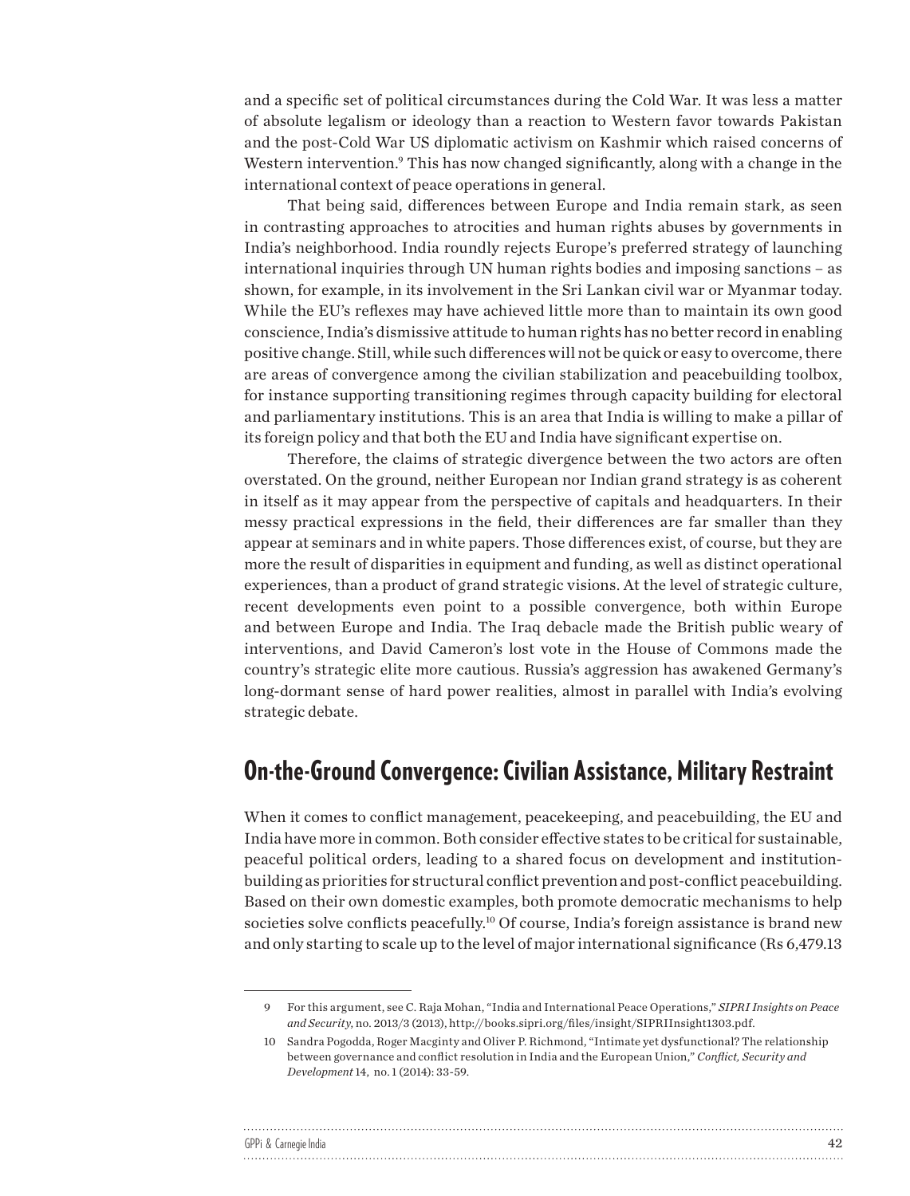and a specific set of political circumstances during the Cold War. It was less a matter of absolute legalism or ideology than a reaction to Western favor towards Pakistan and the post-Cold War US diplomatic activism on Kashmir which raised concerns of Western intervention.[9] This has now changed significantly, along with a change in the international context of peace operations in general.

That being said, differences between Europe and India remain stark, as seen in contrasting approaches to atrocities and human rights abuses by governments in India's neighborhood. India roundly rejects Europe's preferred strategy of launching international inquiries through UN human rights bodies and imposing sanctions – as shown, for example, in its involvement in the Sri Lankan civil war or Myanmar today. While the EU's reflexes may have achieved little more than to maintain its own good conscience, India's dismissive attitude to human rights has no better record in enabling positive change. Still, while such differences will not be quick or easy to overcome, there are areas of convergence among the civilian stabilization and peacebuilding toolbox, for instance supporting transitioning regimes through capacity building for electoral and parliamentary institutions. This is an area that India is willing to make a pillar of its foreign policy and that both the EU and India have significant expertise on.

Therefore, the claims of strategic divergence between the two actors are often overstated. On the ground, neither European nor Indian grand strategy is as coherent in itself as it may appear from the perspective of capitals and headquarters. In their messy practical expressions in the field, their differences are far smaller than they appear at seminars and in white papers. Those differences exist, of course, but they are more the result of disparities in equipment and funding, as well as distinct operational experiences, than a product of grand strategic visions. At the level of strategic culture, recent developments even point to a possible convergence, both within Europe and between Europe and India. The Iraq debacle made the British public weary of interventions, and David Cameron's lost vote in the House of Commons made the country's strategic elite more cautious. Russia's aggression has awakened Germany's long-dormant sense of hard power realities, almost in parallel with India's evolving strategic debate.

## On-the-Ground Convergence: Civilian Assistance, Military Restraint

When it comes to conflict management, peacekeeping, and peacebuilding, the EU and India have more in common. Both consider effective states to be critical for sustainable, peaceful political orders, leading to a shared focus on development and institution-building as priorities for structural conflict prevention and post-conflict peacebuilding. Based on their own domestic examples, both promote democratic mechanisms to help societies solve conflicts peacefully.[10] Of course, India's foreign assistance is brand new and only starting to scale up to the level of major international significance (Rs 6,479.13

---

9 For this argument, see C. Raja Mohan, "India and International Peace Operations," *SIPRI Insights on Peace and Security*, no. 2013/3 (2013), http://books.sipri.org/files/insight/SIPRIInsight1303.pdf.

10 Sandra Pogodda, Roger Macginty and Oliver P. Richmond, "Intimate yet dysfunctional? The relationship between governance and conflict resolution in India and the European Union," *Conflict, Security and Development* 14, no. 1 (2014): 33-59.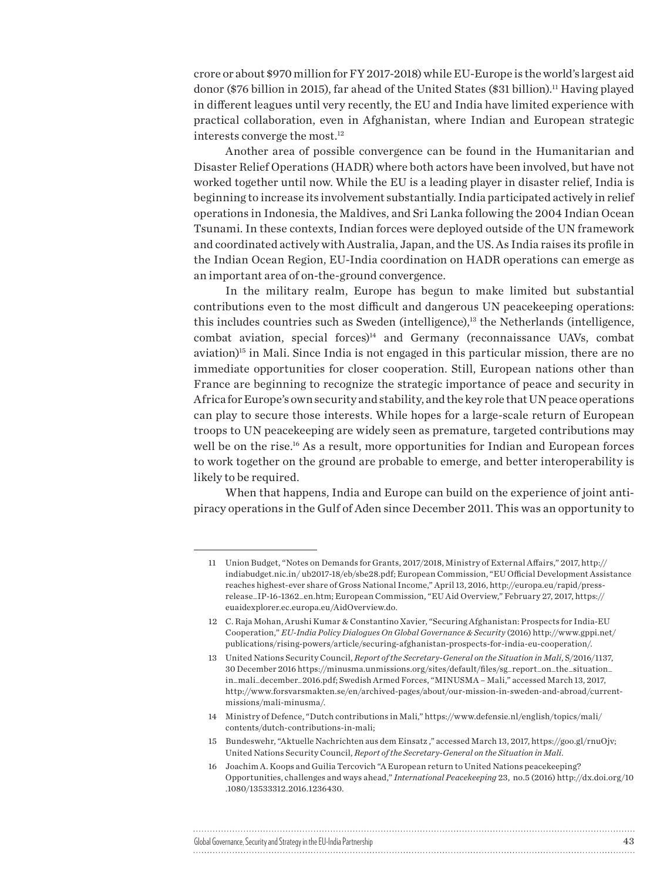crore or about $970 million for FY 2017-2018) while EU-Europe is the world's largest aid donor ($76 billion in 2015), far ahead of the United States ($31 billion).[11] Having played in different leagues until very recently, the EU and India have limited experience with practical collaboration, even in Afghanistan, where Indian and European strategic interests converge the most.[12]

Another area of possible convergence can be found in the Humanitarian and Disaster Relief Operations (HADR) where both actors have been involved, but have not worked together until now. While the EU is a leading player in disaster relief, India is beginning to increase its involvement substantially. India participated actively in relief operations in Indonesia, the Maldives, and Sri Lanka following the 2004 Indian Ocean Tsunami. In these contexts, Indian forces were deployed outside of the UN framework and coordinated actively with Australia, Japan, and the US. As India raises its profile in the Indian Ocean Region, EU-India coordination on HADR operations can emerge as an important area of on-the-ground convergence.

In the military realm, Europe has begun to make limited but substantial contributions even to the most difficult and dangerous UN peacekeeping operations: this includes countries such as Sweden (intelligence),[13] the Netherlands (intelligence, combat aviation, special forces)[14] and Germany (reconnaissance UAVs, combat aviation)[15] in Mali. Since India is not engaged in this particular mission, there are no immediate opportunities for closer cooperation. Still, European nations other than France are beginning to recognize the strategic importance of peace and security in Africa for Europe's own security and stability, and the key role that UN peace operations can play to secure those interests. While hopes for a large-scale return of European troops to UN peacekeeping are widely seen as premature, targeted contributions may well be on the rise.[16] As a result, more opportunities for Indian and European forces to work together on the ground are probable to emerge, and better interoperability is likely to be required.

When that happens, India and Europe can build on the experience of joint anti-piracy operations in the Gulf of Aden since December 2011. This was an opportunity to

---

11 Union Budget, "Notes on Demands for Grants, 2017/2018, Ministry of External Affairs," 2017, http://indiabudget.nic.in/ ub2017-18/eb/sbe28.pdf; European Commission, "EU Official Development Assistance reaches highest-ever share of Gross National Income," April 13, 2016, http://europa.eu/rapid/press-release_IP-16-1362_en.htm; European Commission, "EU Aid Overview," February 27, 2017, https://euaidexplorer.ec.europa.eu/AidOverview.do.

12 C. Raja Mohan, Arushi Kumar & Constantino Xavier, "Securing Afghanistan: Prospects for India-EU Cooperation," *EU-India Policy Dialogues On Global Governance & Security* (2016) http://www.gppi.net/publications/rising-powers/article/securing-afghanistan-prospects-for-india-eu-cooperation/.

13 United Nations Security Council, *Report of the Secretary-General on the Situation in Mali*, S/2016/1137, 30 December 2016 https://minusma.unmissions.org/sites/default/files/sg_report_on_the_situation_in_mali_december_2016.pdf; Swedish Armed Forces, "MINUSMA – Mali," accessed March 13, 2017, http://www.forsvarsmakten.se/en/archived-pages/about/our-mission-in-sweden-and-abroad/current-missions/mali-minusma/.

14 Ministry of Defence, "Dutch contributions in Mali," https://www.defensie.nl/english/topics/mali/contents/dutch-contributions-in-mali;

15 Bundeswehr, "Aktuelle Nachrichten aus dem Einsatz ," accessed March 13, 2017, https://goo.gl/rnuOjv; United Nations Security Council, *Report of the Secretary-General on the Situation in Mali*.

16 Joachim A. Koops and Guilia Tercovich "A European return to United Nations peacekeeping? Opportunities, challenges and ways ahead," *International Peacekeeping* 23, no.5 (2016) http://dx.doi.org/10.1080/13533312.2016.1236430.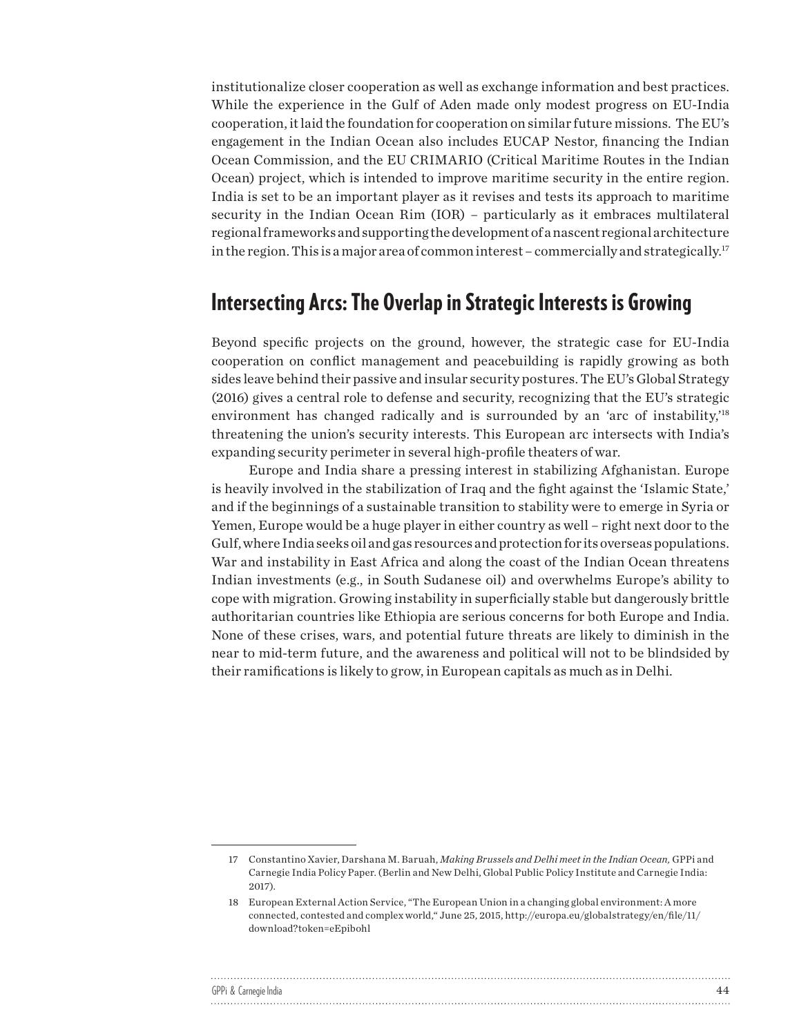institutionalize closer cooperation as well as exchange information and best practices. While the experience in the Gulf of Aden made only modest progress on EU-India cooperation, it laid the foundation for cooperation on similar future missions. The EU's engagement in the Indian Ocean also includes EUCAP Nestor, financing the Indian Ocean Commission, and the EU CRIMARIO (Critical Maritime Routes in the Indian Ocean) project, which is intended to improve maritime security in the entire region. India is set to be an important player as it revises and tests its approach to maritime security in the Indian Ocean Rim (IOR) – particularly as it embraces multilateral regional frameworks and supporting the development of a nascent regional architecture in the region. This is a major area of common interest – commercially and strategically.[17]

## Intersecting Arcs: The Overlap in Strategic Interests is Growing

Beyond specific projects on the ground, however, the strategic case for EU-India cooperation on conflict management and peacebuilding is rapidly growing as both sides leave behind their passive and insular security postures. The EU's Global Strategy (2016) gives a central role to defense and security, recognizing that the EU's strategic environment has changed radically and is surrounded by an 'arc of instability,'[18] threatening the union's security interests. This European arc intersects with India's expanding security perimeter in several high-profile theaters of war.

Europe and India share a pressing interest in stabilizing Afghanistan. Europe is heavily involved in the stabilization of Iraq and the fight against the 'Islamic State,' and if the beginnings of a sustainable transition to stability were to emerge in Syria or Yemen, Europe would be a huge player in either country as well – right next door to the Gulf, where India seeks oil and gas resources and protection for its overseas populations. War and instability in East Africa and along the coast of the Indian Ocean threatens Indian investments (e.g., in South Sudanese oil) and overwhelms Europe's ability to cope with migration. Growing instability in superficially stable but dangerously brittle authoritarian countries like Ethiopia are serious concerns for both Europe and India. None of these crises, wars, and potential future threats are likely to diminish in the near to mid-term future, and the awareness and political will not to be blindsided by their ramifications is likely to grow, in European capitals as much as in Delhi.

---

17 Constantino Xavier, Darshana M. Baruah, *Making Brussels and Delhi meet in the Indian Ocean,* GPPi and Carnegie India Policy Paper. (Berlin and New Delhi, Global Public Policy Institute and Carnegie India: 2017).

18 European External Action Service, "The European Union in a changing global environment: A more connected, contested and complex world," June 25, 2015, http://europa.eu/globalstrategy/en/file/11/download?token=eEpibohl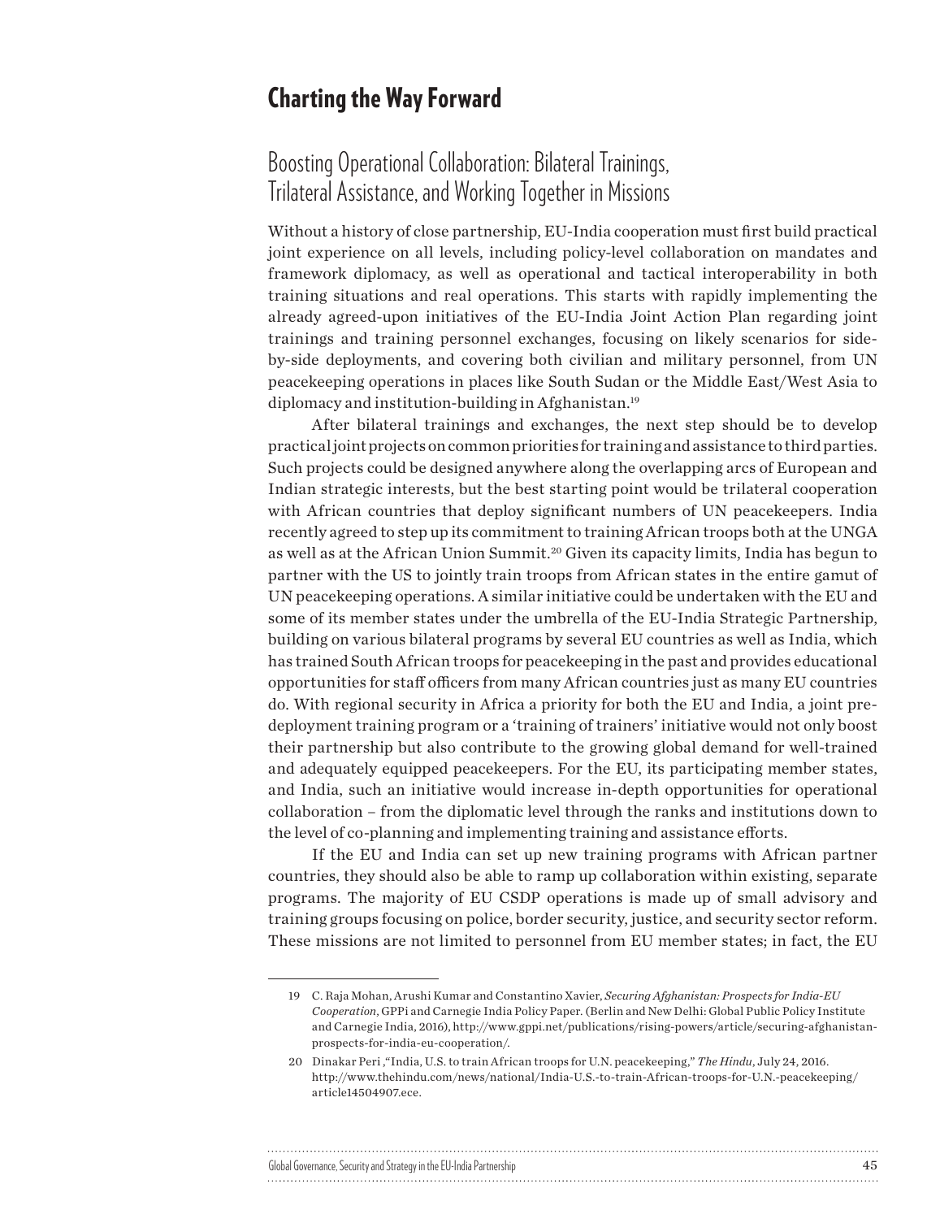# Charting the Way Forward

## Boosting Operational Collaboration: Bilateral Trainings, Trilateral Assistance, and Working Together in Missions

Without a history of close partnership, EU-India cooperation must first build practical joint experience on all levels, including policy-level collaboration on mandates and framework diplomacy, as well as operational and tactical interoperability in both training situations and real operations. This starts with rapidly implementing the already agreed-upon initiatives of the EU-India Joint Action Plan regarding joint trainings and training personnel exchanges, focusing on likely scenarios for side-by-side deployments, and covering both civilian and military personnel, from UN peacekeeping operations in places like South Sudan or the Middle East/West Asia to diplomacy and institution-building in Afghanistan.[19]

After bilateral trainings and exchanges, the next step should be to develop practical joint projects on common priorities for training and assistance to third parties. Such projects could be designed anywhere along the overlapping arcs of European and Indian strategic interests, but the best starting point would be trilateral cooperation with African countries that deploy significant numbers of UN peacekeepers. India recently agreed to step up its commitment to training African troops both at the UNGA as well as at the African Union Summit.[20] Given its capacity limits, India has begun to partner with the US to jointly train troops from African states in the entire gamut of UN peacekeeping operations. A similar initiative could be undertaken with the EU and some of its member states under the umbrella of the EU-India Strategic Partnership, building on various bilateral programs by several EU countries as well as India, which has trained South African troops for peacekeeping in the past and provides educational opportunities for staff officers from many African countries just as many EU countries do. With regional security in Africa a priority for both the EU and India, a joint pre-deployment training program or a 'training of trainers' initiative would not only boost their partnership but also contribute to the growing global demand for well-trained and adequately equipped peacekeepers. For the EU, its participating member states, and India, such an initiative would increase in-depth opportunities for operational collaboration – from the diplomatic level through the ranks and institutions down to the level of co-planning and implementing training and assistance efforts.

If the EU and India can set up new training programs with African partner countries, they should also be able to ramp up collaboration within existing, separate programs. The majority of EU CSDP operations is made up of small advisory and training groups focusing on police, border security, justice, and security sector reform. These missions are not limited to personnel from EU member states; in fact, the EU

---

19 C. Raja Mohan, Arushi Kumar and Constantino Xavier, *Securing Afghanistan: Prospects for India-EU Cooperation*, GPPi and Carnegie India Policy Paper. (Berlin and New Delhi: Global Public Policy Institute and Carnegie India, 2016), http://www.gppi.net/publications/rising-powers/article/securing-afghanistan-prospects-for-india-eu-cooperation/.

20 Dinakar Peri ,"India, U.S. to train African troops for U.N. peacekeeping," *The Hindu*, July 24, 2016. http://www.thehindu.com/news/national/India-U.S.-to-train-African-troops-for-U.N.-peacekeeping/article14504907.ece.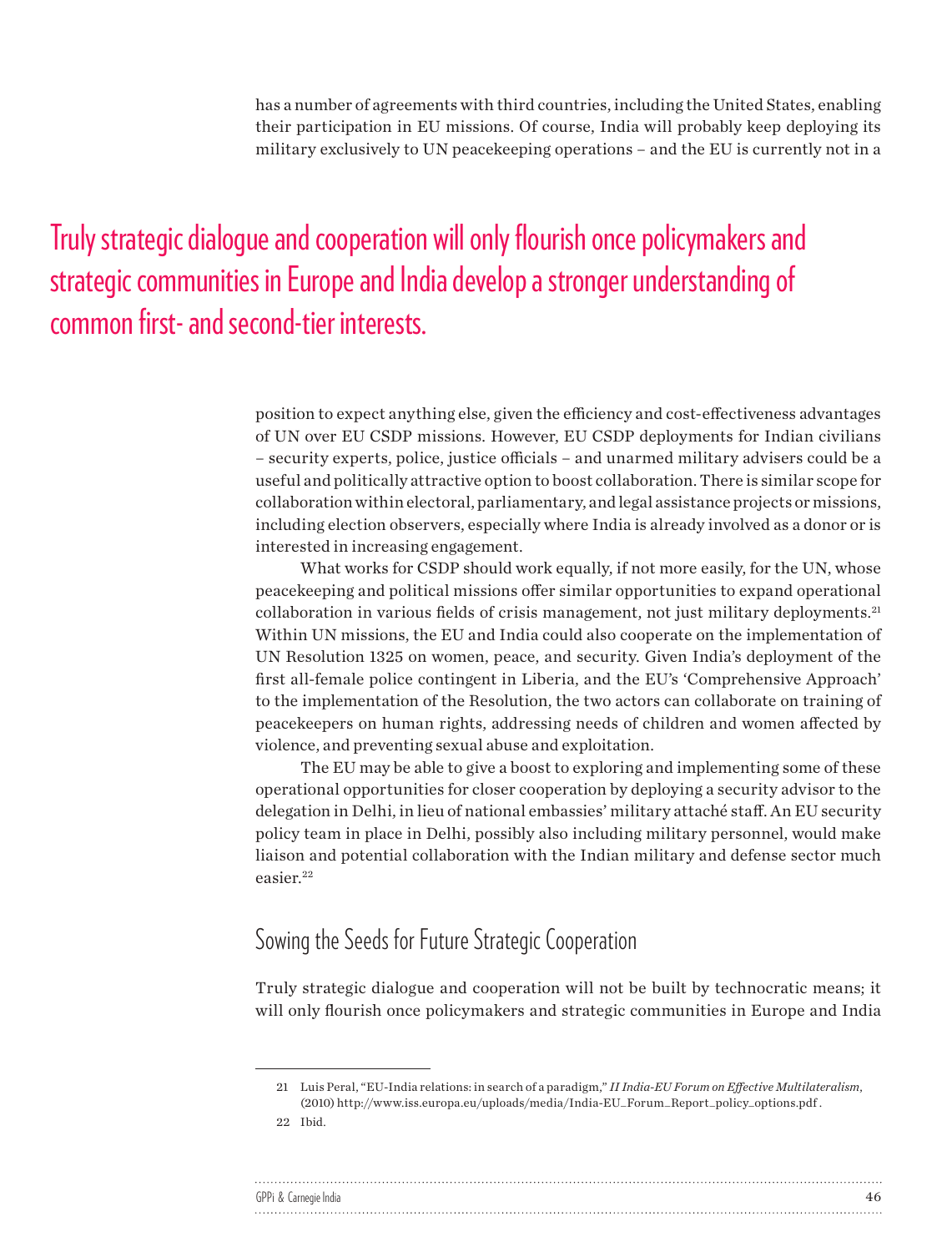has a number of agreements with third countries, including the United States, enabling their participation in EU missions. Of course, India will probably keep deploying its military exclusively to UN peacekeeping operations – and the EU is currently not in a position to expect anything else, given the efficiency and cost-effectiveness advantages of UN over EU CSDP missions. However, EU CSDP deployments for Indian civilians – security experts, police, justice officials – and unarmed military advisers could be a useful and politically attractive option to boost collaboration. There is similar scope for collaboration within electoral, parliamentary, and legal assistance projects or missions, including election observers, especially where India is already involved as a donor or is interested in increasing engagement.

> Truly strategic dialogue and cooperation will only flourish once policymakers and strategic communities in Europe and India develop a stronger understanding of common first- and second-tier interests.

What works for CSDP should work equally, if not more easily, for the UN, whose peacekeeping and political missions offer similar opportunities to expand operational collaboration in various fields of crisis management, not just military deployments.[21] Within UN missions, the EU and India could also cooperate on the implementation of UN Resolution 1325 on women, peace, and security. Given India's deployment of the first all-female police contingent in Liberia, and the EU's 'Comprehensive Approach' to the implementation of the Resolution, the two actors can collaborate on training of peacekeepers on human rights, addressing needs of children and women affected by violence, and preventing sexual abuse and exploitation.

The EU may be able to give a boost to exploring and implementing some of these operational opportunities for closer cooperation by deploying a security advisor to the delegation in Delhi, in lieu of national embassies' military attaché staff. An EU security policy team in place in Delhi, possibly also including military personnel, would make liaison and potential collaboration with the Indian military and defense sector much easier.[22]

## Sowing the Seeds for Future Strategic Cooperation

Truly strategic dialogue and cooperation will not be built by technocratic means; it will only flourish once policymakers and strategic communities in Europe and India

---

21 Luis Peral, "EU-India relations: in search of a paradigm," *II India-EU Forum on Effective Multilateralism*, (2010) http://www.iss.europa.eu/uploads/media/India-EU_Forum_Report_policy_options.pdf .

22 Ibid.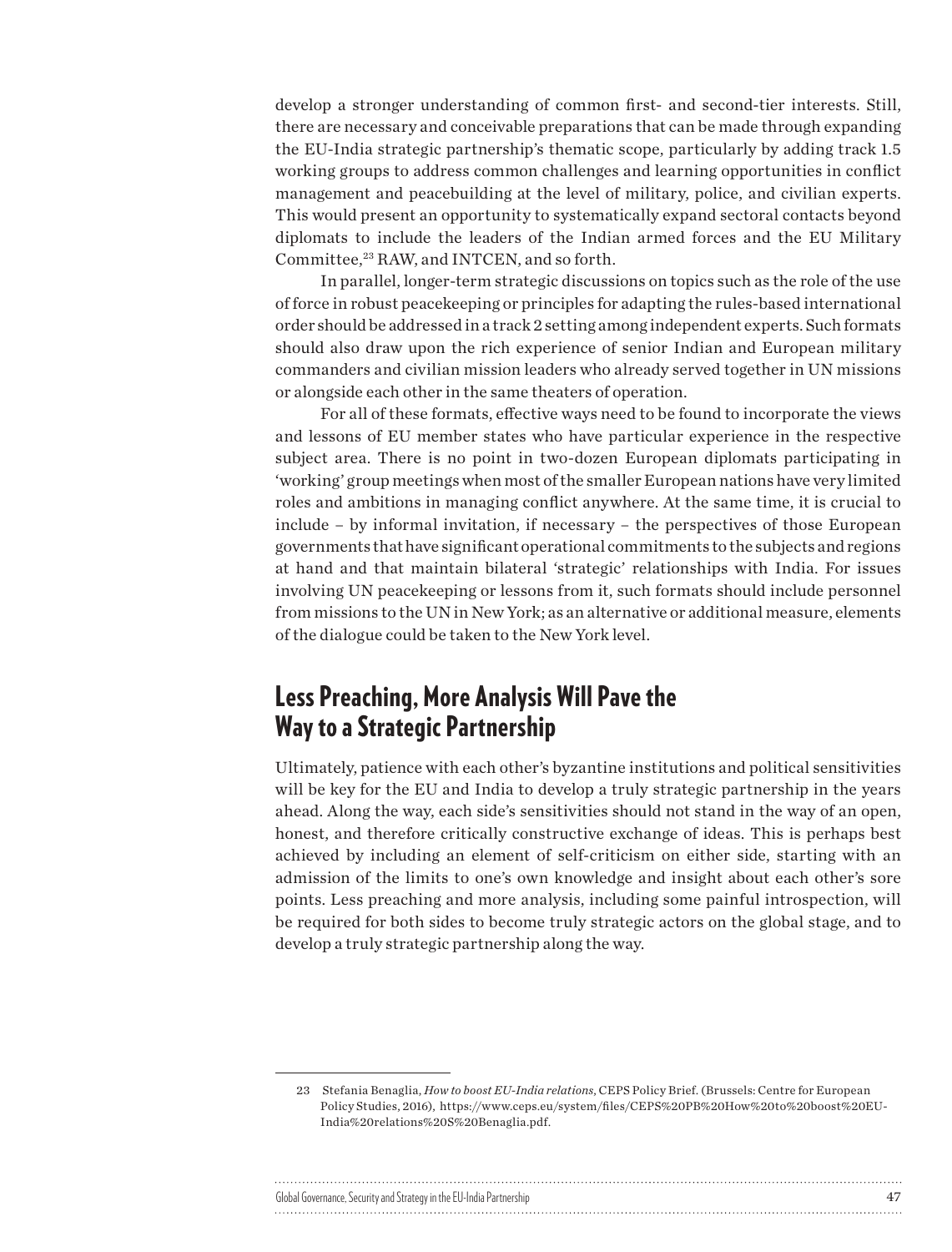develop a stronger understanding of common first- and second-tier interests. Still, there are necessary and conceivable preparations that can be made through expanding the EU-India strategic partnership's thematic scope, particularly by adding track 1.5 working groups to address common challenges and learning opportunities in conflict management and peacebuilding at the level of military, police, and civilian experts. This would present an opportunity to systematically expand sectoral contacts beyond diplomats to include the leaders of the Indian armed forces and the EU Military Committee,[23] RAW, and INTCEN, and so forth.

In parallel, longer-term strategic discussions on topics such as the role of the use of force in robust peacekeeping or principles for adapting the rules-based international order should be addressed in a track 2 setting among independent experts. Such formats should also draw upon the rich experience of senior Indian and European military commanders and civilian mission leaders who already served together in UN missions or alongside each other in the same theaters of operation.

For all of these formats, effective ways need to be found to incorporate the views and lessons of EU member states who have particular experience in the respective subject area. There is no point in two-dozen European diplomats participating in 'working' group meetings when most of the smaller European nations have very limited roles and ambitions in managing conflict anywhere. At the same time, it is crucial to include – by informal invitation, if necessary – the perspectives of those European governments that have significant operational commitments to the subjects and regions at hand and that maintain bilateral 'strategic' relationships with India. For issues involving UN peacekeeping or lessons from it, such formats should include personnel from missions to the UN in New York; as an alternative or additional measure, elements of the dialogue could be taken to the New York level.

## Less Preaching, More Analysis Will Pave the Way to a Strategic Partnership

Ultimately, patience with each other's byzantine institutions and political sensitivities will be key for the EU and India to develop a truly strategic partnership in the years ahead. Along the way, each side's sensitivities should not stand in the way of an open, honest, and therefore critically constructive exchange of ideas. This is perhaps best achieved by including an element of self-criticism on either side, starting with an admission of the limits to one's own knowledge and insight about each other's sore points. Less preaching and more analysis, including some painful introspection, will be required for both sides to become truly strategic actors on the global stage, and to develop a truly strategic partnership along the way.

---

23 Stefania Benaglia, *How to boost EU-India relations*, CEPS Policy Brief. (Brussels: Centre for European Policy Studies, 2016), https://www.ceps.eu/system/files/CEPS%20PB%20How%20to%20boost%20EU-India%20relations%20S%20Benaglia.pdf.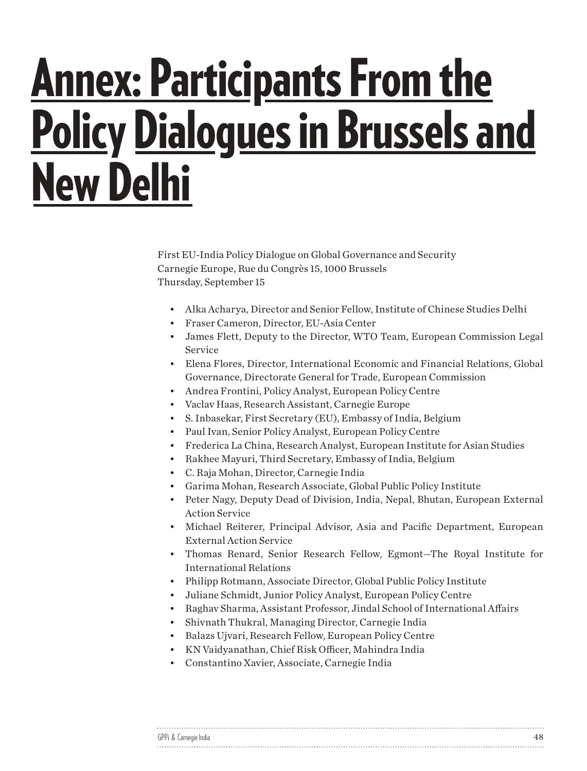# Annex: Participants From the Policy Dialogues in Brussels and New Delhi

First EU-India Policy Dialogue on Global Governance and Security
Carnegie Europe, Rue du Congrès 15, 1000 Brussels
Thursday, September 15

- Alka Acharya, Director and Senior Fellow, Institute of Chinese Studies Delhi
- Fraser Cameron, Director, EU-Asia Center
- James Flett, Deputy to the Director, WTO Team, European Commission Legal Service
- Elena Flores, Director, International Economic and Financial Relations, Global Governance, Directorate General for Trade, European Commission
- Andrea Frontini, Policy Analyst, European Policy Centre
- Vaclav Haas, Research Assistant, Carnegie Europe
- S. Inbasekar, First Secretary (EU), Embassy of India, Belgium
- Paul Ivan, Senior Policy Analyst, European Policy Centre
- Frederica La China, Research Analyst, European Institute for Asian Studies
- Rakhee Mayuri, Third Secretary, Embassy of India, Belgium
- C. Raja Mohan, Director, Carnegie India
- Garima Mohan, Research Associate, Global Public Policy Institute
- Peter Nagy, Deputy Dead of Division, India, Nepal, Bhutan, European External Action Service
- Michael Reiterer, Principal Advisor, Asia and Pacific Department, European External Action Service
- Thomas Renard, Senior Research Fellow, Egmont—The Royal Institute for International Relations
- Philipp Rotmann, Associate Director, Global Public Policy Institute
- Juliane Schmidt, Junior Policy Analyst, European Policy Centre
- Raghav Sharma, Assistant Professor, Jindal School of International Affairs
- Shivnath Thukral, Managing Director, Carnegie India
- Balazs Ujvari, Research Fellow, European Policy Centre
- KN Vaidyanathan, Chief Risk Officer, Mahindra India
- Constantino Xavier, Associate, Carnegie India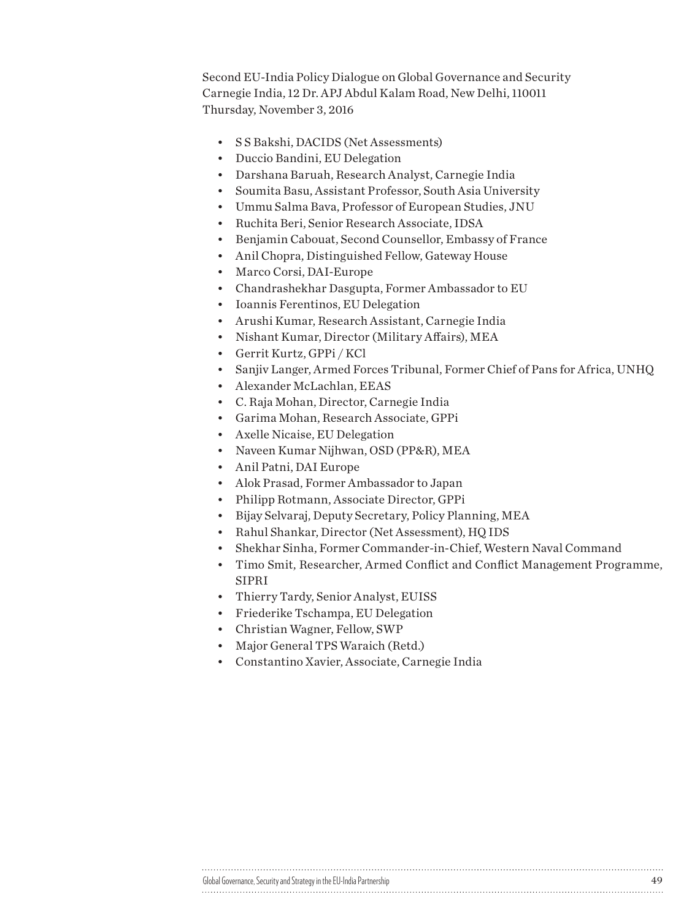Second EU-India Policy Dialogue on Global Governance and Security
Carnegie India, 12 Dr. APJ Abdul Kalam Road, New Delhi, 110011
Thursday, November 3, 2016

- S S Bakshi, DACIDS (Net Assessments)
- Duccio Bandini, EU Delegation
- Darshana Baruah, Research Analyst, Carnegie India
- Soumita Basu, Assistant Professor, South Asia University
- Ummu Salma Bava, Professor of European Studies, JNU
- Ruchita Beri, Senior Research Associate, IDSA
- Benjamin Cabouat, Second Counsellor, Embassy of France
- Anil Chopra, Distinguished Fellow, Gateway House
- Marco Corsi, DAI-Europe
- Chandrashekhar Dasgupta, Former Ambassador to EU
- Ioannis Ferentinos, EU Delegation
- Arushi Kumar, Research Assistant, Carnegie India
- Nishant Kumar, Director (Military Affairs), MEA
- Gerrit Kurtz, GPPi / KCl
- Sanjiv Langer, Armed Forces Tribunal, Former Chief of Pans for Africa, UNHQ
- Alexander McLachlan, EEAS
- C. Raja Mohan, Director, Carnegie India
- Garima Mohan, Research Associate, GPPi
- Axelle Nicaise, EU Delegation
- Naveen Kumar Nijhwan, OSD (PP&R), MEA
- Anil Patni, DAI Europe
- Alok Prasad, Former Ambassador to Japan
- Philipp Rotmann, Associate Director, GPPi
- Bijay Selvaraj, Deputy Secretary, Policy Planning, MEA
- Rahul Shankar, Director (Net Assessment), HQ IDS
- Shekhar Sinha, Former Commander-in-Chief, Western Naval Command
- Timo Smit, Researcher, Armed Conflict and Conflict Management Programme, SIPRI
- Thierry Tardy, Senior Analyst, EUISS
- Friederike Tschampa, EU Delegation
- Christian Wagner, Fellow, SWP
- Major General TPS Waraich (Retd.)
- Constantino Xavier, Associate, Carnegie India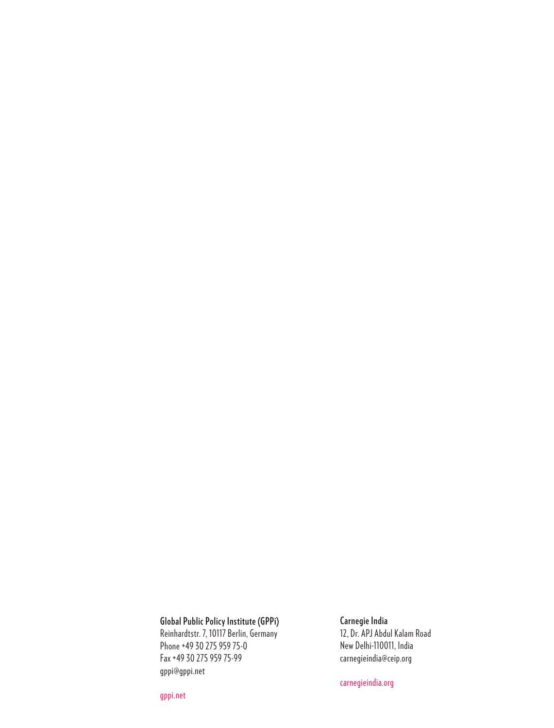**Global Public Policy Institute (GPPi)**
Reinhardtstr. 7, 10117 Berlin, Germany
Phone +49 30 275 959 75-0
Fax +49 30 275 959 75-99
gppi@gppi.net

gppi.net

**Carnegie India**
12, Dr. APJ Abdul Kalam Road
New Delhi-110011, India
carnegieindia@ceip.org

carnegieindia.org